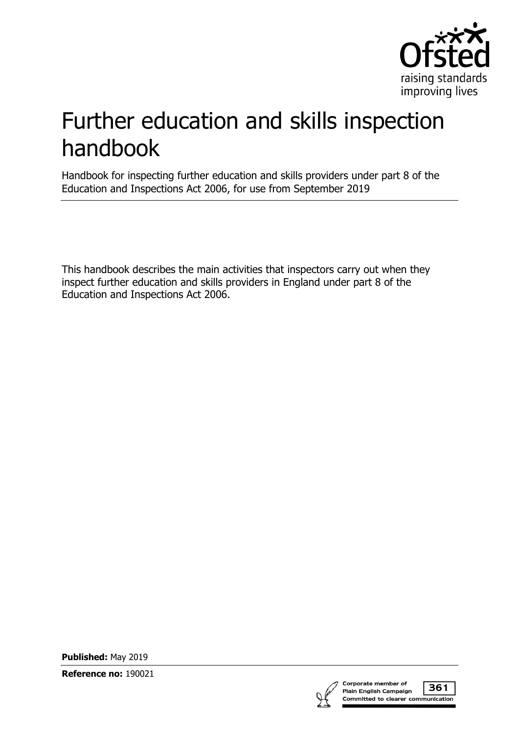# Further education and skills inspection handbook

Handbook for inspecting further education and skills providers under part 8 of the Education and Inspections Act 2006, for use from September 2019

This handbook describes the main activities that inspectors carry out when they inspect further education and skills providers in England under part 8 of the Education and Inspections Act 2006.

**Published:** May 2019

**Reference no:** 190021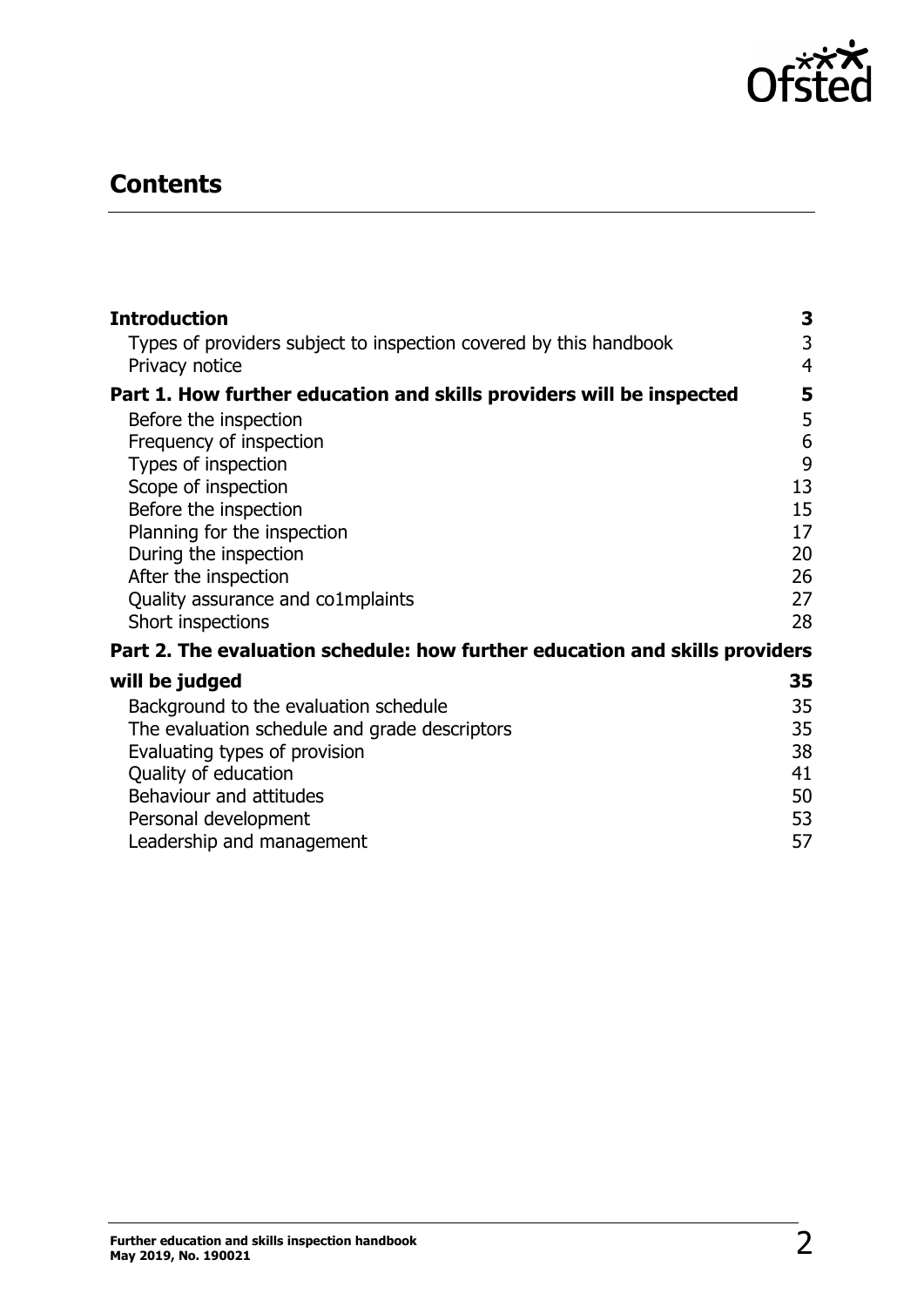## Contents

| | |
|---|---|
| **Introduction** | **3** |
| Types of providers subject to inspection covered by this handbook | 3 |
| Privacy notice | 4 |
| **Part 1. How further education and skills providers will be inspected** | **5** |
| Before the inspection | 5 |
| Frequency of inspection | 6 |
| Types of inspection | 9 |
| Scope of inspection | 13 |
| Before the inspection | 15 |
| Planning for the inspection | 17 |
| During the inspection | 20 |
| After the inspection | 26 |
| Quality assurance and co1mplaints | 27 |
| Short inspections | 28 |
| **Part 2. The evaluation schedule: how further education and skills providers will be judged** | **35** |
| Background to the evaluation schedule | 35 |
| The evaluation schedule and grade descriptors | 35 |
| Evaluating types of provision | 38 |
| Quality of education | 41 |
| Behaviour and attitudes | 50 |
| Personal development | 53 |
| Leadership and management | 57 |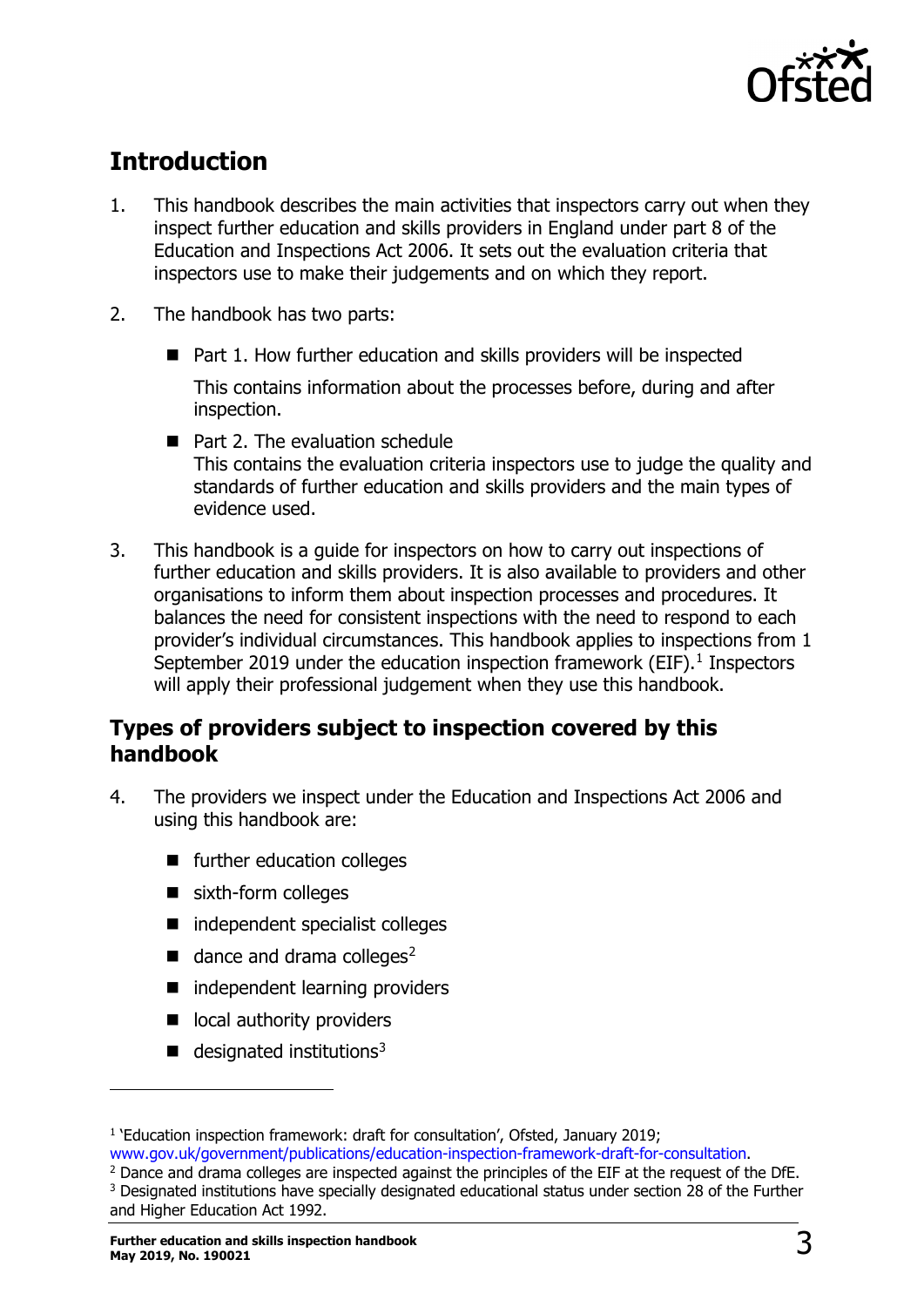## Introduction

1. This handbook describes the main activities that inspectors carry out when they inspect further education and skills providers in England under part 8 of the Education and Inspections Act 2006. It sets out the evaluation criteria that inspectors use to make their judgements and on which they report.

2. The handbook has two parts:

   - Part 1. How further education and skills providers will be inspected

     This contains information about the processes before, during and after inspection.

   - Part 2. The evaluation schedule
     This contains the evaluation criteria inspectors use to judge the quality and standards of further education and skills providers and the main types of evidence used.

3. This handbook is a guide for inspectors on how to carry out inspections of further education and skills providers. It is also available to providers and other organisations to inform them about inspection processes and procedures. It balances the need for consistent inspections with the need to respond to each provider's individual circumstances. This handbook applies to inspections from 1 September 2019 under the education inspection framework (EIF).[1] Inspectors will apply their professional judgement when they use this handbook.

### Types of providers subject to inspection covered by this handbook

4. The providers we inspect under the Education and Inspections Act 2006 and using this handbook are:

   - further education colleges
   - sixth-form colleges
   - independent specialist colleges
   - dance and drama colleges[2]
   - independent learning providers
   - local authority providers
   - designated institutions[3]

---

[1] 'Education inspection framework: draft for consultation', Ofsted, January 2019; www.gov.uk/government/publications/education-inspection-framework-draft-for-consultation.

[2] Dance and drama colleges are inspected against the principles of the EIF at the request of the DfE.

[3] Designated institutions have specially designated educational status under section 28 of the Further and Higher Education Act 1992.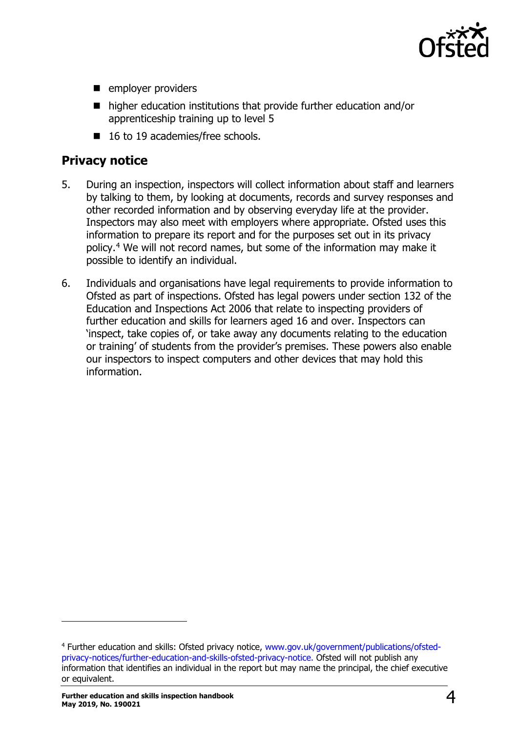- employer providers
- higher education institutions that provide further education and/or apprenticeship training up to level 5
- 16 to 19 academies/free schools.

## Privacy notice

5. During an inspection, inspectors will collect information about staff and learners by talking to them, by looking at documents, records and survey responses and other recorded information and by observing everyday life at the provider. Inspectors may also meet with employers where appropriate. Ofsted uses this information to prepare its report and for the purposes set out in its privacy policy.[4] We will not record names, but some of the information may make it possible to identify an individual.

6. Individuals and organisations have legal requirements to provide information to Ofsted as part of inspections. Ofsted has legal powers under section 132 of the Education and Inspections Act 2006 that relate to inspecting providers of further education and skills for learners aged 16 and over. Inspectors can 'inspect, take copies of, or take away any documents relating to the education or training' of students from the provider's premises. These powers also enable our inspectors to inspect computers and other devices that may hold this information.

---

[4] Further education and skills: Ofsted privacy notice, www.gov.uk/government/publications/ofsted-privacy-notices/further-education-and-skills-ofsted-privacy-notice. Ofsted will not publish any information that identifies an individual in the report but may name the principal, the chief executive or equivalent.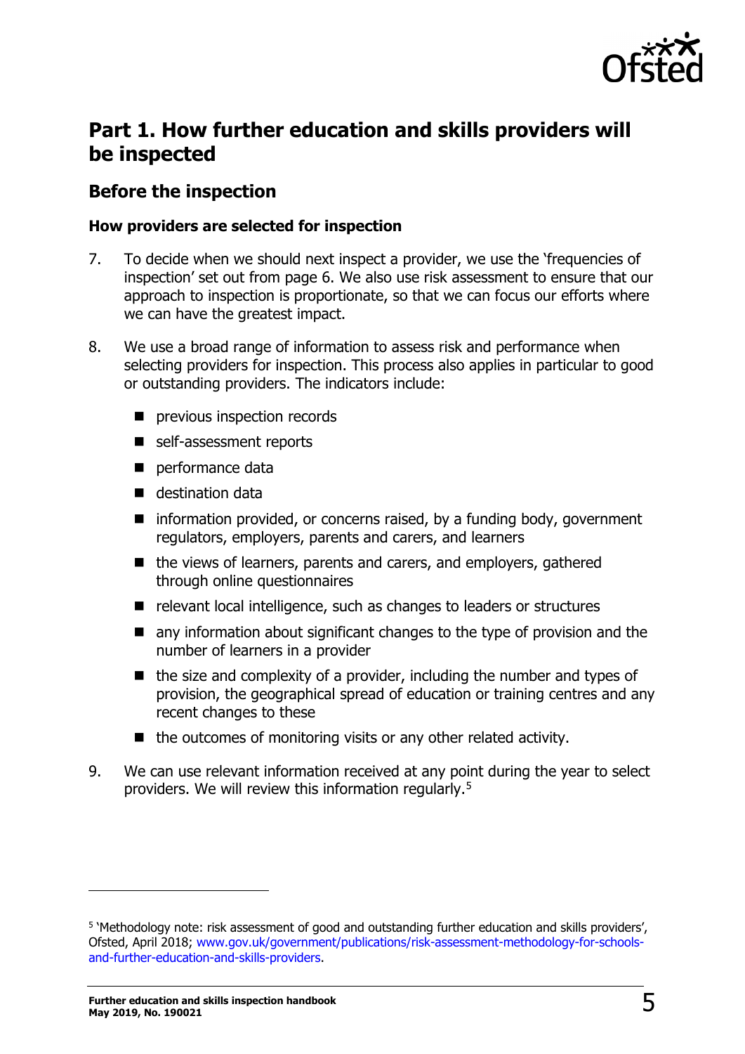## Part 1. How further education and skills providers will be inspected

### Before the inspection

#### How providers are selected for inspection

7. To decide when we should next inspect a provider, we use the 'frequencies of inspection' set out from page 6. We also use risk assessment to ensure that our approach to inspection is proportionate, so that we can focus our efforts where we can have the greatest impact.

8. We use a broad range of information to assess risk and performance when selecting providers for inspection. This process also applies in particular to good or outstanding providers. The indicators include:

   - previous inspection records
   - self-assessment reports
   - performance data
   - destination data
   - information provided, or concerns raised, by a funding body, government regulators, employers, parents and carers, and learners
   - the views of learners, parents and carers, and employers, gathered through online questionnaires
   - relevant local intelligence, such as changes to leaders or structures
   - any information about significant changes to the type of provision and the number of learners in a provider
   - the size and complexity of a provider, including the number and types of provision, the geographical spread of education or training centres and any recent changes to these
   - the outcomes of monitoring visits or any other related activity.

9. We can use relevant information received at any point during the year to select providers. We will review this information regularly.[5]

---

[5] 'Methodology note: risk assessment of good and outstanding further education and skills providers', Ofsted, April 2018; www.gov.uk/government/publications/risk-assessment-methodology-for-schools-and-further-education-and-skills-providers.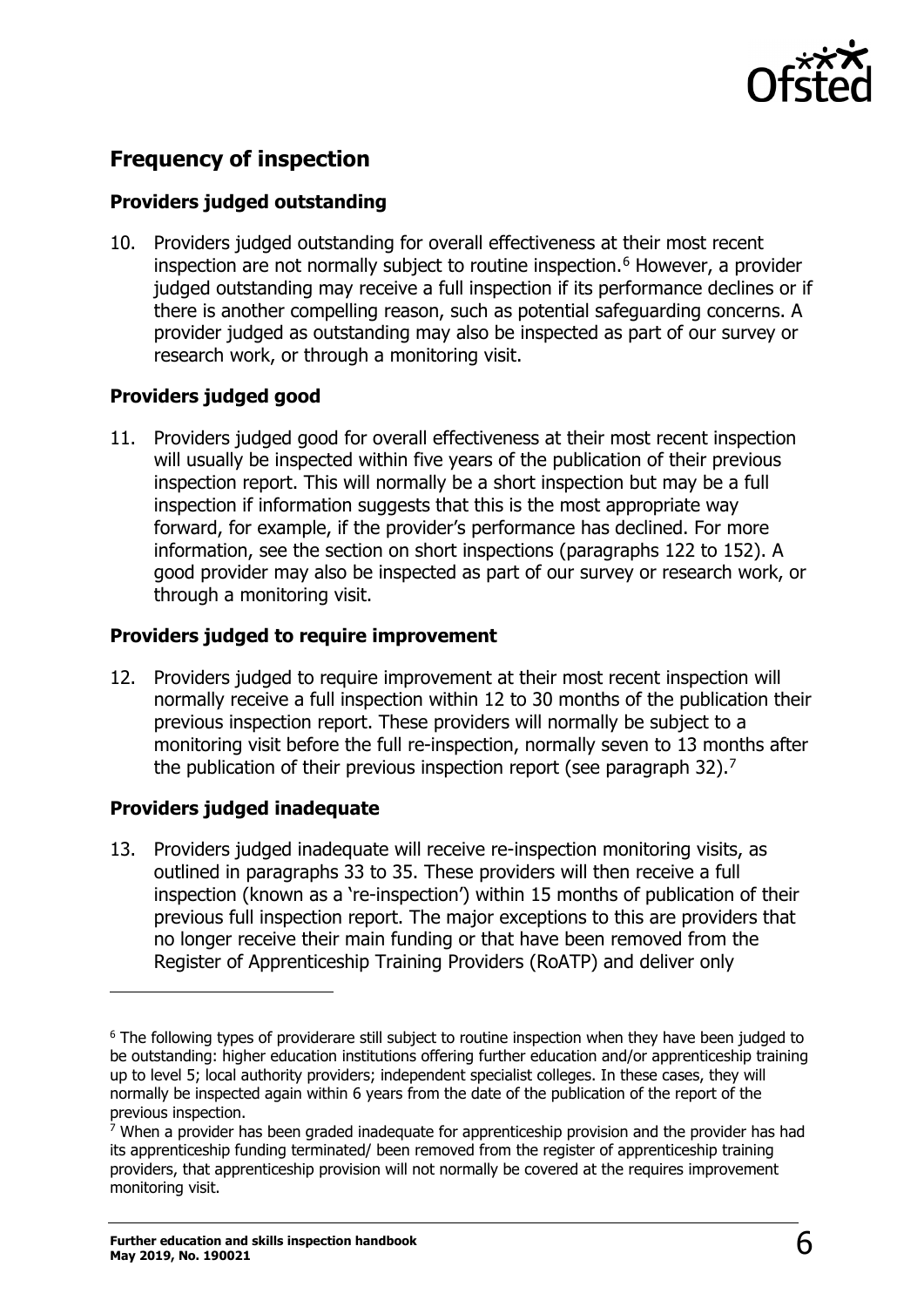## Frequency of inspection

### Providers judged outstanding

10. Providers judged outstanding for overall effectiveness at their most recent inspection are not normally subject to routine inspection.[6] However, a provider judged outstanding may receive a full inspection if its performance declines or if there is another compelling reason, such as potential safeguarding concerns. A provider judged as outstanding may also be inspected as part of our survey or research work, or through a monitoring visit.

### Providers judged good

11. Providers judged good for overall effectiveness at their most recent inspection will usually be inspected within five years of the publication of their previous inspection report. This will normally be a short inspection but may be a full inspection if information suggests that this is the most appropriate way forward, for example, if the provider's performance has declined. For more information, see the section on short inspections (paragraphs 122 to 152). A good provider may also be inspected as part of our survey or research work, or through a monitoring visit.

### Providers judged to require improvement

12. Providers judged to require improvement at their most recent inspection will normally receive a full inspection within 12 to 30 months of the publication their previous inspection report. These providers will normally be subject to a monitoring visit before the full re-inspection, normally seven to 13 months after the publication of their previous inspection report (see paragraph 32).[7]

### Providers judged inadequate

13. Providers judged inadequate will receive re-inspection monitoring visits, as outlined in paragraphs 33 to 35. These providers will then receive a full inspection (known as a 're-inspection') within 15 months of publication of their previous full inspection report. The major exceptions to this are providers that no longer receive their main funding or that have been removed from the Register of Apprenticeship Training Providers (RoATP) and deliver only

---

[6] The following types of providerare still subject to routine inspection when they have been judged to be outstanding: higher education institutions offering further education and/or apprenticeship training up to level 5; local authority providers; independent specialist colleges. In these cases, they will normally be inspected again within 6 years from the date of the publication of the report of the previous inspection.

[7] When a provider has been graded inadequate for apprenticeship provision and the provider has had its apprenticeship funding terminated/ been removed from the register of apprenticeship training providers, that apprenticeship provision will not normally be covered at the requires improvement monitoring visit.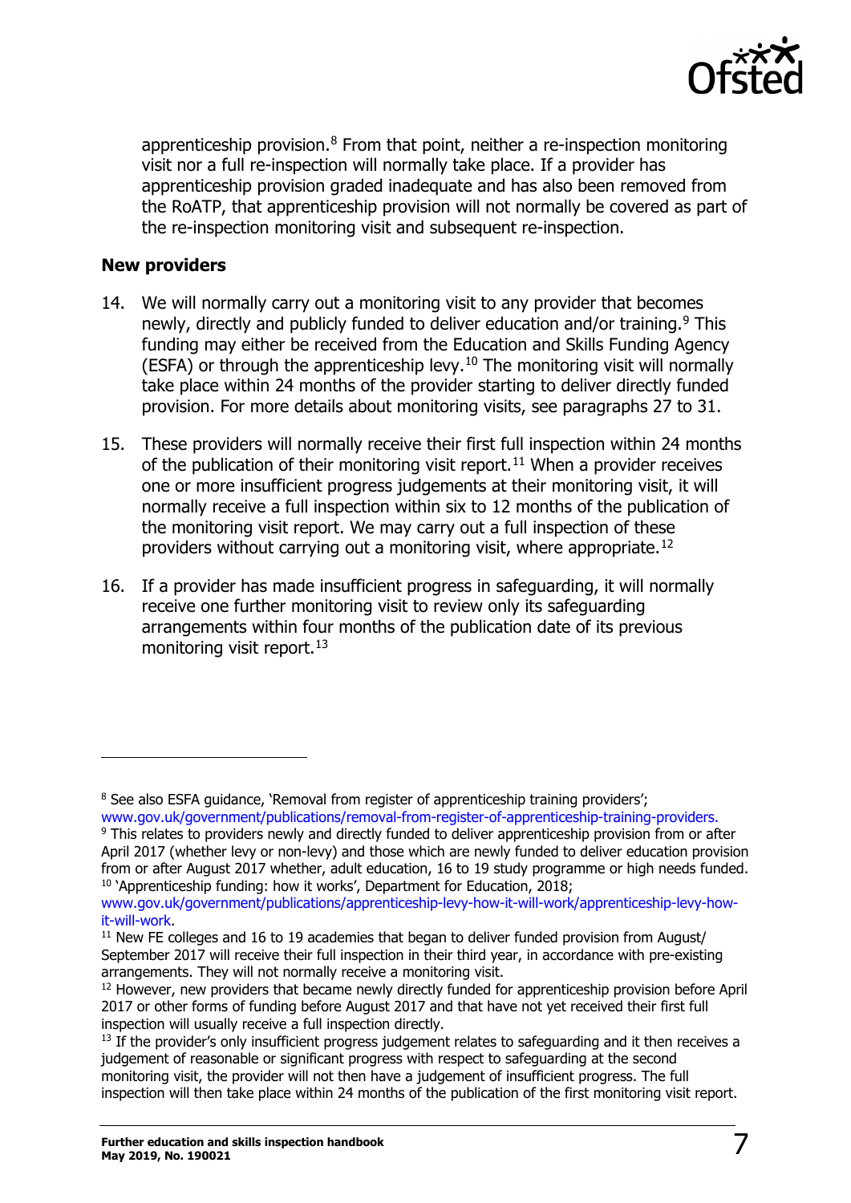apprenticeship provision.[8] From that point, neither a re-inspection monitoring visit nor a full re-inspection will normally take place. If a provider has apprenticeship provision graded inadequate and has also been removed from the RoATP, that apprenticeship provision will not normally be covered as part of the re-inspection monitoring visit and subsequent re-inspection.

**New providers**

14. We will normally carry out a monitoring visit to any provider that becomes newly, directly and publicly funded to deliver education and/or training.[9] This funding may either be received from the Education and Skills Funding Agency (ESFA) or through the apprenticeship levy.[10] The monitoring visit will normally take place within 24 months of the provider starting to deliver directly funded provision. For more details about monitoring visits, see paragraphs 27 to 31.

15. These providers will normally receive their first full inspection within 24 months of the publication of their monitoring visit report.[11] When a provider receives one or more insufficient progress judgements at their monitoring visit, it will normally receive a full inspection within six to 12 months of the publication of the monitoring visit report. We may carry out a full inspection of these providers without carrying out a monitoring visit, where appropriate.[12]

16. If a provider has made insufficient progress in safeguarding, it will normally receive one further monitoring visit to review only its safeguarding arrangements within four months of the publication date of its previous monitoring visit report.[13]

---

[8] See also ESFA guidance, 'Removal from register of apprenticeship training providers'; www.gov.uk/government/publications/removal-from-register-of-apprenticeship-training-providers.

[9] This relates to providers newly and directly funded to deliver apprenticeship provision from or after April 2017 (whether levy or non-levy) and those which are newly funded to deliver education provision from or after August 2017 whether, adult education, 16 to 19 study programme or high needs funded.

[10] 'Apprenticeship funding: how it works', Department for Education, 2018; www.gov.uk/government/publications/apprenticeship-levy-how-it-will-work/apprenticeship-levy-how-it-will-work.

[11] New FE colleges and 16 to 19 academies that began to deliver funded provision from August/ September 2017 will receive their full inspection in their third year, in accordance with pre-existing arrangements. They will not normally receive a monitoring visit.

[12] However, new providers that became newly directly funded for apprenticeship provision before April 2017 or other forms of funding before August 2017 and that have not yet received their first full inspection will usually receive a full inspection directly.

[13] If the provider's only insufficient progress judgement relates to safeguarding and it then receives a judgement of reasonable or significant progress with respect to safeguarding at the second monitoring visit, the provider will not then have a judgement of insufficient progress. The full inspection will then take place within 24 months of the publication of the first monitoring visit report.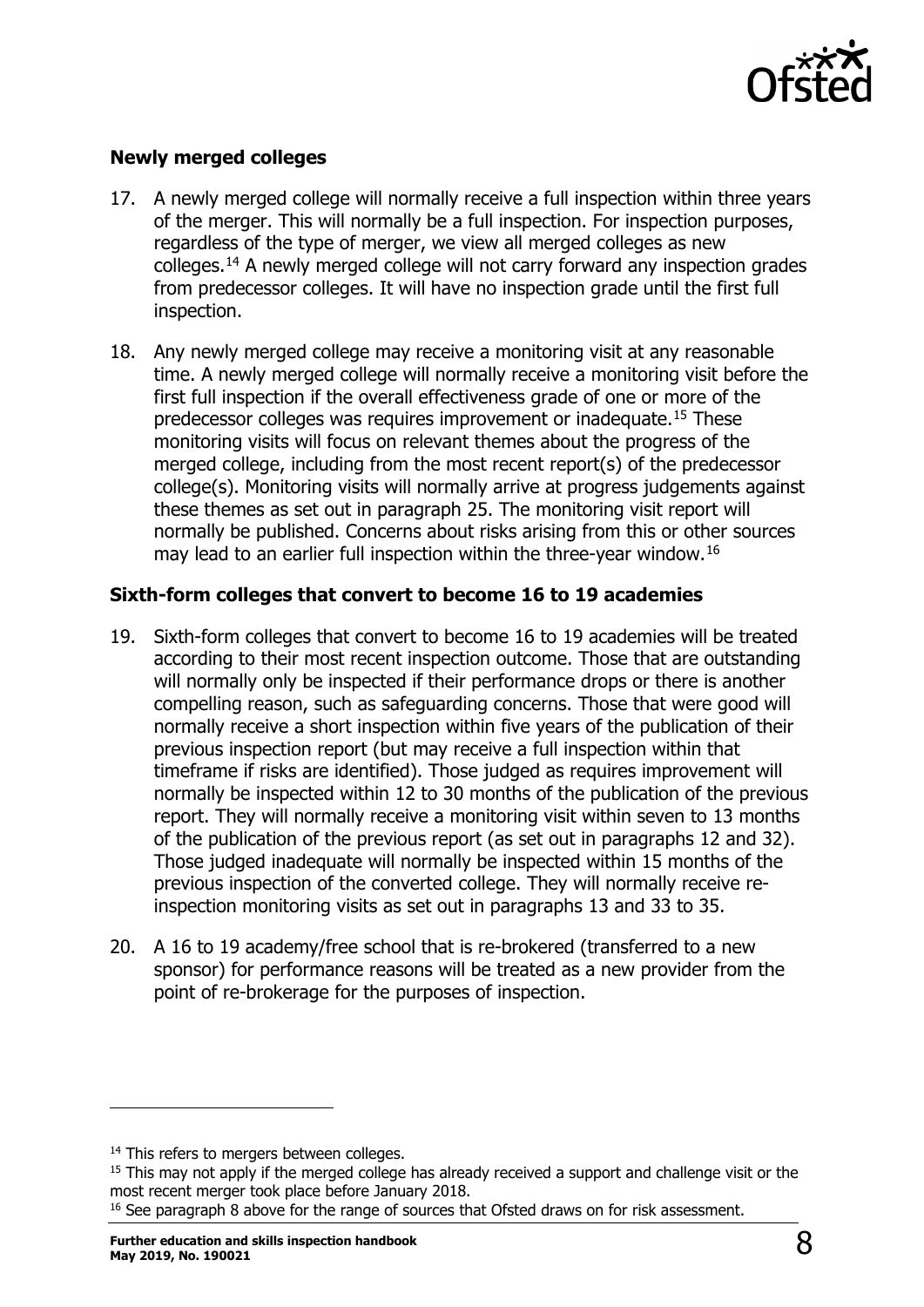### Newly merged colleges

17. A newly merged college will normally receive a full inspection within three years of the merger. This will normally be a full inspection. For inspection purposes, regardless of the type of merger, we view all merged colleges as new colleges.[14] A newly merged college will not carry forward any inspection grades from predecessor colleges. It will have no inspection grade until the first full inspection.

18. Any newly merged college may receive a monitoring visit at any reasonable time. A newly merged college will normally receive a monitoring visit before the first full inspection if the overall effectiveness grade of one or more of the predecessor colleges was requires improvement or inadequate.[15] These monitoring visits will focus on relevant themes about the progress of the merged college, including from the most recent report(s) of the predecessor college(s). Monitoring visits will normally arrive at progress judgements against these themes as set out in paragraph 25. The monitoring visit report will normally be published. Concerns about risks arising from this or other sources may lead to an earlier full inspection within the three-year window.[16]

### Sixth-form colleges that convert to become 16 to 19 academies

19. Sixth-form colleges that convert to become 16 to 19 academies will be treated according to their most recent inspection outcome. Those that are outstanding will normally only be inspected if their performance drops or there is another compelling reason, such as safeguarding concerns. Those that were good will normally receive a short inspection within five years of the publication of their previous inspection report (but may receive a full inspection within that timeframe if risks are identified). Those judged as requires improvement will normally be inspected within 12 to 30 months of the publication of the previous report. They will normally receive a monitoring visit within seven to 13 months of the publication of the previous report (as set out in paragraphs 12 and 32). Those judged inadequate will normally be inspected within 15 months of the previous inspection of the converted college. They will normally receive re-inspection monitoring visits as set out in paragraphs 13 and 33 to 35.

20. A 16 to 19 academy/free school that is re-brokered (transferred to a new sponsor) for performance reasons will be treated as a new provider from the point of re-brokerage for the purposes of inspection.

---

[14] This refers to mergers between colleges.

[15] This may not apply if the merged college has already received a support and challenge visit or the most recent merger took place before January 2018.

[16] See paragraph 8 above for the range of sources that Ofsted draws on for risk assessment.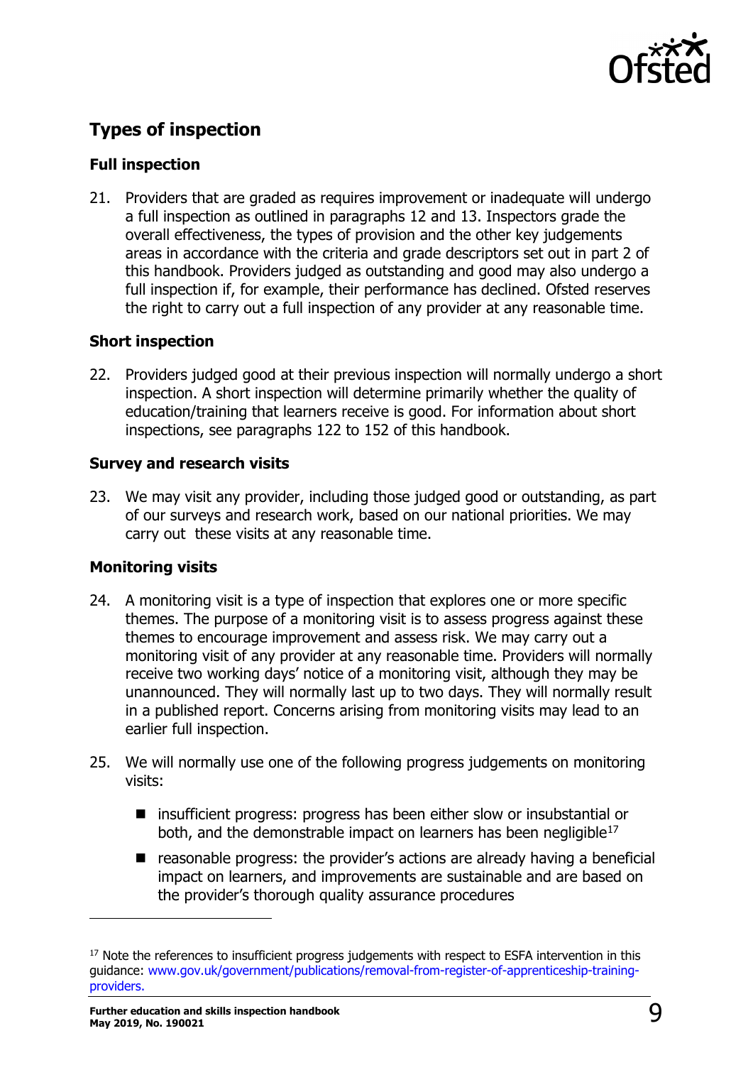## Types of inspection

### Full inspection

21. Providers that are graded as requires improvement or inadequate will undergo a full inspection as outlined in paragraphs 12 and 13. Inspectors grade the overall effectiveness, the types of provision and the other key judgements areas in accordance with the criteria and grade descriptors set out in part 2 of this handbook. Providers judged as outstanding and good may also undergo a full inspection if, for example, their performance has declined. Ofsted reserves the right to carry out a full inspection of any provider at any reasonable time.

### Short inspection

22. Providers judged good at their previous inspection will normally undergo a short inspection. A short inspection will determine primarily whether the quality of education/training that learners receive is good. For information about short inspections, see paragraphs 122 to 152 of this handbook.

### Survey and research visits

23. We may visit any provider, including those judged good or outstanding, as part of our surveys and research work, based on our national priorities. We may carry out these visits at any reasonable time.

### Monitoring visits

24. A monitoring visit is a type of inspection that explores one or more specific themes. The purpose of a monitoring visit is to assess progress against these themes to encourage improvement and assess risk. We may carry out a monitoring visit of any provider at any reasonable time. Providers will normally receive two working days' notice of a monitoring visit, although they may be unannounced. They will normally last up to two days. They will normally result in a published report. Concerns arising from monitoring visits may lead to an earlier full inspection.

25. We will normally use one of the following progress judgements on monitoring visits:

    - insufficient progress: progress has been either slow or insubstantial or both, and the demonstrable impact on learners has been negligible[17]
    - reasonable progress: the provider's actions are already having a beneficial impact on learners, and improvements are sustainable and are based on the provider's thorough quality assurance procedures

[17] Note the references to insufficient progress judgements with respect to ESFA intervention in this guidance: www.gov.uk/government/publications/removal-from-register-of-apprenticeship-training-providers.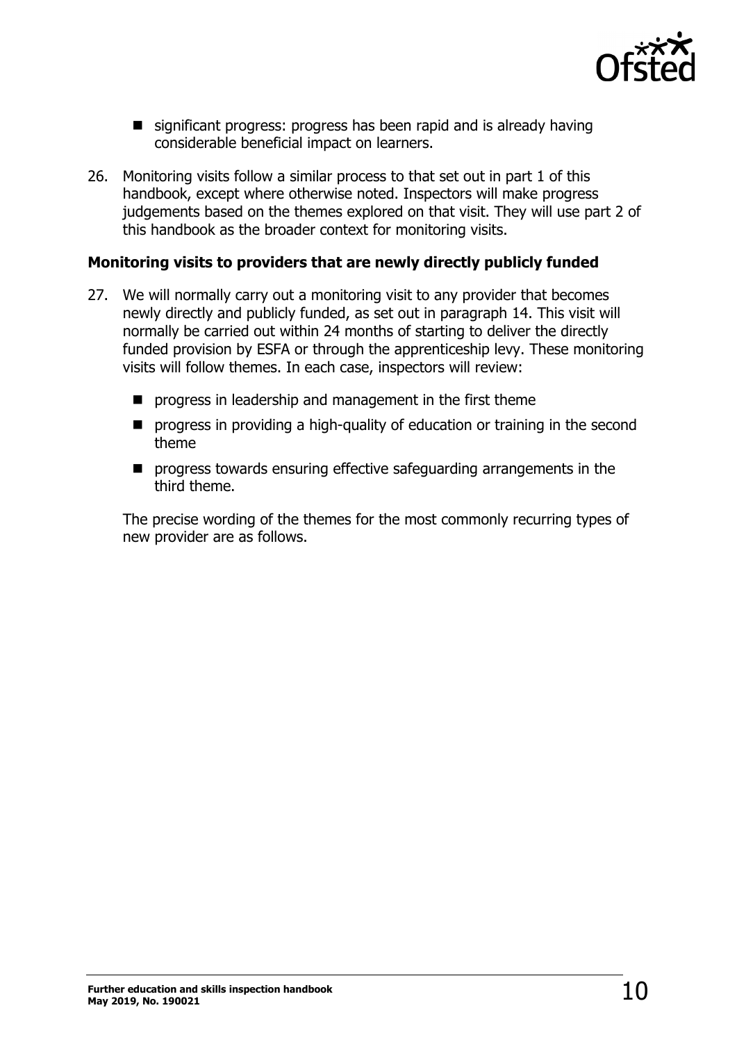- significant progress: progress has been rapid and is already having considerable beneficial impact on learners.

26. Monitoring visits follow a similar process to that set out in part 1 of this handbook, except where otherwise noted. Inspectors will make progress judgements based on the themes explored on that visit. They will use part 2 of this handbook as the broader context for monitoring visits.

**Monitoring visits to providers that are newly directly publicly funded**

27. We will normally carry out a monitoring visit to any provider that becomes newly directly and publicly funded, as set out in paragraph 14. This visit will normally be carried out within 24 months of starting to deliver the directly funded provision by ESFA or through the apprenticeship levy. These monitoring visits will follow themes. In each case, inspectors will review:

    - progress in leadership and management in the first theme
    - progress in providing a high-quality of education or training in the second theme
    - progress towards ensuring effective safeguarding arrangements in the third theme.

    The precise wording of the themes for the most commonly recurring types of new provider are as follows.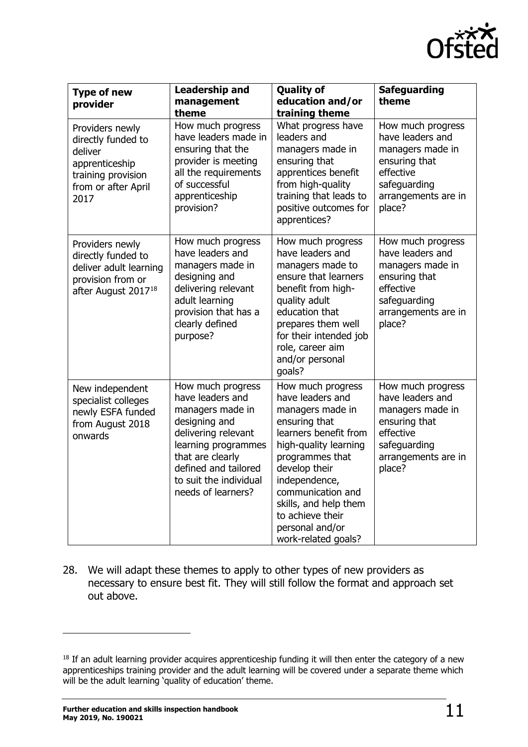| Type of new provider | Leadership and management theme | Quality of education and/or training theme | Safeguarding theme |
|---|---|---|---|
| Providers newly directly funded to deliver apprenticeship training provision from or after April 2017 | How much progress have leaders made in ensuring that the provider is meeting all the requirements of successful apprenticeship provision? | What progress have leaders and managers made in ensuring that apprentices benefit from high-quality training that leads to positive outcomes for apprentices? | How much progress have leaders and managers made in ensuring that effective safeguarding arrangements are in place? |
| Providers newly directly funded to deliver adult learning provision from or after August 2017[18] | How much progress have leaders and managers made in designing and delivering relevant adult learning provision that has a clearly defined purpose? | How much progress have leaders and managers made to ensure that learners benefit from high-quality adult education that prepares them well for their intended job role, career aim and/or personal goals? | How much progress have leaders and managers made in ensuring that effective safeguarding arrangements are in place? |
| New independent specialist colleges newly ESFA funded from August 2018 onwards | How much progress have leaders and managers made in designing and delivering relevant learning programmes that are clearly defined and tailored to suit the individual needs of learners? | How much progress have leaders and managers made in ensuring that learners benefit from high-quality learning programmes that develop their independence, communication and skills, and help them to achieve their personal and/or work-related goals? | How much progress have leaders and managers made in ensuring that effective safeguarding arrangements are in place? |

28. We will adapt these themes to apply to other types of new providers as necessary to ensure best fit. They will still follow the format and approach set out above.

[18] If an adult learning provider acquires apprenticeship funding it will then enter the category of a new apprenticeships training provider and the adult learning will be covered under a separate theme which will be the adult learning 'quality of education' theme.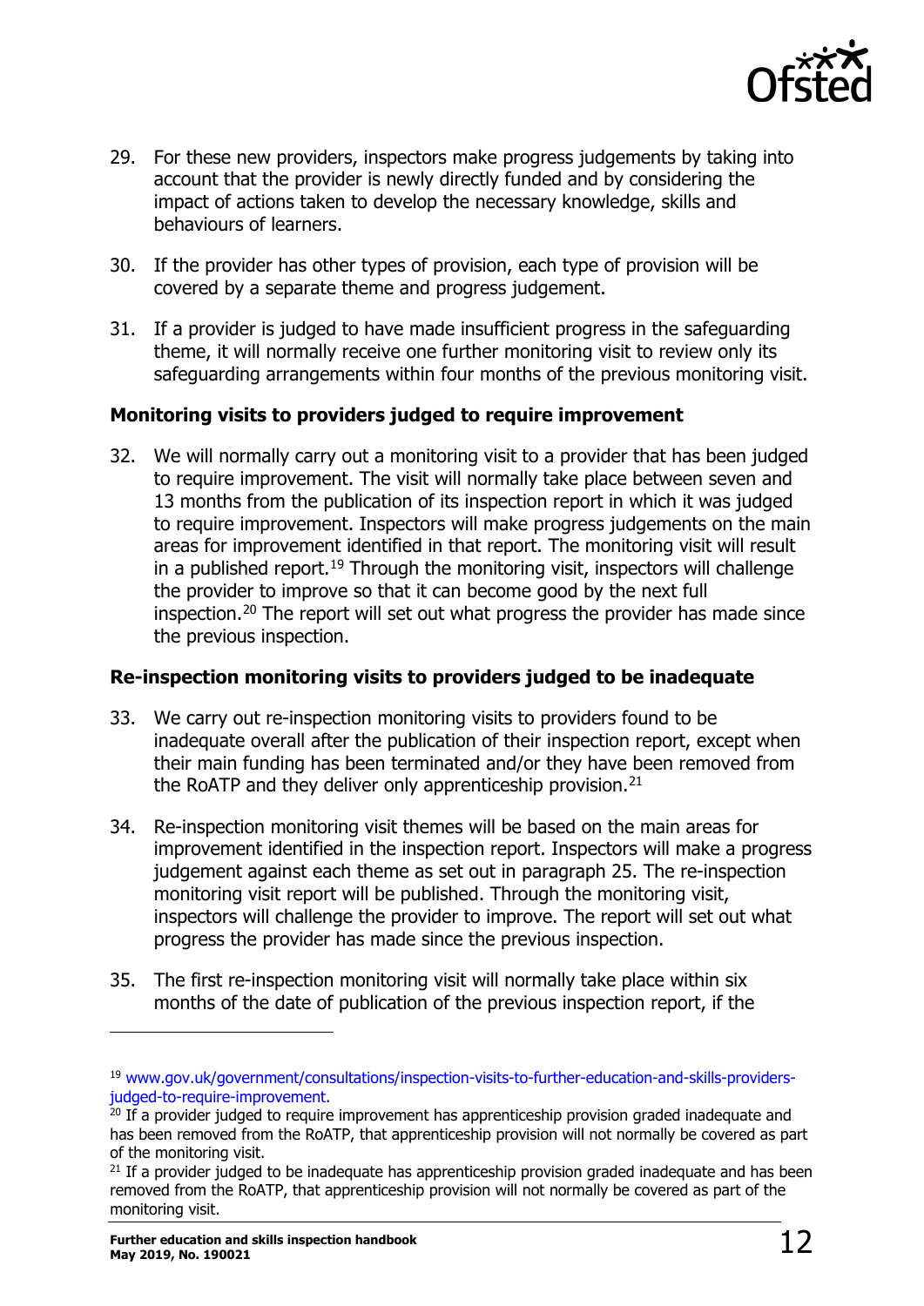29. For these new providers, inspectors make progress judgements by taking into account that the provider is newly directly funded and by considering the impact of actions taken to develop the necessary knowledge, skills and behaviours of learners.

30. If the provider has other types of provision, each type of provision will be covered by a separate theme and progress judgement.

31. If a provider is judged to have made insufficient progress in the safeguarding theme, it will normally receive one further monitoring visit to review only its safeguarding arrangements within four months of the previous monitoring visit.

**Monitoring visits to providers judged to require improvement**

32. We will normally carry out a monitoring visit to a provider that has been judged to require improvement. The visit will normally take place between seven and 13 months from the publication of its inspection report in which it was judged to require improvement. Inspectors will make progress judgements on the main areas for improvement identified in that report. The monitoring visit will result in a published report.[19] Through the monitoring visit, inspectors will challenge the provider to improve so that it can become good by the next full inspection.[20] The report will set out what progress the provider has made since the previous inspection.

**Re-inspection monitoring visits to providers judged to be inadequate**

33. We carry out re-inspection monitoring visits to providers found to be inadequate overall after the publication of their inspection report, except when their main funding has been terminated and/or they have been removed from the RoATP and they deliver only apprenticeship provision.[21]

34. Re-inspection monitoring visit themes will be based on the main areas for improvement identified in the inspection report. Inspectors will make a progress judgement against each theme as set out in paragraph 25. The re-inspection monitoring visit report will be published. Through the monitoring visit, inspectors will challenge the provider to improve. The report will set out what progress the provider has made since the previous inspection.

35. The first re-inspection monitoring visit will normally take place within six months of the date of publication of the previous inspection report, if the

---

[19] www.gov.uk/government/consultations/inspection-visits-to-further-education-and-skills-providers-judged-to-require-improvement.

[20] If a provider judged to require improvement has apprenticeship provision graded inadequate and has been removed from the RoATP, that apprenticeship provision will not normally be covered as part of the monitoring visit.

[21] If a provider judged to be inadequate has apprenticeship provision graded inadequate and has been removed from the RoATP, that apprenticeship provision will not normally be covered as part of the monitoring visit.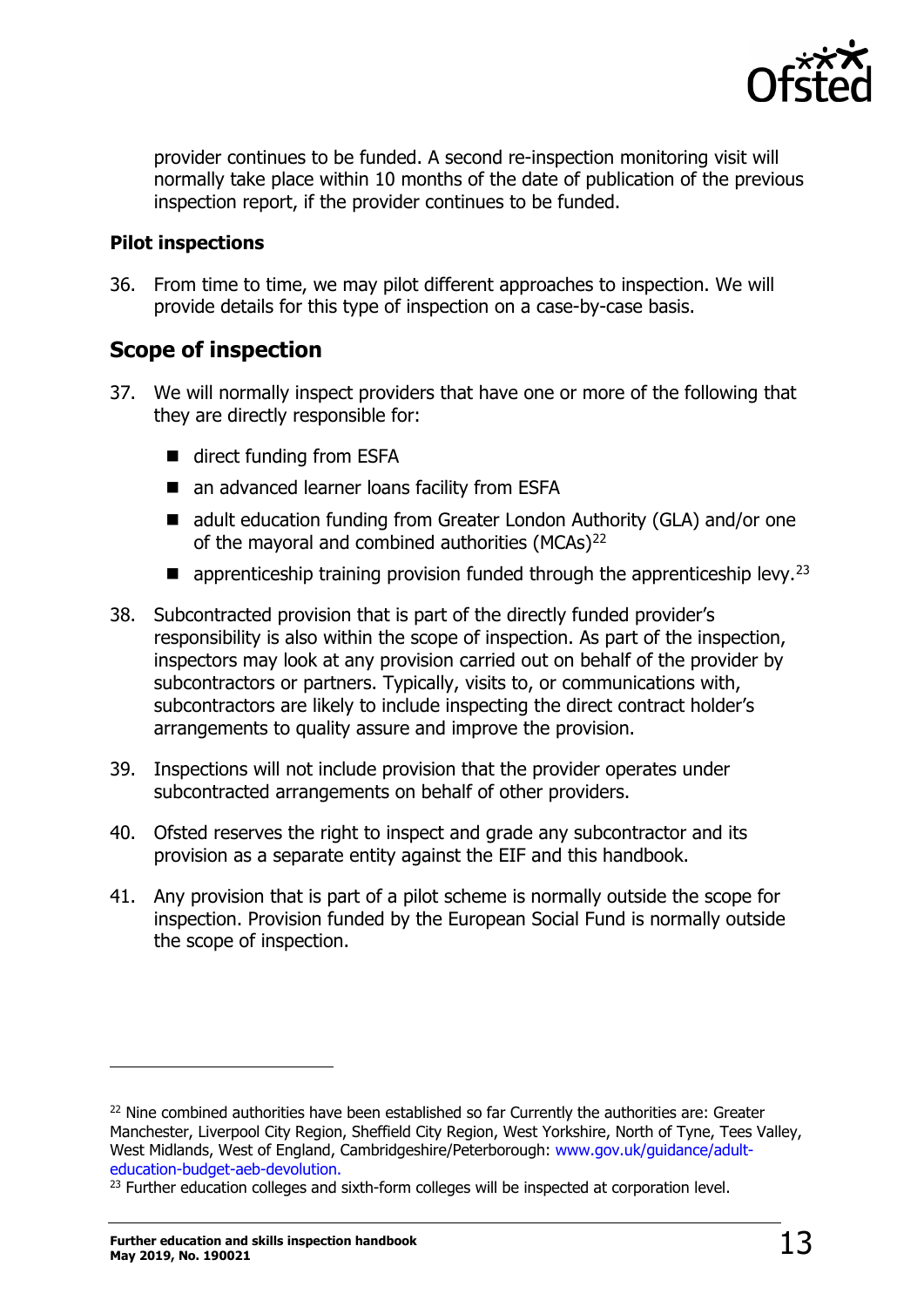provider continues to be funded. A second re-inspection monitoring visit will normally take place within 10 months of the date of publication of the previous inspection report, if the provider continues to be funded.

**Pilot inspections**

36. From time to time, we may pilot different approaches to inspection. We will provide details for this type of inspection on a case-by-case basis.

## Scope of inspection

37. We will normally inspect providers that have one or more of the following that they are directly responsible for:

    - direct funding from ESFA
    - an advanced learner loans facility from ESFA
    - adult education funding from Greater London Authority (GLA) and/or one of the mayoral and combined authorities (MCAs)[22]
    - apprenticeship training provision funded through the apprenticeship levy.[23]

38. Subcontracted provision that is part of the directly funded provider's responsibility is also within the scope of inspection. As part of the inspection, inspectors may look at any provision carried out on behalf of the provider by subcontractors or partners. Typically, visits to, or communications with, subcontractors are likely to include inspecting the direct contract holder's arrangements to quality assure and improve the provision.

39. Inspections will not include provision that the provider operates under subcontracted arrangements on behalf of other providers.

40. Ofsted reserves the right to inspect and grade any subcontractor and its provision as a separate entity against the EIF and this handbook.

41. Any provision that is part of a pilot scheme is normally outside the scope for inspection. Provision funded by the European Social Fund is normally outside the scope of inspection.

---

[22] Nine combined authorities have been established so far Currently the authorities are: Greater Manchester, Liverpool City Region, Sheffield City Region, West Yorkshire, North of Tyne, Tees Valley, West Midlands, West of England, Cambridgeshire/Peterborough: www.gov.uk/guidance/adult-education-budget-aeb-devolution.

[23] Further education colleges and sixth-form colleges will be inspected at corporation level.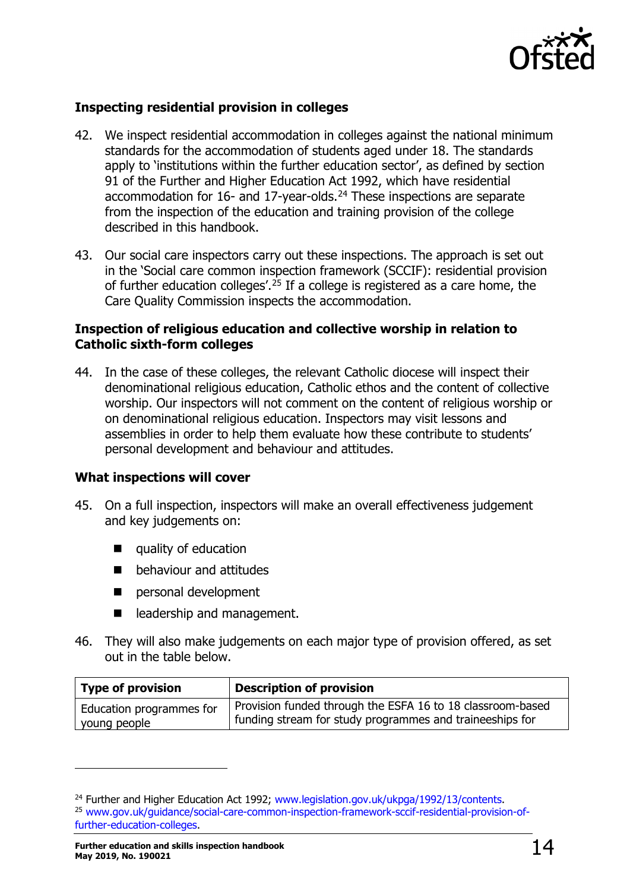### Inspecting residential provision in colleges

42. We inspect residential accommodation in colleges against the national minimum standards for the accommodation of students aged under 18. The standards apply to 'institutions within the further education sector', as defined by section 91 of the Further and Higher Education Act 1992, which have residential accommodation for 16- and 17-year-olds.[24] These inspections are separate from the inspection of the education and training provision of the college described in this handbook.

43. Our social care inspectors carry out these inspections. The approach is set out in the 'Social care common inspection framework (SCCIF): residential provision of further education colleges'.[25] If a college is registered as a care home, the Care Quality Commission inspects the accommodation.

### Inspection of religious education and collective worship in relation to Catholic sixth-form colleges

44. In the case of these colleges, the relevant Catholic diocese will inspect their denominational religious education, Catholic ethos and the content of collective worship. Our inspectors will not comment on the content of religious worship or on denominational religious education. Inspectors may visit lessons and assemblies in order to help them evaluate how these contribute to students' personal development and behaviour and attitudes.

### What inspections will cover

45. On a full inspection, inspectors will make an overall effectiveness judgement and key judgements on:

   - quality of education
   - behaviour and attitudes
   - personal development
   - leadership and management.

46. They will also make judgements on each major type of provision offered, as set out in the table below.

| Type of provision | Description of provision |
|---|---|
| Education programmes for young people | Provision funded through the ESFA 16 to 18 classroom-based funding stream for study programmes and traineeships for |

---

[24] Further and Higher Education Act 1992; www.legislation.gov.uk/ukpga/1992/13/contents.

[25] www.gov.uk/guidance/social-care-common-inspection-framework-sccif-residential-provision-of-further-education-colleges.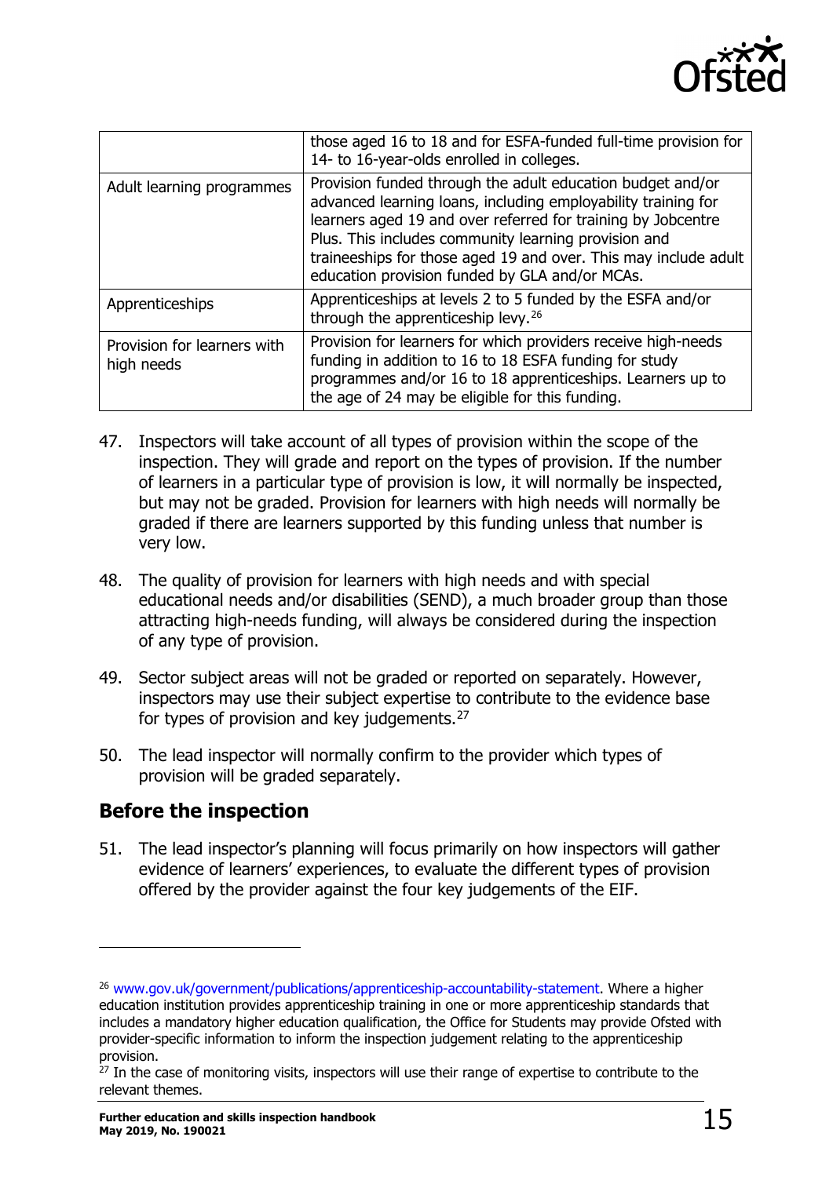| | |
|---|---|
| | those aged 16 to 18 and for ESFA-funded full-time provision for 14- to 16-year-olds enrolled in colleges. |
| Adult learning programmes | Provision funded through the adult education budget and/or advanced learning loans, including employability training for learners aged 19 and over referred for training by Jobcentre Plus. This includes community learning provision and traineeships for those aged 19 and over. This may include adult education provision funded by GLA and/or MCAs. |
| Apprenticeships | Apprenticeships at levels 2 to 5 funded by the ESFA and/or through the apprenticeship levy.[26] |
| Provision for learners with high needs | Provision for learners for which providers receive high-needs funding in addition to 16 to 18 ESFA funding for study programmes and/or 16 to 18 apprenticeships. Learners up to the age of 24 may be eligible for this funding. |

47. Inspectors will take account of all types of provision within the scope of the inspection. They will grade and report on the types of provision. If the number of learners in a particular type of provision is low, it will normally be inspected, but may not be graded. Provision for learners with high needs will normally be graded if there are learners supported by this funding unless that number is very low.

48. The quality of provision for learners with high needs and with special educational needs and/or disabilities (SEND), a much broader group than those attracting high-needs funding, will always be considered during the inspection of any type of provision.

49. Sector subject areas will not be graded or reported on separately. However, inspectors may use their subject expertise to contribute to the evidence base for types of provision and key judgements.[27]

50. The lead inspector will normally confirm to the provider which types of provision will be graded separately.

## Before the inspection

51. The lead inspector's planning will focus primarily on how inspectors will gather evidence of learners' experiences, to evaluate the different types of provision offered by the provider against the four key judgements of the EIF.

---

[26] www.gov.uk/government/publications/apprenticeship-accountability-statement. Where a higher education institution provides apprenticeship training in one or more apprenticeship standards that includes a mandatory higher education qualification, the Office for Students may provide Ofsted with provider-specific information to inform the inspection judgement relating to the apprenticeship provision.

[27] In the case of monitoring visits, inspectors will use their range of expertise to contribute to the relevant themes.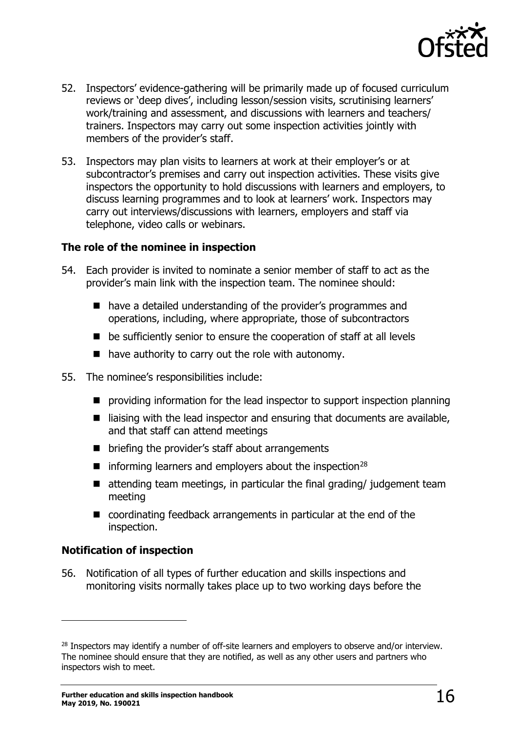52. Inspectors' evidence-gathering will be primarily made up of focused curriculum reviews or 'deep dives', including lesson/session visits, scrutinising learners' work/training and assessment, and discussions with learners and teachers/ trainers. Inspectors may carry out some inspection activities jointly with members of the provider's staff.

53. Inspectors may plan visits to learners at work at their employer's or at subcontractor's premises and carry out inspection activities. These visits give inspectors the opportunity to hold discussions with learners and employers, to discuss learning programmes and to look at learners' work. Inspectors may carry out interviews/discussions with learners, employers and staff via telephone, video calls or webinars.

### The role of the nominee in inspection

54. Each provider is invited to nominate a senior member of staff to act as the provider's main link with the inspection team. The nominee should:
    - have a detailed understanding of the provider's programmes and operations, including, where appropriate, those of subcontractors
    - be sufficiently senior to ensure the cooperation of staff at all levels
    - have authority to carry out the role with autonomy.

55. The nominee's responsibilities include:
    - providing information for the lead inspector to support inspection planning
    - liaising with the lead inspector and ensuring that documents are available, and that staff can attend meetings
    - briefing the provider's staff about arrangements
    - informing learners and employers about the inspection[28]
    - attending team meetings, in particular the final grading/ judgement team meeting
    - coordinating feedback arrangements in particular at the end of the inspection.

### Notification of inspection

56. Notification of all types of further education and skills inspections and monitoring visits normally takes place up to two working days before the

---

[28] Inspectors may identify a number of off-site learners and employers to observe and/or interview. The nominee should ensure that they are notified, as well as any other users and partners who inspectors wish to meet.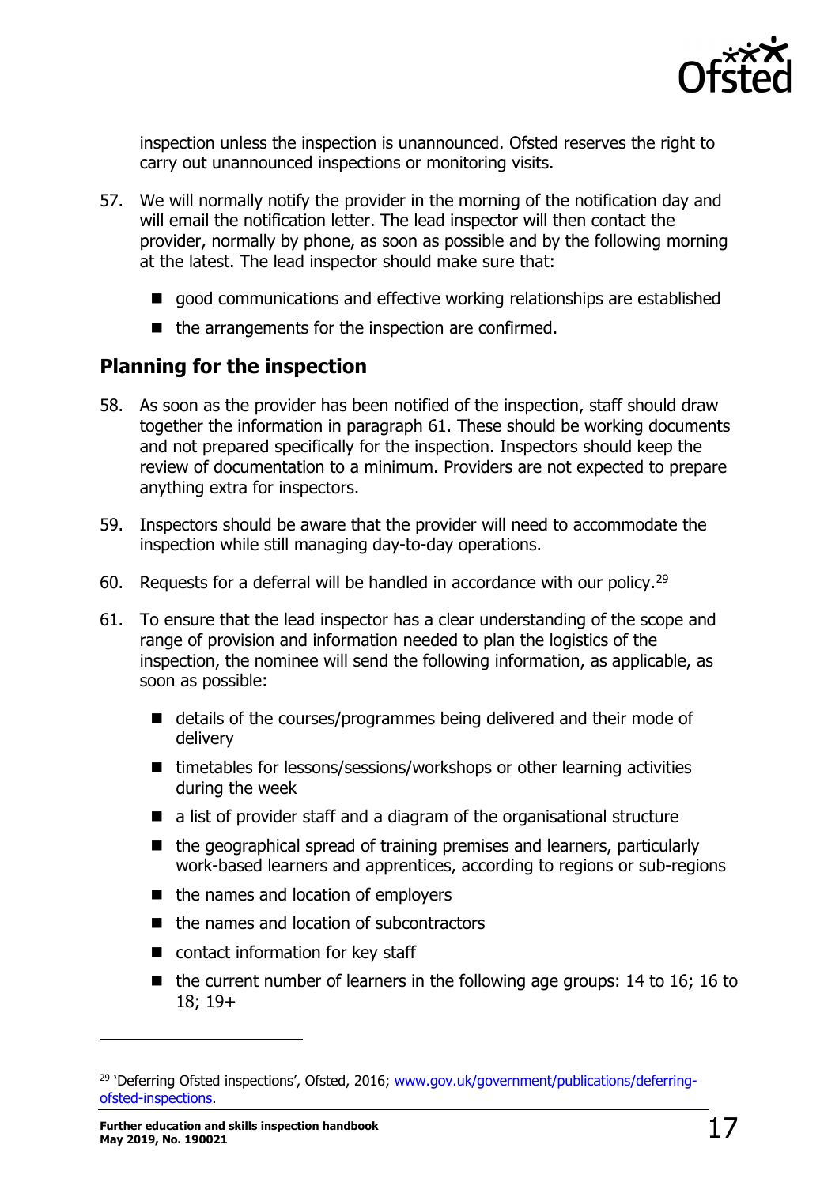inspection unless the inspection is unannounced. Ofsted reserves the right to carry out unannounced inspections or monitoring visits.

57. We will normally notify the provider in the morning of the notification day and will email the notification letter. The lead inspector will then contact the provider, normally by phone, as soon as possible and by the following morning at the latest. The lead inspector should make sure that:

    - good communications and effective working relationships are established
    - the arrangements for the inspection are confirmed.

## Planning for the inspection

58. As soon as the provider has been notified of the inspection, staff should draw together the information in paragraph 61. These should be working documents and not prepared specifically for the inspection. Inspectors should keep the review of documentation to a minimum. Providers are not expected to prepare anything extra for inspectors.

59. Inspectors should be aware that the provider will need to accommodate the inspection while still managing day-to-day operations.

60. Requests for a deferral will be handled in accordance with our policy.[29]

61. To ensure that the lead inspector has a clear understanding of the scope and range of provision and information needed to plan the logistics of the inspection, the nominee will send the following information, as applicable, as soon as possible:

    - details of the courses/programmes being delivered and their mode of delivery
    - timetables for lessons/sessions/workshops or other learning activities during the week
    - a list of provider staff and a diagram of the organisational structure
    - the geographical spread of training premises and learners, particularly work-based learners and apprentices, according to regions or sub-regions
    - the names and location of employers
    - the names and location of subcontractors
    - contact information for key staff
    - the current number of learners in the following age groups: 14 to 16; 16 to 18; 19+

[29] 'Deferring Ofsted inspections', Ofsted, 2016; www.gov.uk/government/publications/deferring-ofsted-inspections.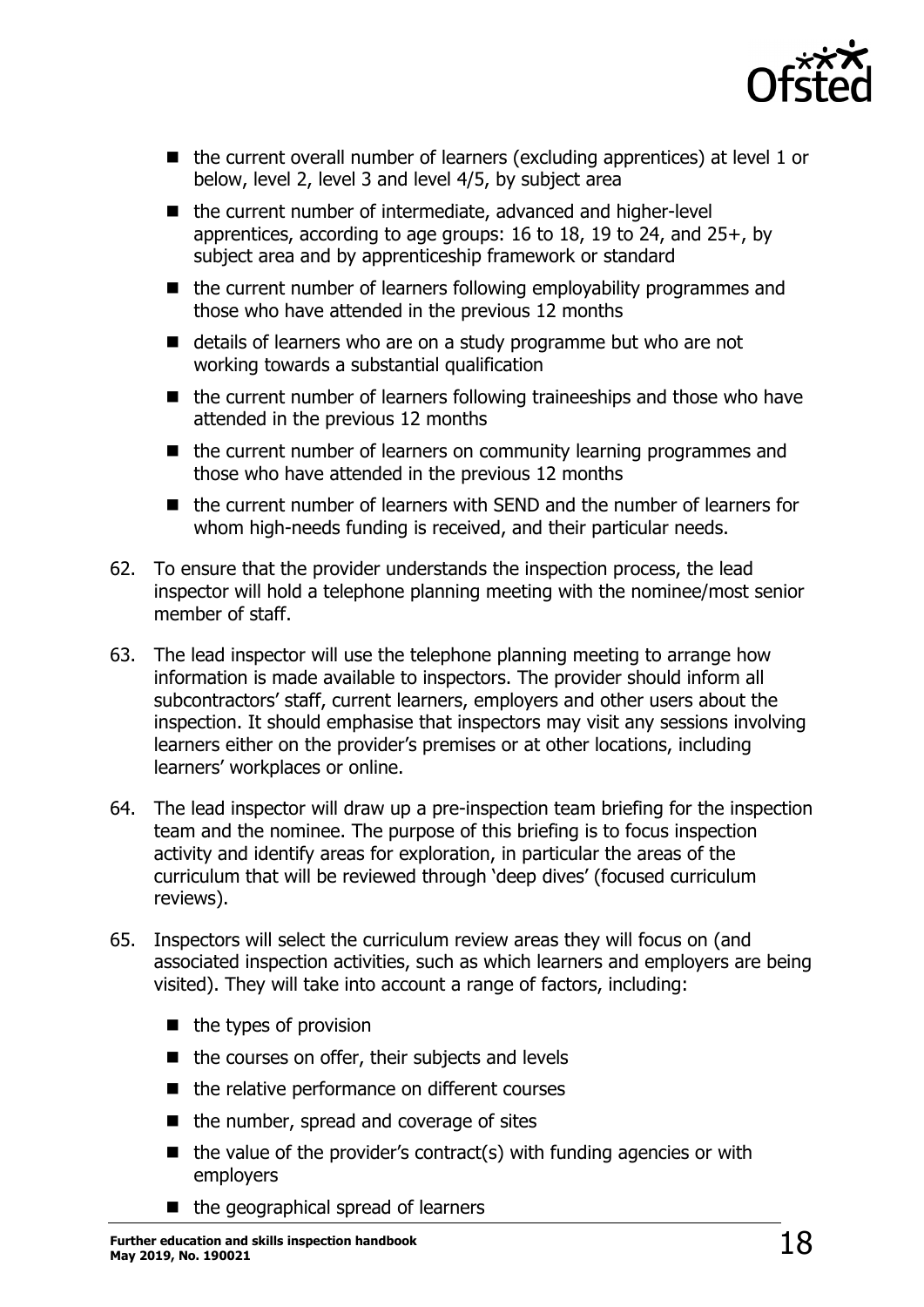- the current overall number of learners (excluding apprentices) at level 1 or below, level 2, level 3 and level 4/5, by subject area
- the current number of intermediate, advanced and higher-level apprentices, according to age groups: 16 to 18, 19 to 24, and 25+, by subject area and by apprenticeship framework or standard
- the current number of learners following employability programmes and those who have attended in the previous 12 months
- details of learners who are on a study programme but who are not working towards a substantial qualification
- the current number of learners following traineeships and those who have attended in the previous 12 months
- the current number of learners on community learning programmes and those who have attended in the previous 12 months
- the current number of learners with SEND and the number of learners for whom high-needs funding is received, and their particular needs.

62. To ensure that the provider understands the inspection process, the lead inspector will hold a telephone planning meeting with the nominee/most senior member of staff.

63. The lead inspector will use the telephone planning meeting to arrange how information is made available to inspectors. The provider should inform all subcontractors' staff, current learners, employers and other users about the inspection. It should emphasise that inspectors may visit any sessions involving learners either on the provider's premises or at other locations, including learners' workplaces or online.

64. The lead inspector will draw up a pre-inspection team briefing for the inspection team and the nominee. The purpose of this briefing is to focus inspection activity and identify areas for exploration, in particular the areas of the curriculum that will be reviewed through 'deep dives' (focused curriculum reviews).

65. Inspectors will select the curriculum review areas they will focus on (and associated inspection activities, such as which learners and employers are being visited). They will take into account a range of factors, including:
    - the types of provision
    - the courses on offer, their subjects and levels
    - the relative performance on different courses
    - the number, spread and coverage of sites
    - the value of the provider's contract(s) with funding agencies or with employers
    - the geographical spread of learners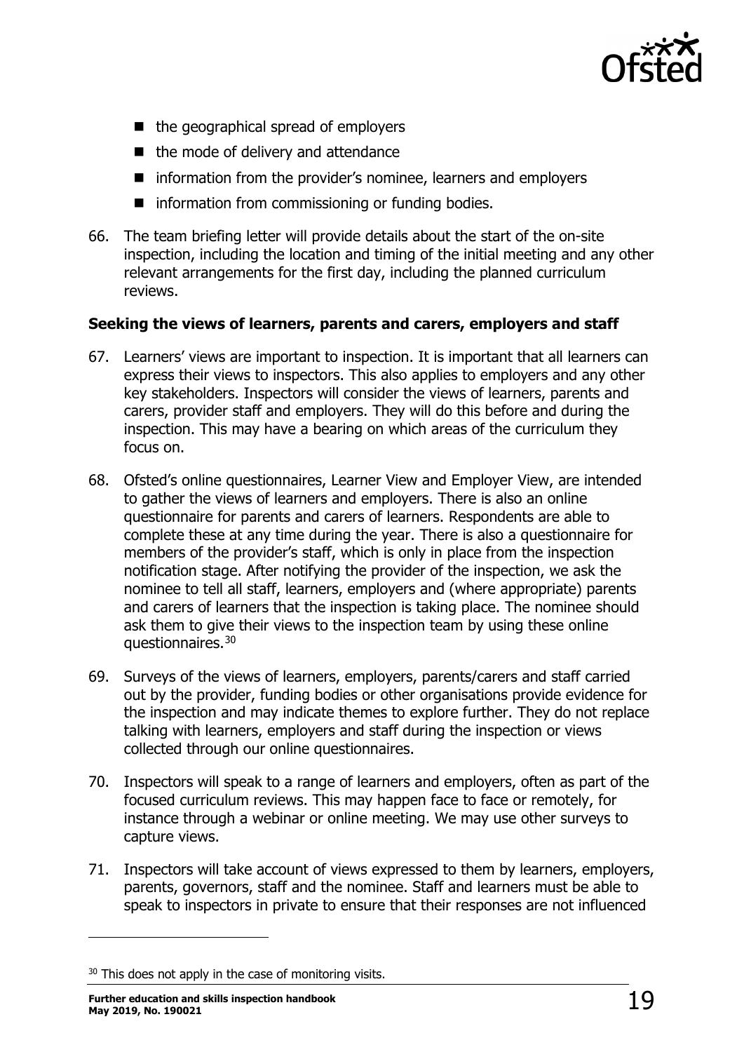- the geographical spread of employers
- the mode of delivery and attendance
- information from the provider's nominee, learners and employers
- information from commissioning or funding bodies.

66. The team briefing letter will provide details about the start of the on-site inspection, including the location and timing of the initial meeting and any other relevant arrangements for the first day, including the planned curriculum reviews.

**Seeking the views of learners, parents and carers, employers and staff**

67. Learners' views are important to inspection. It is important that all learners can express their views to inspectors. This also applies to employers and any other key stakeholders. Inspectors will consider the views of learners, parents and carers, provider staff and employers. They will do this before and during the inspection. This may have a bearing on which areas of the curriculum they focus on.

68. Ofsted's online questionnaires, Learner View and Employer View, are intended to gather the views of learners and employers. There is also an online questionnaire for parents and carers of learners. Respondents are able to complete these at any time during the year. There is also a questionnaire for members of the provider's staff, which is only in place from the inspection notification stage. After notifying the provider of the inspection, we ask the nominee to tell all staff, learners, employers and (where appropriate) parents and carers of learners that the inspection is taking place. The nominee should ask them to give their views to the inspection team by using these online questionnaires.[30]

69. Surveys of the views of learners, employers, parents/carers and staff carried out by the provider, funding bodies or other organisations provide evidence for the inspection and may indicate themes to explore further. They do not replace talking with learners, employers and staff during the inspection or views collected through our online questionnaires.

70. Inspectors will speak to a range of learners and employers, often as part of the focused curriculum reviews. This may happen face to face or remotely, for instance through a webinar or online meeting. We may use other surveys to capture views.

71. Inspectors will take account of views expressed to them by learners, employers, parents, governors, staff and the nominee. Staff and learners must be able to speak to inspectors in private to ensure that their responses are not influenced

---

[30] This does not apply in the case of monitoring visits.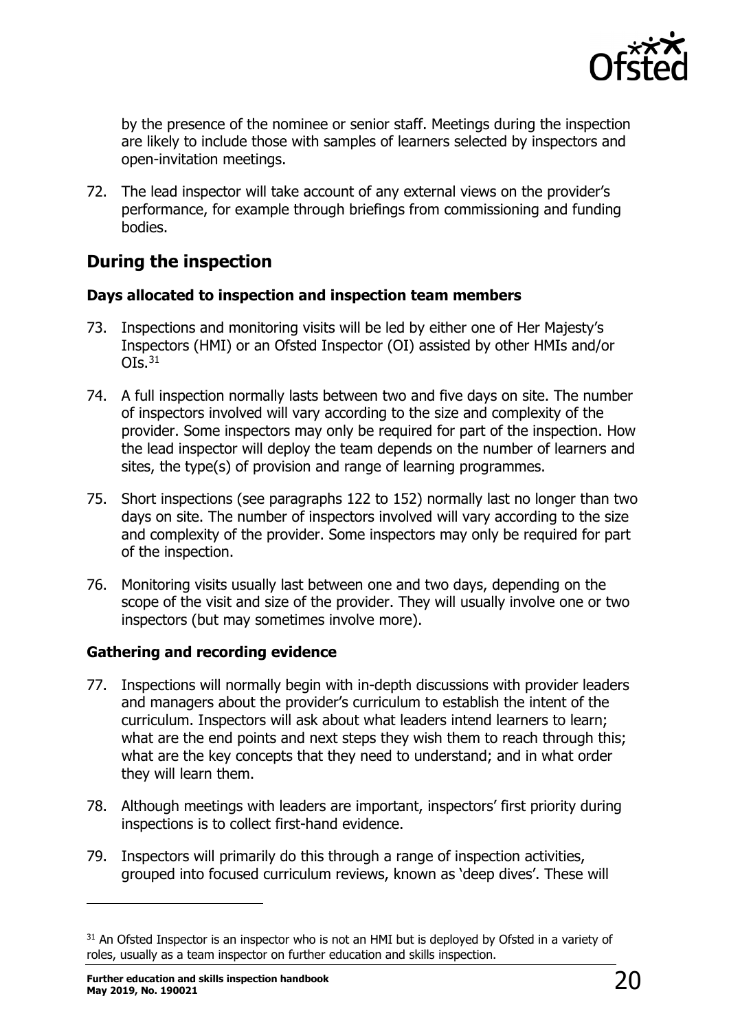by the presence of the nominee or senior staff. Meetings during the inspection are likely to include those with samples of learners selected by inspectors and open-invitation meetings.

72. The lead inspector will take account of any external views on the provider's performance, for example through briefings from commissioning and funding bodies.

## During the inspection

### Days allocated to inspection and inspection team members

73. Inspections and monitoring visits will be led by either one of Her Majesty's Inspectors (HMI) or an Ofsted Inspector (OI) assisted by other HMIs and/or OIs.[31]

74. A full inspection normally lasts between two and five days on site. The number of inspectors involved will vary according to the size and complexity of the provider. Some inspectors may only be required for part of the inspection. How the lead inspector will deploy the team depends on the number of learners and sites, the type(s) of provision and range of learning programmes.

75. Short inspections (see paragraphs 122 to 152) normally last no longer than two days on site. The number of inspectors involved will vary according to the size and complexity of the provider. Some inspectors may only be required for part of the inspection.

76. Monitoring visits usually last between one and two days, depending on the scope of the visit and size of the provider. They will usually involve one or two inspectors (but may sometimes involve more).

### Gathering and recording evidence

77. Inspections will normally begin with in-depth discussions with provider leaders and managers about the provider's curriculum to establish the intent of the curriculum. Inspectors will ask about what leaders intend learners to learn; what are the end points and next steps they wish them to reach through this; what are the key concepts that they need to understand; and in what order they will learn them.

78. Although meetings with leaders are important, inspectors' first priority during inspections is to collect first-hand evidence.

79. Inspectors will primarily do this through a range of inspection activities, grouped into focused curriculum reviews, known as 'deep dives'. These will

---

[31] An Ofsted Inspector is an inspector who is not an HMI but is deployed by Ofsted in a variety of roles, usually as a team inspector on further education and skills inspection.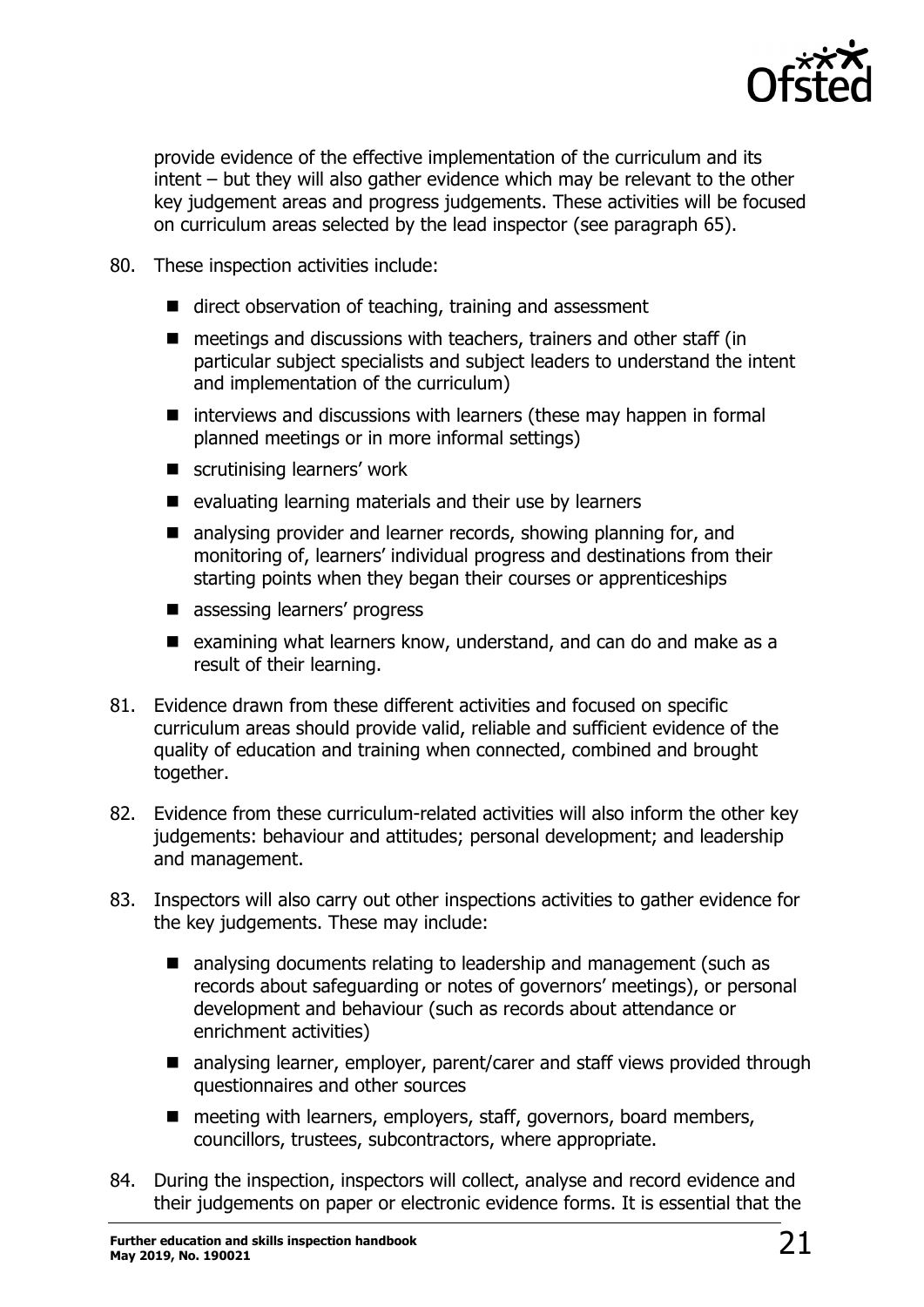provide evidence of the effective implementation of the curriculum and its intent – but they will also gather evidence which may be relevant to the other key judgement areas and progress judgements. These activities will be focused on curriculum areas selected by the lead inspector (see paragraph 65).

80. These inspection activities include:

    - direct observation of teaching, training and assessment
    - meetings and discussions with teachers, trainers and other staff (in particular subject specialists and subject leaders to understand the intent and implementation of the curriculum)
    - interviews and discussions with learners (these may happen in formal planned meetings or in more informal settings)
    - scrutinising learners' work
    - evaluating learning materials and their use by learners
    - analysing provider and learner records, showing planning for, and monitoring of, learners' individual progress and destinations from their starting points when they began their courses or apprenticeships
    - assessing learners' progress
    - examining what learners know, understand, and can do and make as a result of their learning.

81. Evidence drawn from these different activities and focused on specific curriculum areas should provide valid, reliable and sufficient evidence of the quality of education and training when connected, combined and brought together.

82. Evidence from these curriculum-related activities will also inform the other key judgements: behaviour and attitudes; personal development; and leadership and management.

83. Inspectors will also carry out other inspections activities to gather evidence for the key judgements. These may include:

    - analysing documents relating to leadership and management (such as records about safeguarding or notes of governors' meetings), or personal development and behaviour (such as records about attendance or enrichment activities)
    - analysing learner, employer, parent/carer and staff views provided through questionnaires and other sources
    - meeting with learners, employers, staff, governors, board members, councillors, trustees, subcontractors, where appropriate.

84. During the inspection, inspectors will collect, analyse and record evidence and their judgements on paper or electronic evidence forms. It is essential that the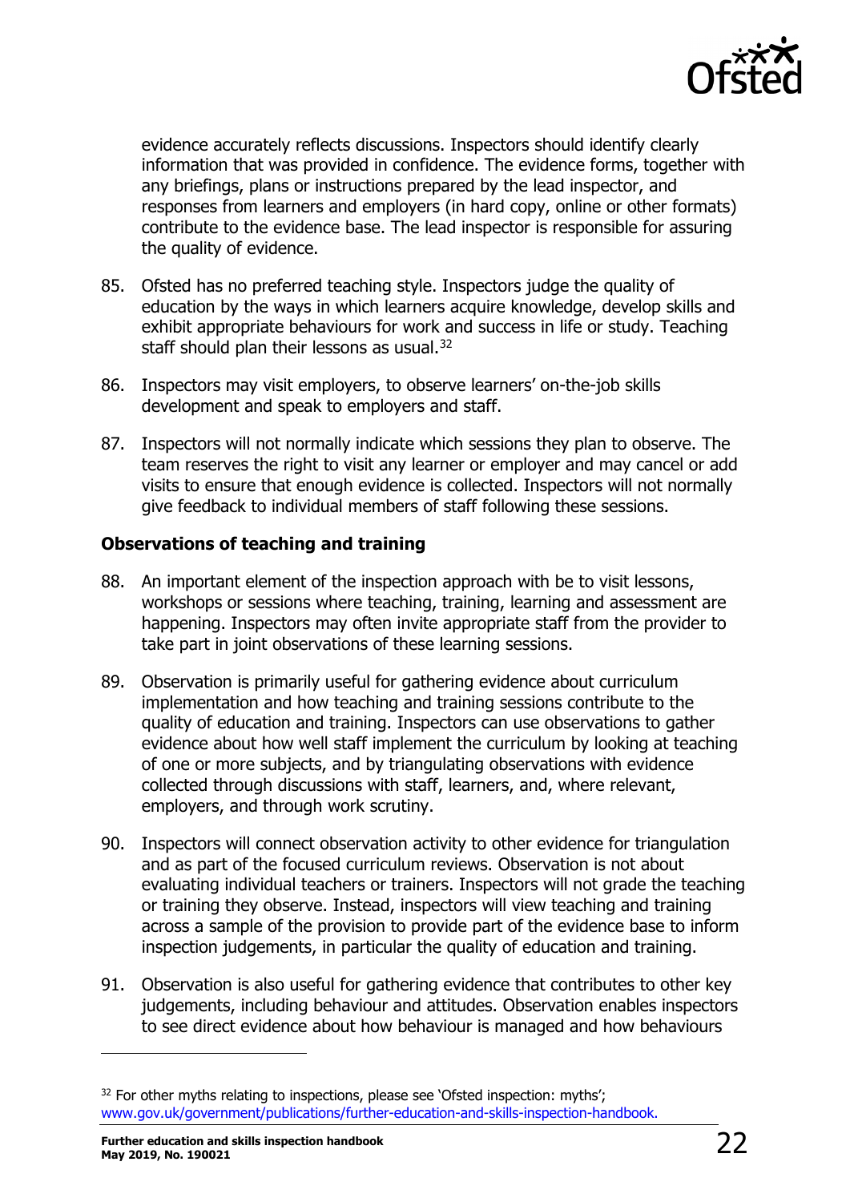evidence accurately reflects discussions. Inspectors should identify clearly information that was provided in confidence. The evidence forms, together with any briefings, plans or instructions prepared by the lead inspector, and responses from learners and employers (in hard copy, online or other formats) contribute to the evidence base. The lead inspector is responsible for assuring the quality of evidence.

85. Ofsted has no preferred teaching style. Inspectors judge the quality of education by the ways in which learners acquire knowledge, develop skills and exhibit appropriate behaviours for work and success in life or study. Teaching staff should plan their lessons as usual.[32]

86. Inspectors may visit employers, to observe learners' on-the-job skills development and speak to employers and staff.

87. Inspectors will not normally indicate which sessions they plan to observe. The team reserves the right to visit any learner or employer and may cancel or add visits to ensure that enough evidence is collected. Inspectors will not normally give feedback to individual members of staff following these sessions.

### Observations of teaching and training

88. An important element of the inspection approach with be to visit lessons, workshops or sessions where teaching, training, learning and assessment are happening. Inspectors may often invite appropriate staff from the provider to take part in joint observations of these learning sessions.

89. Observation is primarily useful for gathering evidence about curriculum implementation and how teaching and training sessions contribute to the quality of education and training. Inspectors can use observations to gather evidence about how well staff implement the curriculum by looking at teaching of one or more subjects, and by triangulating observations with evidence collected through discussions with staff, learners, and, where relevant, employers, and through work scrutiny.

90. Inspectors will connect observation activity to other evidence for triangulation and as part of the focused curriculum reviews. Observation is not about evaluating individual teachers or trainers. Inspectors will not grade the teaching or training they observe. Instead, inspectors will view teaching and training across a sample of the provision to provide part of the evidence base to inform inspection judgements, in particular the quality of education and training.

91. Observation is also useful for gathering evidence that contributes to other key judgements, including behaviour and attitudes. Observation enables inspectors to see direct evidence about how behaviour is managed and how behaviours

---

[32] For other myths relating to inspections, please see 'Ofsted inspection: myths'; www.gov.uk/government/publications/further-education-and-skills-inspection-handbook.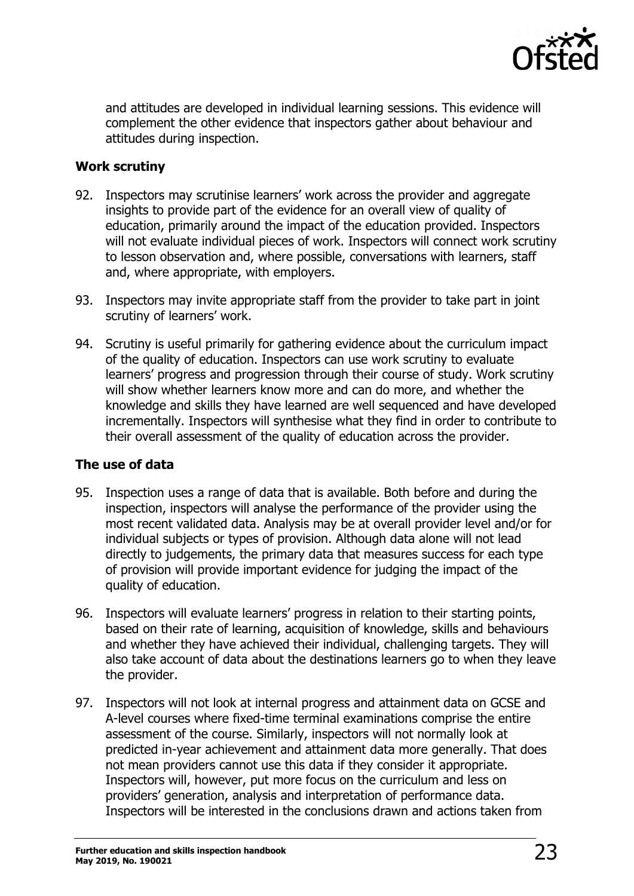and attitudes are developed in individual learning sessions. This evidence will complement the other evidence that inspectors gather about behaviour and attitudes during inspection.

### Work scrutiny

92. Inspectors may scrutinise learners' work across the provider and aggregate insights to provide part of the evidence for an overall view of quality of education, primarily around the impact of the education provided. Inspectors will not evaluate individual pieces of work. Inspectors will connect work scrutiny to lesson observation and, where possible, conversations with learners, staff and, where appropriate, with employers.

93. Inspectors may invite appropriate staff from the provider to take part in joint scrutiny of learners' work.

94. Scrutiny is useful primarily for gathering evidence about the curriculum impact of the quality of education. Inspectors can use work scrutiny to evaluate learners' progress and progression through their course of study. Work scrutiny will show whether learners know more and can do more, and whether the knowledge and skills they have learned are well sequenced and have developed incrementally. Inspectors will synthesise what they find in order to contribute to their overall assessment of the quality of education across the provider.

### The use of data

95. Inspection uses a range of data that is available. Both before and during the inspection, inspectors will analyse the performance of the provider using the most recent validated data. Analysis may be at overall provider level and/or for individual subjects or types of provision. Although data alone will not lead directly to judgements, the primary data that measures success for each type of provision will provide important evidence for judging the impact of the quality of education.

96. Inspectors will evaluate learners' progress in relation to their starting points, based on their rate of learning, acquisition of knowledge, skills and behaviours and whether they have achieved their individual, challenging targets. They will also take account of data about the destinations learners go to when they leave the provider.

97. Inspectors will not look at internal progress and attainment data on GCSE and A-level courses where fixed-time terminal examinations comprise the entire assessment of the course. Similarly, inspectors will not normally look at predicted in-year achievement and attainment data more generally. That does not mean providers cannot use this data if they consider it appropriate. Inspectors will, however, put more focus on the curriculum and less on providers' generation, analysis and interpretation of performance data. Inspectors will be interested in the conclusions drawn and actions taken from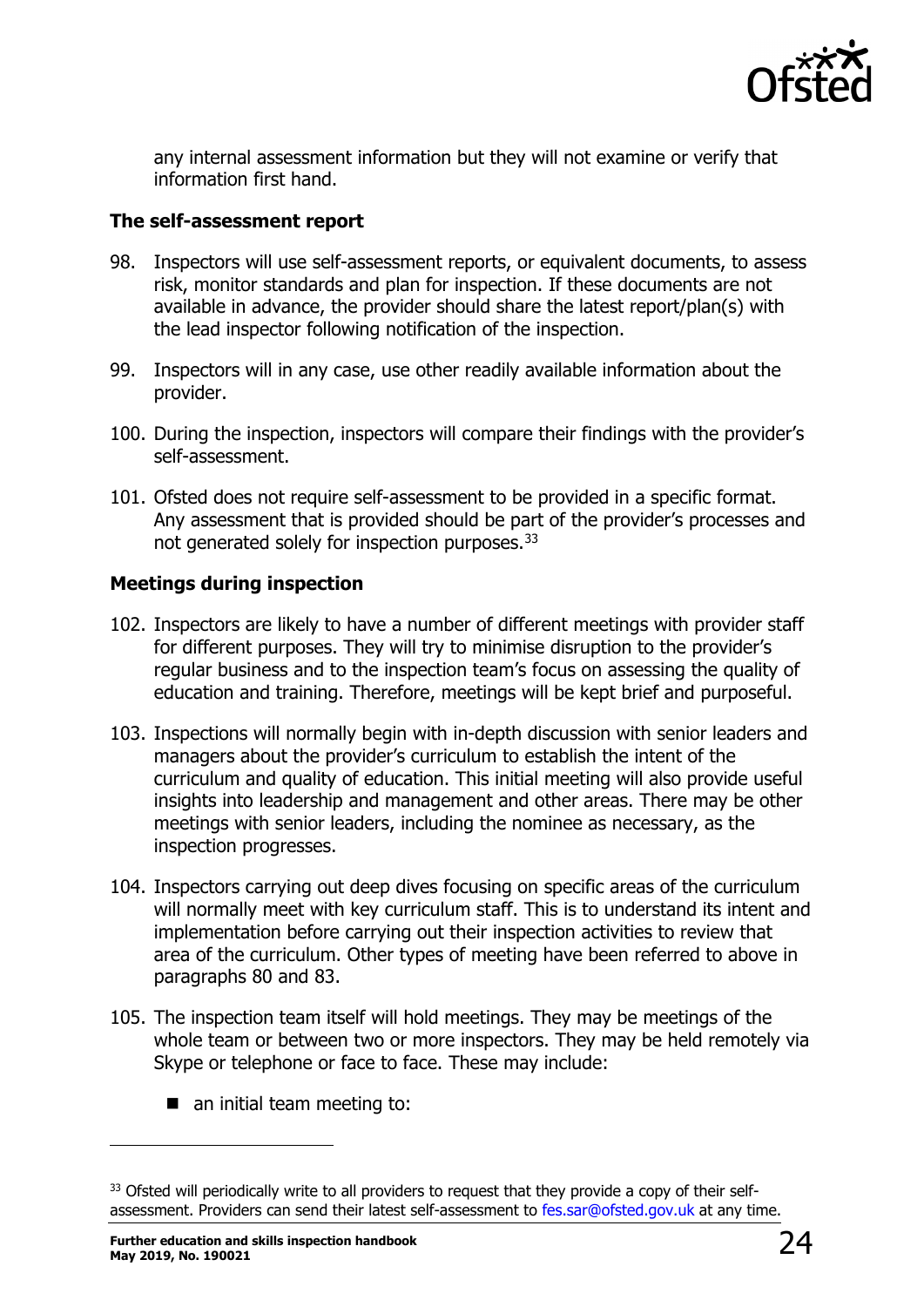any internal assessment information but they will not examine or verify that information first hand.

### The self-assessment report

98. Inspectors will use self-assessment reports, or equivalent documents, to assess risk, monitor standards and plan for inspection. If these documents are not available in advance, the provider should share the latest report/plan(s) with the lead inspector following notification of the inspection.

99. Inspectors will in any case, use other readily available information about the provider.

100. During the inspection, inspectors will compare their findings with the provider's self-assessment.

101. Ofsted does not require self-assessment to be provided in a specific format. Any assessment that is provided should be part of the provider's processes and not generated solely for inspection purposes.[33]

### Meetings during inspection

102. Inspectors are likely to have a number of different meetings with provider staff for different purposes. They will try to minimise disruption to the provider's regular business and to the inspection team's focus on assessing the quality of education and training. Therefore, meetings will be kept brief and purposeful.

103. Inspections will normally begin with in-depth discussion with senior leaders and managers about the provider's curriculum to establish the intent of the curriculum and quality of education. This initial meeting will also provide useful insights into leadership and management and other areas. There may be other meetings with senior leaders, including the nominee as necessary, as the inspection progresses.

104. Inspectors carrying out deep dives focusing on specific areas of the curriculum will normally meet with key curriculum staff. This is to understand its intent and implementation before carrying out their inspection activities to review that area of the curriculum. Other types of meeting have been referred to above in paragraphs 80 and 83.

105. The inspection team itself will hold meetings. They may be meetings of the whole team or between two or more inspectors. They may be held remotely via Skype or telephone or face to face. These may include:

    - an initial team meeting to:

---

[33] Ofsted will periodically write to all providers to request that they provide a copy of their self-assessment. Providers can send their latest self-assessment to fes.sar@ofsted.gov.uk at any time.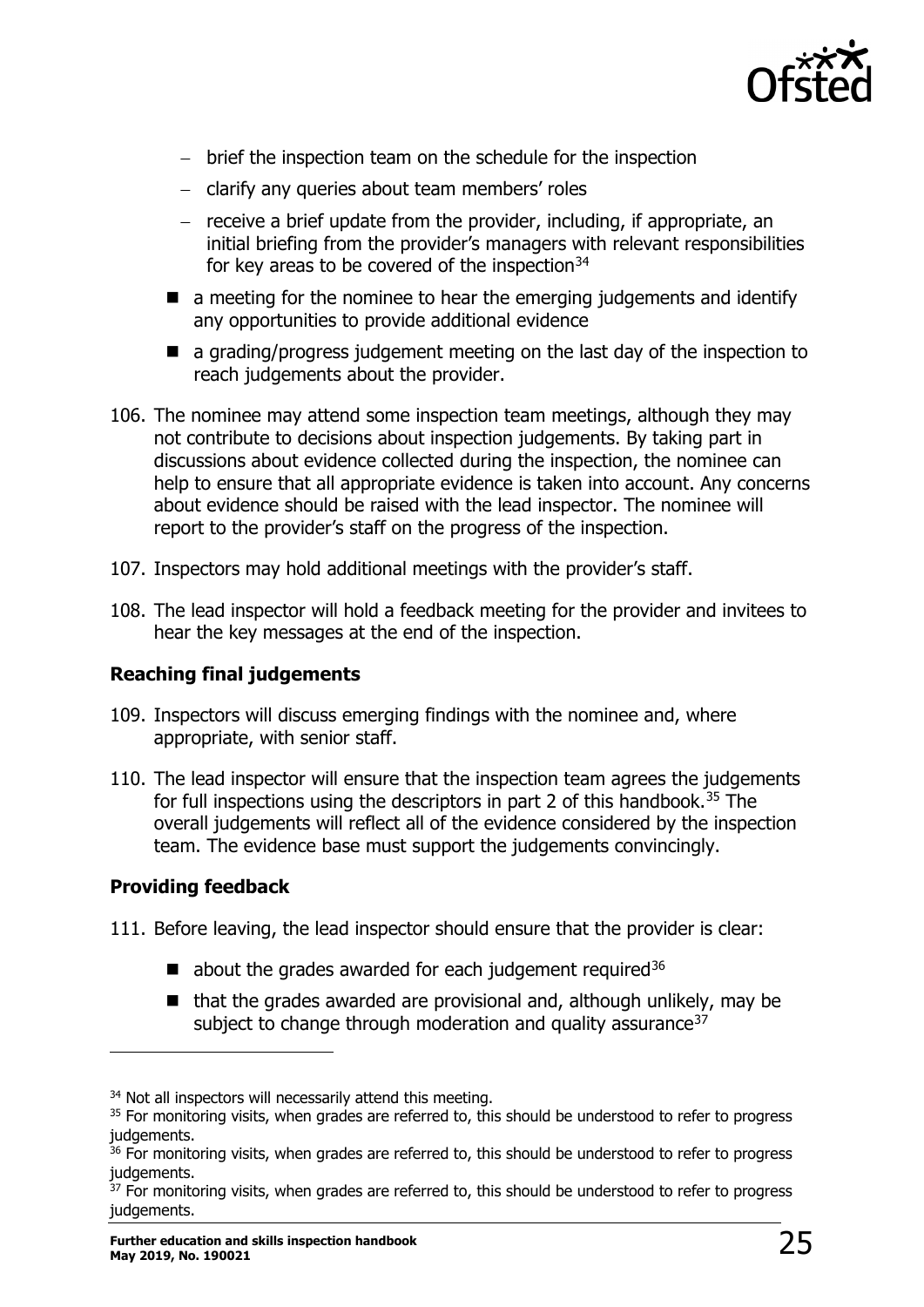- brief the inspection team on the schedule for the inspection
  - clarify any queries about team members' roles
  - receive a brief update from the provider, including, if appropriate, an initial briefing from the provider's managers with relevant responsibilities for key areas to be covered of the inspection[34]
- a meeting for the nominee to hear the emerging judgements and identify any opportunities to provide additional evidence
- a grading/progress judgement meeting on the last day of the inspection to reach judgements about the provider.

106. The nominee may attend some inspection team meetings, although they may not contribute to decisions about inspection judgements. By taking part in discussions about evidence collected during the inspection, the nominee can help to ensure that all appropriate evidence is taken into account. Any concerns about evidence should be raised with the lead inspector. The nominee will report to the provider's staff on the progress of the inspection.

107. Inspectors may hold additional meetings with the provider's staff.

108. The lead inspector will hold a feedback meeting for the provider and invitees to hear the key messages at the end of the inspection.

### Reaching final judgements

109. Inspectors will discuss emerging findings with the nominee and, where appropriate, with senior staff.

110. The lead inspector will ensure that the inspection team agrees the judgements for full inspections using the descriptors in part 2 of this handbook.[35] The overall judgements will reflect all of the evidence considered by the inspection team. The evidence base must support the judgements convincingly.

### Providing feedback

111. Before leaving, the lead inspector should ensure that the provider is clear:
   - about the grades awarded for each judgement required[36]
   - that the grades awarded are provisional and, although unlikely, may be subject to change through moderation and quality assurance[37]

---

[34] Not all inspectors will necessarily attend this meeting.

[35] For monitoring visits, when grades are referred to, this should be understood to refer to progress judgements.

[36] For monitoring visits, when grades are referred to, this should be understood to refer to progress judgements.

[37] For monitoring visits, when grades are referred to, this should be understood to refer to progress judgements.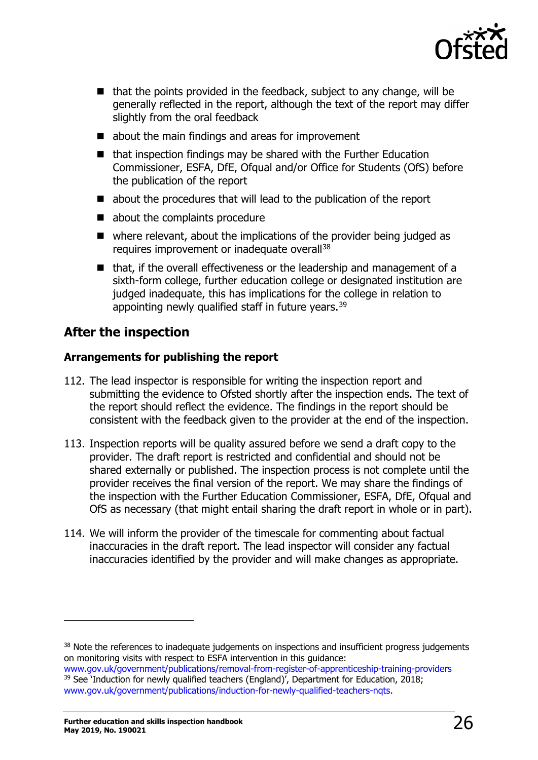- that the points provided in the feedback, subject to any change, will be generally reflected in the report, although the text of the report may differ slightly from the oral feedback
- about the main findings and areas for improvement
- that inspection findings may be shared with the Further Education Commissioner, ESFA, DfE, Ofqual and/or Office for Students (OfS) before the publication of the report
- about the procedures that will lead to the publication of the report
- about the complaints procedure
- where relevant, about the implications of the provider being judged as requires improvement or inadequate overall[38]
- that, if the overall effectiveness or the leadership and management of a sixth-form college, further education college or designated institution are judged inadequate, this has implications for the college in relation to appointing newly qualified staff in future years.[39]

## After the inspection

### Arrangements for publishing the report

112. The lead inspector is responsible for writing the inspection report and submitting the evidence to Ofsted shortly after the inspection ends. The text of the report should reflect the evidence. The findings in the report should be consistent with the feedback given to the provider at the end of the inspection.

113. Inspection reports will be quality assured before we send a draft copy to the provider. The draft report is restricted and confidential and should not be shared externally or published. The inspection process is not complete until the provider receives the final version of the report. We may share the findings of the inspection with the Further Education Commissioner, ESFA, DfE, Ofqual and OfS as necessary (that might entail sharing the draft report in whole or in part).

114. We will inform the provider of the timescale for commenting about factual inaccuracies in the draft report. The lead inspector will consider any factual inaccuracies identified by the provider and will make changes as appropriate.

---

[38] Note the references to inadequate judgements on inspections and insufficient progress judgements on monitoring visits with respect to ESFA intervention in this guidance: www.gov.uk/government/publications/removal-from-register-of-apprenticeship-training-providers

[39] See 'Induction for newly qualified teachers (England)', Department for Education, 2018; www.gov.uk/government/publications/induction-for-newly-qualified-teachers-nqts.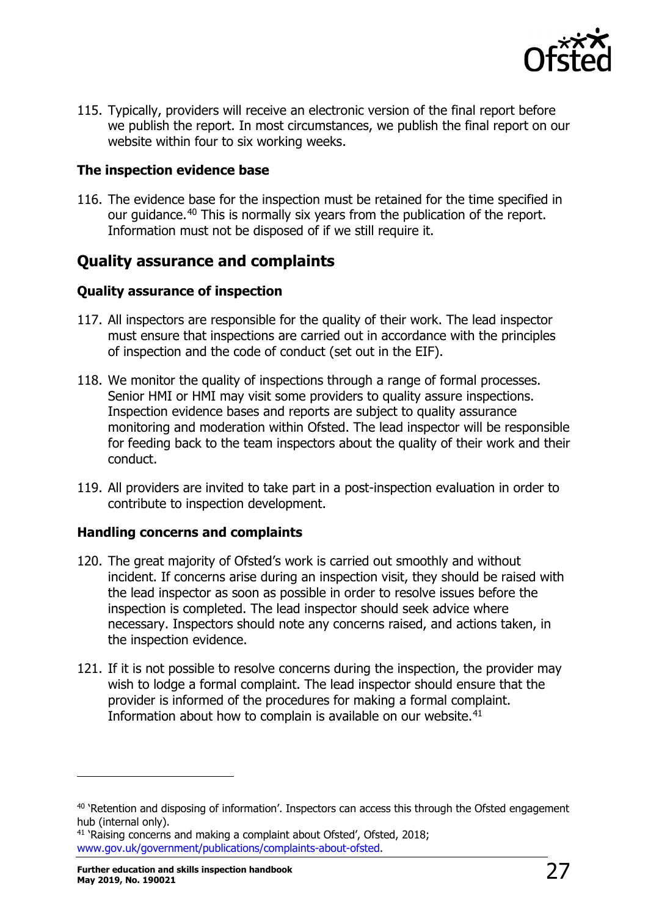115. Typically, providers will receive an electronic version of the final report before we publish the report. In most circumstances, we publish the final report on our website within four to six working weeks.

### The inspection evidence base

116. The evidence base for the inspection must be retained for the time specified in our guidance.[40] This is normally six years from the publication of the report. Information must not be disposed of if we still require it.

## Quality assurance and complaints

### Quality assurance of inspection

117. All inspectors are responsible for the quality of their work. The lead inspector must ensure that inspections are carried out in accordance with the principles of inspection and the code of conduct (set out in the EIF).

118. We monitor the quality of inspections through a range of formal processes. Senior HMI or HMI may visit some providers to quality assure inspections. Inspection evidence bases and reports are subject to quality assurance monitoring and moderation within Ofsted. The lead inspector will be responsible for feeding back to the team inspectors about the quality of their work and their conduct.

119. All providers are invited to take part in a post-inspection evaluation in order to contribute to inspection development.

### Handling concerns and complaints

120. The great majority of Ofsted's work is carried out smoothly and without incident. If concerns arise during an inspection visit, they should be raised with the lead inspector as soon as possible in order to resolve issues before the inspection is completed. The lead inspector should seek advice where necessary. Inspectors should note any concerns raised, and actions taken, in the inspection evidence.

121. If it is not possible to resolve concerns during the inspection, the provider may wish to lodge a formal complaint. The lead inspector should ensure that the provider is informed of the procedures for making a formal complaint. Information about how to complain is available on our website.[41]

---

[40] 'Retention and disposing of information'. Inspectors can access this through the Ofsted engagement hub (internal only).

[41] 'Raising concerns and making a complaint about Ofsted', Ofsted, 2018; www.gov.uk/government/publications/complaints-about-ofsted.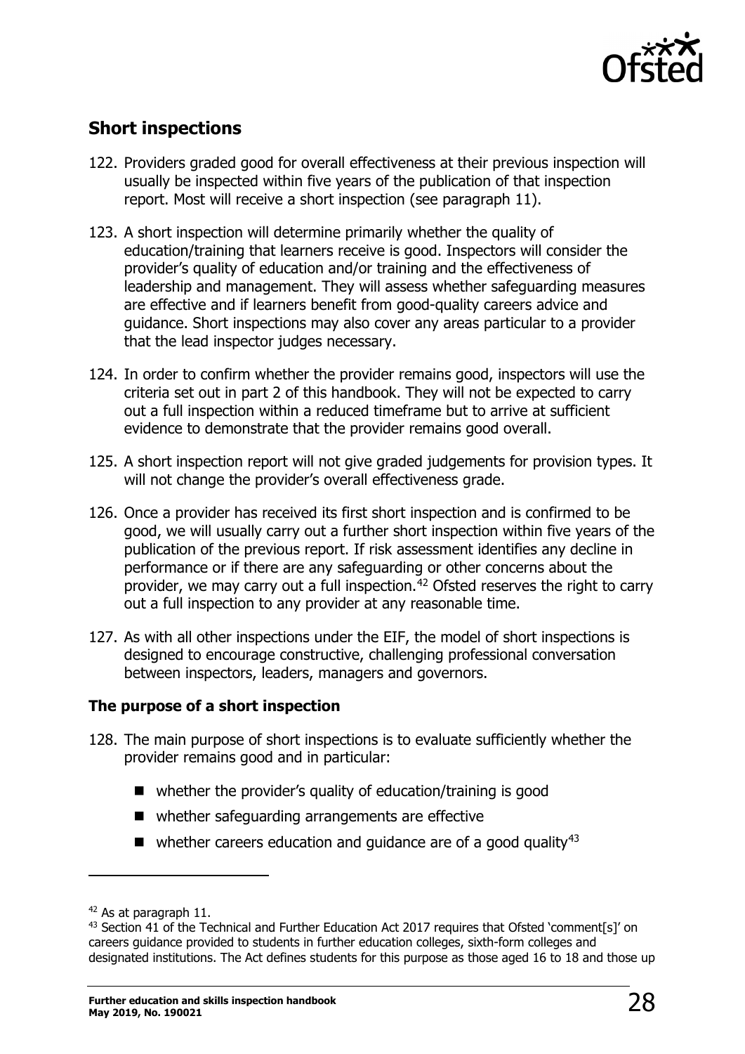## Short inspections

122. Providers graded good for overall effectiveness at their previous inspection will usually be inspected within five years of the publication of that inspection report. Most will receive a short inspection (see paragraph 11).

123. A short inspection will determine primarily whether the quality of education/training that learners receive is good. Inspectors will consider the provider's quality of education and/or training and the effectiveness of leadership and management. They will assess whether safeguarding measures are effective and if learners benefit from good-quality careers advice and guidance. Short inspections may also cover any areas particular to a provider that the lead inspector judges necessary.

124. In order to confirm whether the provider remains good, inspectors will use the criteria set out in part 2 of this handbook. They will not be expected to carry out a full inspection within a reduced timeframe but to arrive at sufficient evidence to demonstrate that the provider remains good overall.

125. A short inspection report will not give graded judgements for provision types. It will not change the provider's overall effectiveness grade.

126. Once a provider has received its first short inspection and is confirmed to be good, we will usually carry out a further short inspection within five years of the publication of the previous report. If risk assessment identifies any decline in performance or if there are any safeguarding or other concerns about the provider, we may carry out a full inspection.[42] Ofsted reserves the right to carry out a full inspection to any provider at any reasonable time.

127. As with all other inspections under the EIF, the model of short inspections is designed to encourage constructive, challenging professional conversation between inspectors, leaders, managers and governors.

### The purpose of a short inspection

128. The main purpose of short inspections is to evaluate sufficiently whether the provider remains good and in particular:

- whether the provider's quality of education/training is good
- whether safeguarding arrangements are effective
- whether careers education and guidance are of a good quality[43]

---

[42] As at paragraph 11.

[43] Section 41 of the Technical and Further Education Act 2017 requires that Ofsted 'comment[s]' on careers guidance provided to students in further education colleges, sixth-form colleges and designated institutions. The Act defines students for this purpose as those aged 16 to 18 and those up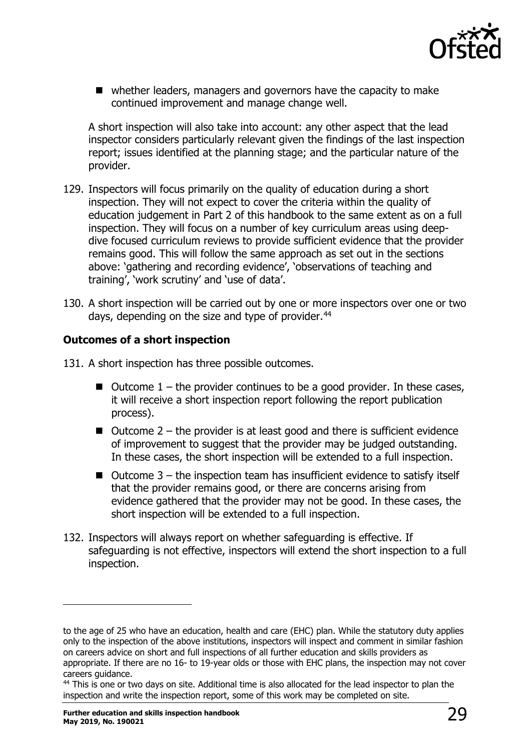- whether leaders, managers and governors have the capacity to make continued improvement and manage change well.

A short inspection will also take into account: any other aspect that the lead inspector considers particularly relevant given the findings of the last inspection report; issues identified at the planning stage; and the particular nature of the provider.

129. Inspectors will focus primarily on the quality of education during a short inspection. They will not expect to cover the criteria within the quality of education judgement in Part 2 of this handbook to the same extent as on a full inspection. They will focus on a number of key curriculum areas using deep-dive focused curriculum reviews to provide sufficient evidence that the provider remains good. This will follow the same approach as set out in the sections above: 'gathering and recording evidence', 'observations of teaching and training', 'work scrutiny' and 'use of data'.

130. A short inspection will be carried out by one or more inspectors over one or two days, depending on the size and type of provider.[44]

### Outcomes of a short inspection

131. A short inspection has three possible outcomes.

- Outcome 1 – the provider continues to be a good provider. In these cases, it will receive a short inspection report following the report publication process).
- Outcome 2 – the provider is at least good and there is sufficient evidence of improvement to suggest that the provider may be judged outstanding. In these cases, the short inspection will be extended to a full inspection.
- Outcome 3 – the inspection team has insufficient evidence to satisfy itself that the provider remains good, or there are concerns arising from evidence gathered that the provider may not be good. In these cases, the short inspection will be extended to a full inspection.

132. Inspectors will always report on whether safeguarding is effective. If safeguarding is not effective, inspectors will extend the short inspection to a full inspection.

---

to the age of 25 who have an education, health and care (EHC) plan. While the statutory duty applies only to the inspection of the above institutions, inspectors will inspect and comment in similar fashion on careers advice on short and full inspections of all further education and skills providers as appropriate. If there are no 16- to 19-year olds or those with EHC plans, the inspection may not cover careers guidance.

[44] This is one or two days on site. Additional time is also allocated for the lead inspector to plan the inspection and write the inspection report, some of this work may be completed on site.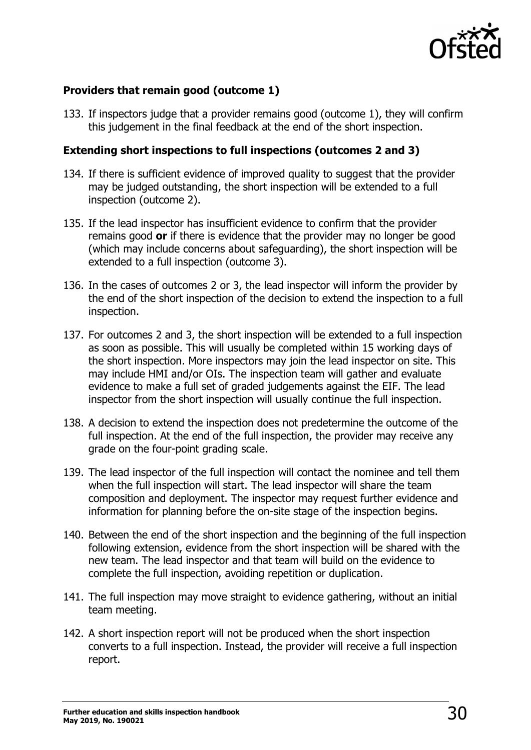### Providers that remain good (outcome 1)

133. If inspectors judge that a provider remains good (outcome 1), they will confirm this judgement in the final feedback at the end of the short inspection.

### Extending short inspections to full inspections (outcomes 2 and 3)

134. If there is sufficient evidence of improved quality to suggest that the provider may be judged outstanding, the short inspection will be extended to a full inspection (outcome 2).

135. If the lead inspector has insufficient evidence to confirm that the provider remains good **or** if there is evidence that the provider may no longer be good (which may include concerns about safeguarding), the short inspection will be extended to a full inspection (outcome 3).

136. In the cases of outcomes 2 or 3, the lead inspector will inform the provider by the end of the short inspection of the decision to extend the inspection to a full inspection.

137. For outcomes 2 and 3, the short inspection will be extended to a full inspection as soon as possible. This will usually be completed within 15 working days of the short inspection. More inspectors may join the lead inspector on site. This may include HMI and/or OIs. The inspection team will gather and evaluate evidence to make a full set of graded judgements against the EIF. The lead inspector from the short inspection will usually continue the full inspection.

138. A decision to extend the inspection does not predetermine the outcome of the full inspection. At the end of the full inspection, the provider may receive any grade on the four-point grading scale.

139. The lead inspector of the full inspection will contact the nominee and tell them when the full inspection will start. The lead inspector will share the team composition and deployment. The inspector may request further evidence and information for planning before the on-site stage of the inspection begins.

140. Between the end of the short inspection and the beginning of the full inspection following extension, evidence from the short inspection will be shared with the new team. The lead inspector and that team will build on the evidence to complete the full inspection, avoiding repetition or duplication.

141. The full inspection may move straight to evidence gathering, without an initial team meeting.

142. A short inspection report will not be produced when the short inspection converts to a full inspection. Instead, the provider will receive a full inspection report.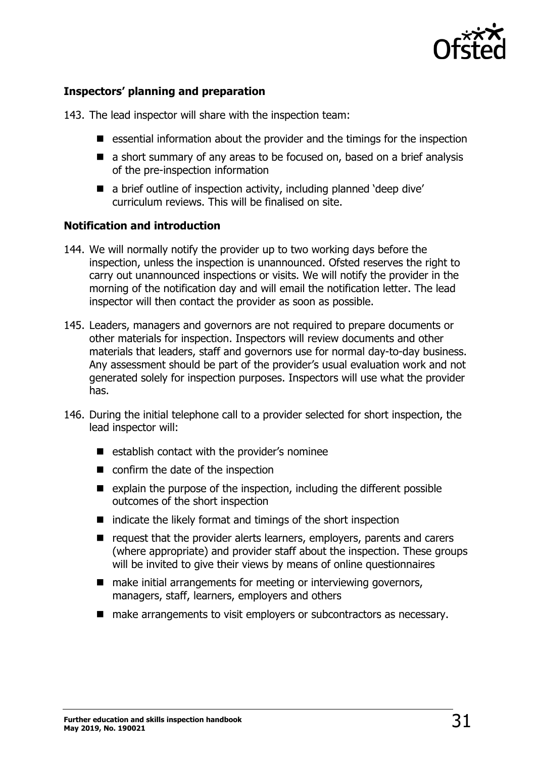### Inspectors' planning and preparation

143. The lead inspector will share with the inspection team:

- essential information about the provider and the timings for the inspection
- a short summary of any areas to be focused on, based on a brief analysis of the pre-inspection information
- a brief outline of inspection activity, including planned 'deep dive' curriculum reviews. This will be finalised on site.

### Notification and introduction

144. We will normally notify the provider up to two working days before the inspection, unless the inspection is unannounced. Ofsted reserves the right to carry out unannounced inspections or visits. We will notify the provider in the morning of the notification day and will email the notification letter. The lead inspector will then contact the provider as soon as possible.

145. Leaders, managers and governors are not required to prepare documents or other materials for inspection. Inspectors will review documents and other materials that leaders, staff and governors use for normal day-to-day business. Any assessment should be part of the provider's usual evaluation work and not generated solely for inspection purposes. Inspectors will use what the provider has.

146. During the initial telephone call to a provider selected for short inspection, the lead inspector will:

- establish contact with the provider's nominee
- confirm the date of the inspection
- explain the purpose of the inspection, including the different possible outcomes of the short inspection
- indicate the likely format and timings of the short inspection
- request that the provider alerts learners, employers, parents and carers (where appropriate) and provider staff about the inspection. These groups will be invited to give their views by means of online questionnaires
- make initial arrangements for meeting or interviewing governors, managers, staff, learners, employers and others
- make arrangements to visit employers or subcontractors as necessary.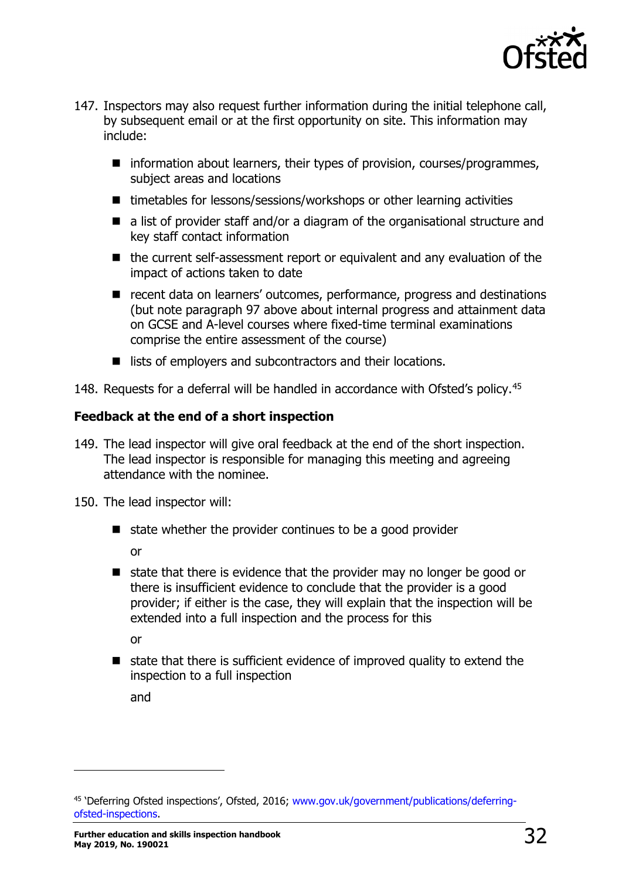147. Inspectors may also request further information during the initial telephone call, by subsequent email or at the first opportunity on site. This information may include:

   - information about learners, their types of provision, courses/programmes, subject areas and locations
   - timetables for lessons/sessions/workshops or other learning activities
   - a list of provider staff and/or a diagram of the organisational structure and key staff contact information
   - the current self-assessment report or equivalent and any evaluation of the impact of actions taken to date
   - recent data on learners' outcomes, performance, progress and destinations (but note paragraph 97 above about internal progress and attainment data on GCSE and A-level courses where fixed-time terminal examinations comprise the entire assessment of the course)
   - lists of employers and subcontractors and their locations.

148. Requests for a deferral will be handled in accordance with Ofsted's policy.[45]

**Feedback at the end of a short inspection**

149. The lead inspector will give oral feedback at the end of the short inspection. The lead inspector is responsible for managing this meeting and agreeing attendance with the nominee.

150. The lead inspector will:

   - state whether the provider continues to be a good provider

     or

   - state that there is evidence that the provider may no longer be good or there is insufficient evidence to conclude that the provider is a good provider; if either is the case, they will explain that the inspection will be extended into a full inspection and the process for this

     or

   - state that there is sufficient evidence of improved quality to extend the inspection to a full inspection

     and

[45] 'Deferring Ofsted inspections', Ofsted, 2016; www.gov.uk/government/publications/deferring-ofsted-inspections.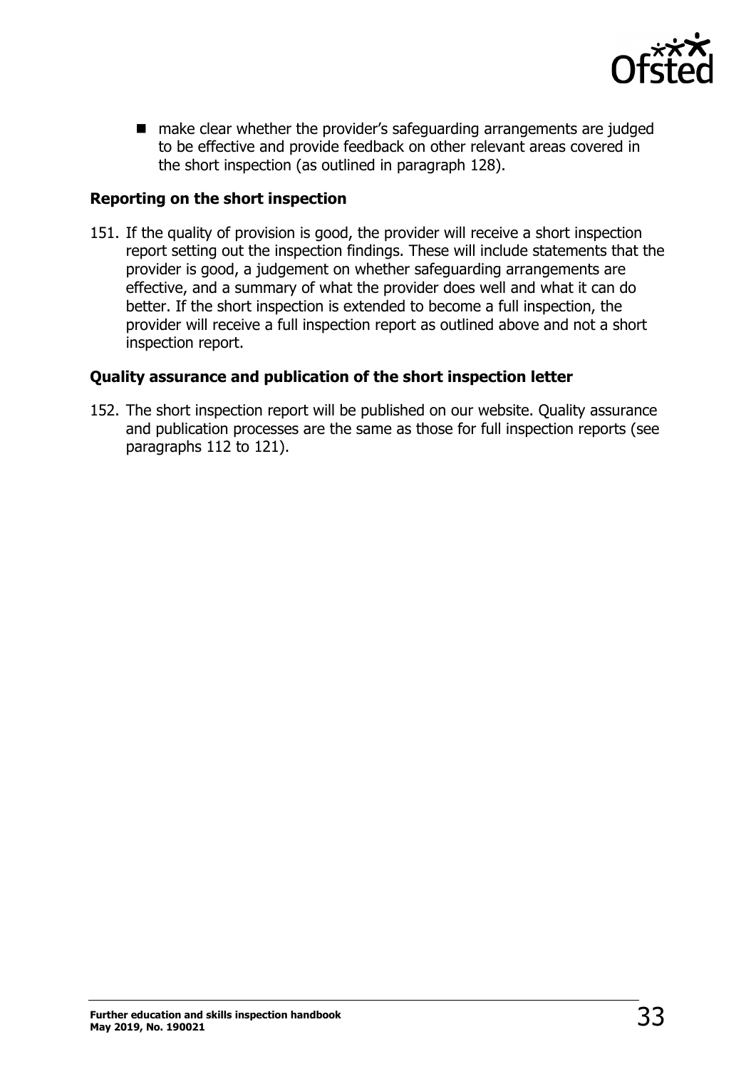- make clear whether the provider's safeguarding arrangements are judged to be effective and provide feedback on other relevant areas covered in the short inspection (as outlined in paragraph 128).

### Reporting on the short inspection

151. If the quality of provision is good, the provider will receive a short inspection report setting out the inspection findings. These will include statements that the provider is good, a judgement on whether safeguarding arrangements are effective, and a summary of what the provider does well and what it can do better. If the short inspection is extended to become a full inspection, the provider will receive a full inspection report as outlined above and not a short inspection report.

### Quality assurance and publication of the short inspection letter

152. The short inspection report will be published on our website. Quality assurance and publication processes are the same as those for full inspection reports (see paragraphs 112 to 121).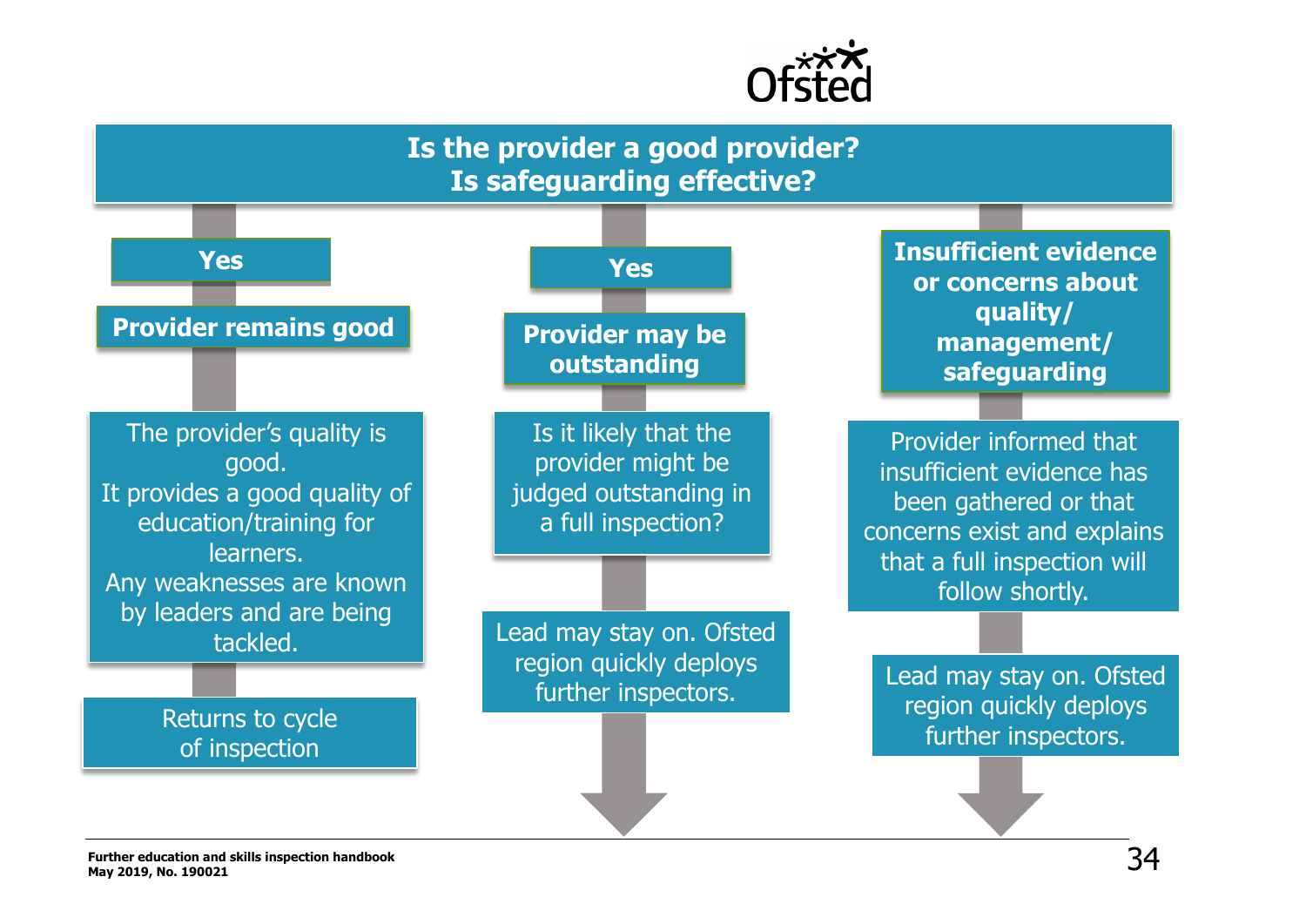**Is the provider a good provider?**
**Is safeguarding effective?**

**Yes**

**Provider remains good**

The provider's quality is good.
It provides a good quality of education/training for learners.
Any weaknesses are known by leaders and are being tackled.

Returns to cycle of inspection

**Yes**

**Provider may be outstanding**

Is it likely that the provider might be judged outstanding in a full inspection?

Lead may stay on. Ofsted region quickly deploys further inspectors.

**Insufficient evidence or concerns about quality/ management/ safeguarding**

Provider informed that insufficient evidence has been gathered or that concerns exist and explains that a full inspection will follow shortly.

Lead may stay on. Ofsted region quickly deploys further inspectors.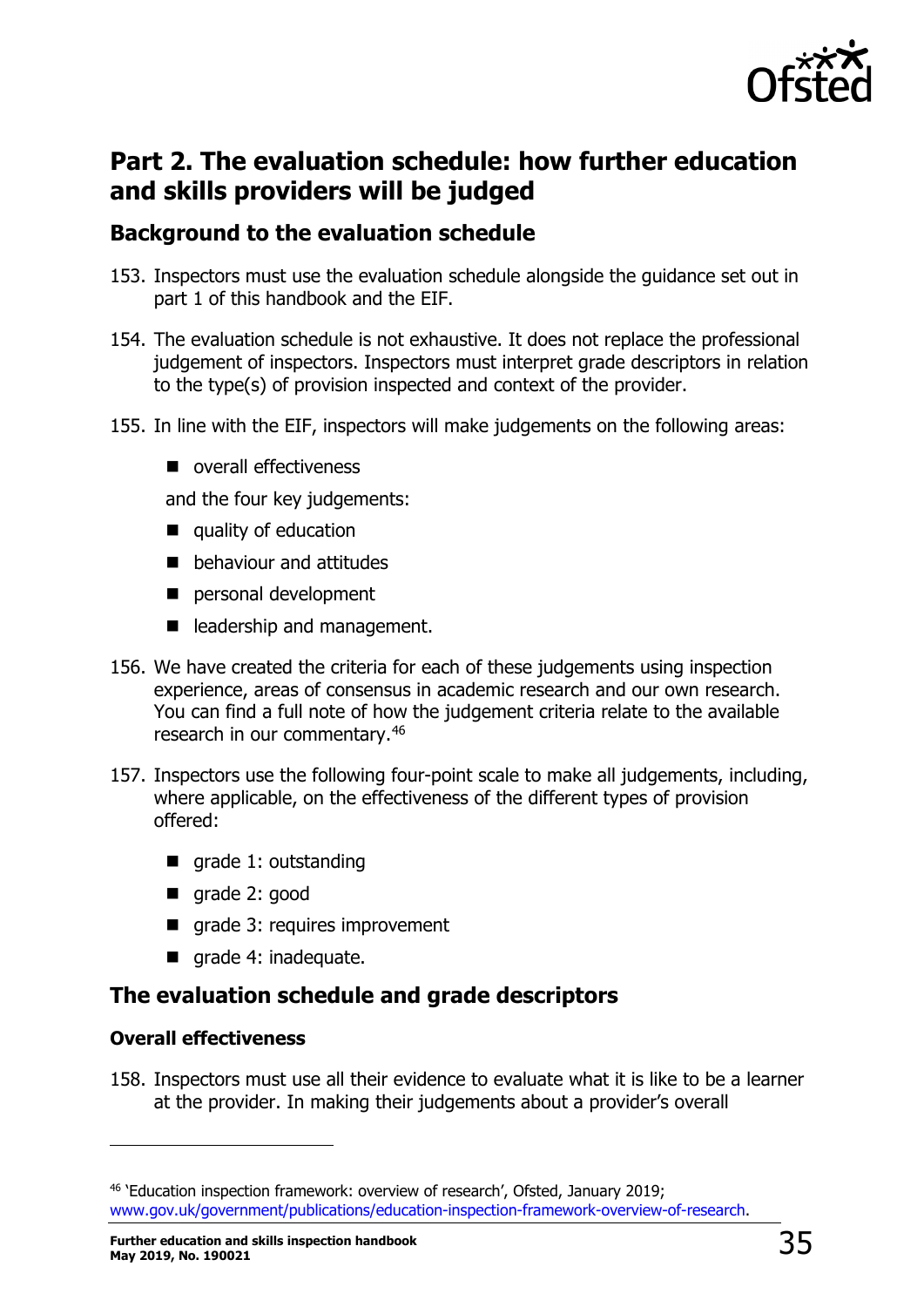## Part 2. The evaluation schedule: how further education and skills providers will be judged

### Background to the evaluation schedule

153. Inspectors must use the evaluation schedule alongside the guidance set out in part 1 of this handbook and the EIF.

154. The evaluation schedule is not exhaustive. It does not replace the professional judgement of inspectors. Inspectors must interpret grade descriptors in relation to the type(s) of provision inspected and context of the provider.

155. In line with the EIF, inspectors will make judgements on the following areas:

   - overall effectiveness

   and the four key judgements:

   - quality of education
   - behaviour and attitudes
   - personal development
   - leadership and management.

156. We have created the criteria for each of these judgements using inspection experience, areas of consensus in academic research and our own research. You can find a full note of how the judgement criteria relate to the available research in our commentary.[46]

157. Inspectors use the following four-point scale to make all judgements, including, where applicable, on the effectiveness of the different types of provision offered:

   - grade 1: outstanding
   - grade 2: good
   - grade 3: requires improvement
   - grade 4: inadequate.

### The evaluation schedule and grade descriptors

#### Overall effectiveness

158. Inspectors must use all their evidence to evaluate what it is like to be a learner at the provider. In making their judgements about a provider's overall

---

[46] 'Education inspection framework: overview of research', Ofsted, January 2019; www.gov.uk/government/publications/education-inspection-framework-overview-of-research.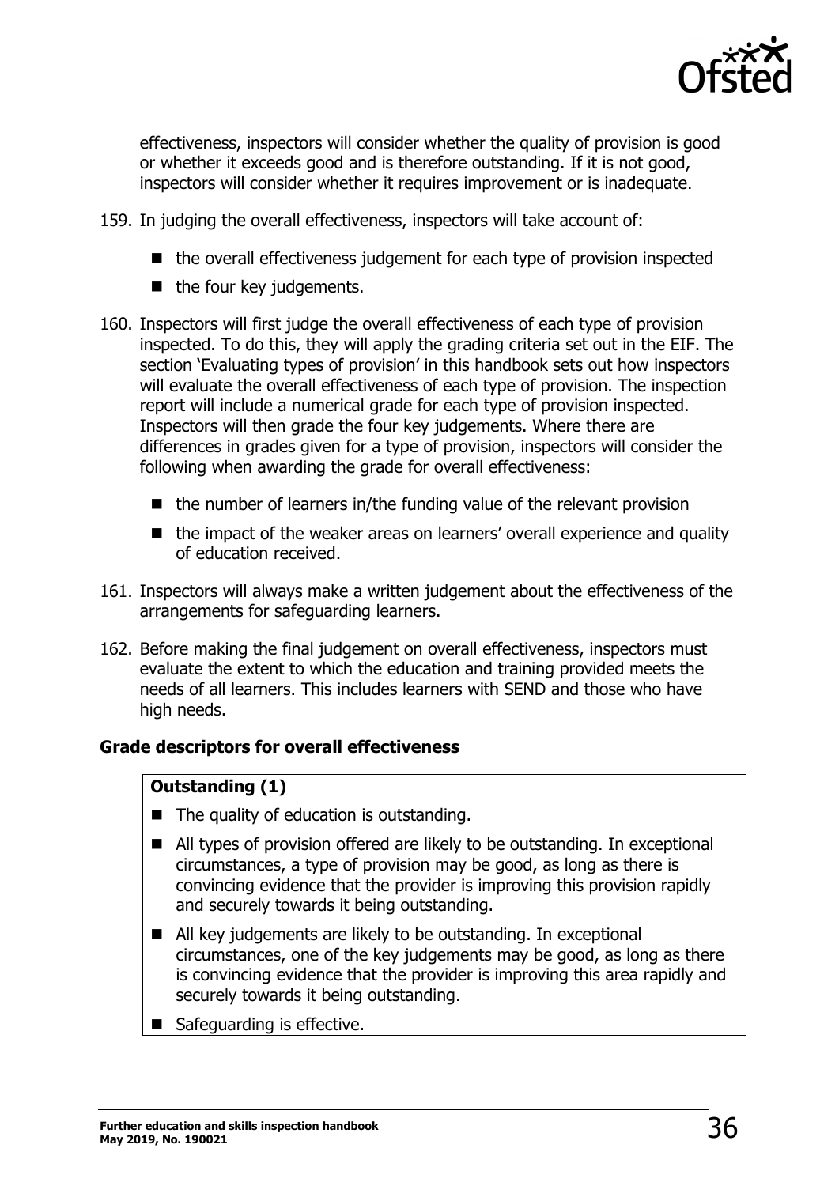effectiveness, inspectors will consider whether the quality of provision is good or whether it exceeds good and is therefore outstanding. If it is not good, inspectors will consider whether it requires improvement or is inadequate.

159. In judging the overall effectiveness, inspectors will take account of:

   - the overall effectiveness judgement for each type of provision inspected
   - the four key judgements.

160. Inspectors will first judge the overall effectiveness of each type of provision inspected. To do this, they will apply the grading criteria set out in the EIF. The section 'Evaluating types of provision' in this handbook sets out how inspectors will evaluate the overall effectiveness of each type of provision. The inspection report will include a numerical grade for each type of provision inspected. Inspectors will then grade the four key judgements. Where there are differences in grades given for a type of provision, inspectors will consider the following when awarding the grade for overall effectiveness:

   - the number of learners in/the funding value of the relevant provision
   - the impact of the weaker areas on learners' overall experience and quality of education received.

161. Inspectors will always make a written judgement about the effectiveness of the arrangements for safeguarding learners.

162. Before making the final judgement on overall effectiveness, inspectors must evaluate the extent to which the education and training provided meets the needs of all learners. This includes learners with SEND and those who have high needs.

**Grade descriptors for overall effectiveness**

**Outstanding (1)**

- The quality of education is outstanding.
- All types of provision offered are likely to be outstanding. In exceptional circumstances, a type of provision may be good, as long as there is convincing evidence that the provider is improving this provision rapidly and securely towards it being outstanding.
- All key judgements are likely to be outstanding. In exceptional circumstances, one of the key judgements may be good, as long as there is convincing evidence that the provider is improving this area rapidly and securely towards it being outstanding.
- Safeguarding is effective.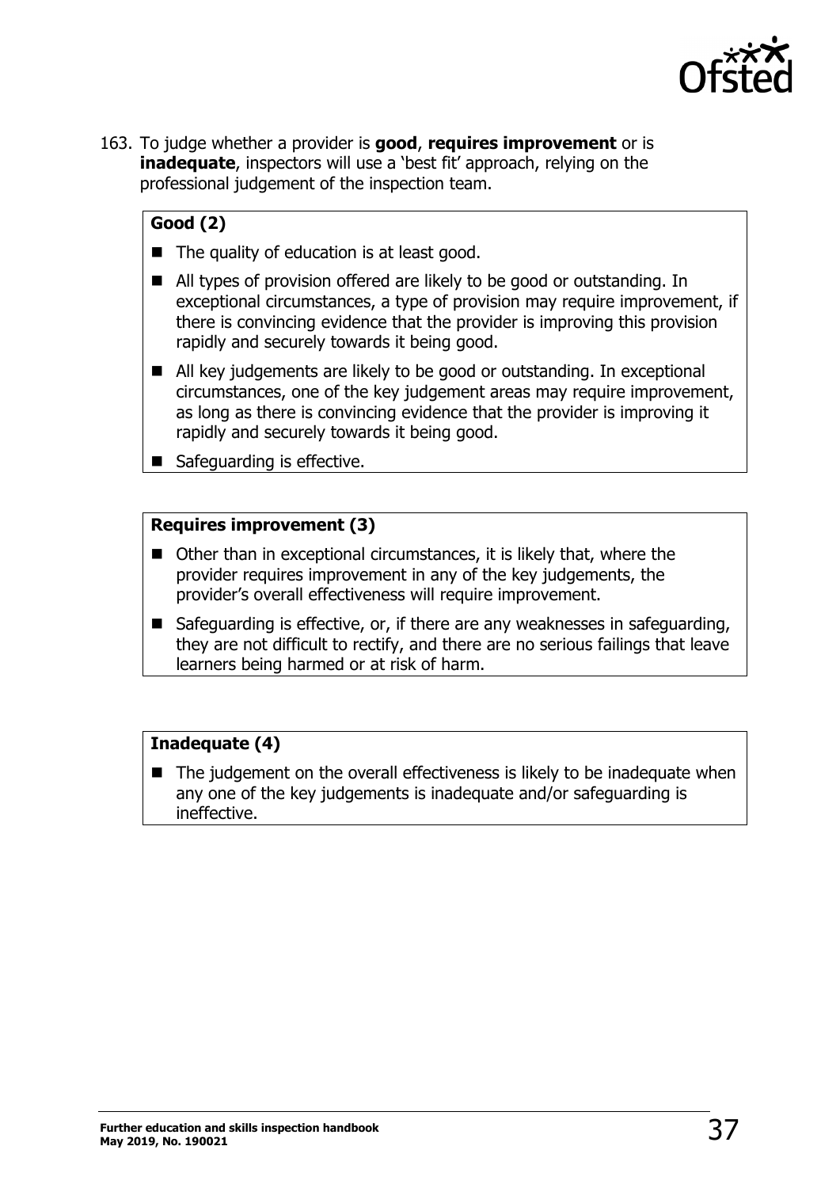163. To judge whether a provider is **good**, **requires improvement** or is **inadequate**, inspectors will use a 'best fit' approach, relying on the professional judgement of the inspection team.

**Good (2)**

- The quality of education is at least good.
- All types of provision offered are likely to be good or outstanding. In exceptional circumstances, a type of provision may require improvement, if there is convincing evidence that the provider is improving this provision rapidly and securely towards it being good.
- All key judgements are likely to be good or outstanding. In exceptional circumstances, one of the key judgement areas may require improvement, as long as there is convincing evidence that the provider is improving it rapidly and securely towards it being good.
- Safeguarding is effective.

**Requires improvement (3)**

- Other than in exceptional circumstances, it is likely that, where the provider requires improvement in any of the key judgements, the provider's overall effectiveness will require improvement.
- Safeguarding is effective, or, if there are any weaknesses in safeguarding, they are not difficult to rectify, and there are no serious failings that leave learners being harmed or at risk of harm.

**Inadequate (4)**

- The judgement on the overall effectiveness is likely to be inadequate when any one of the key judgements is inadequate and/or safeguarding is ineffective.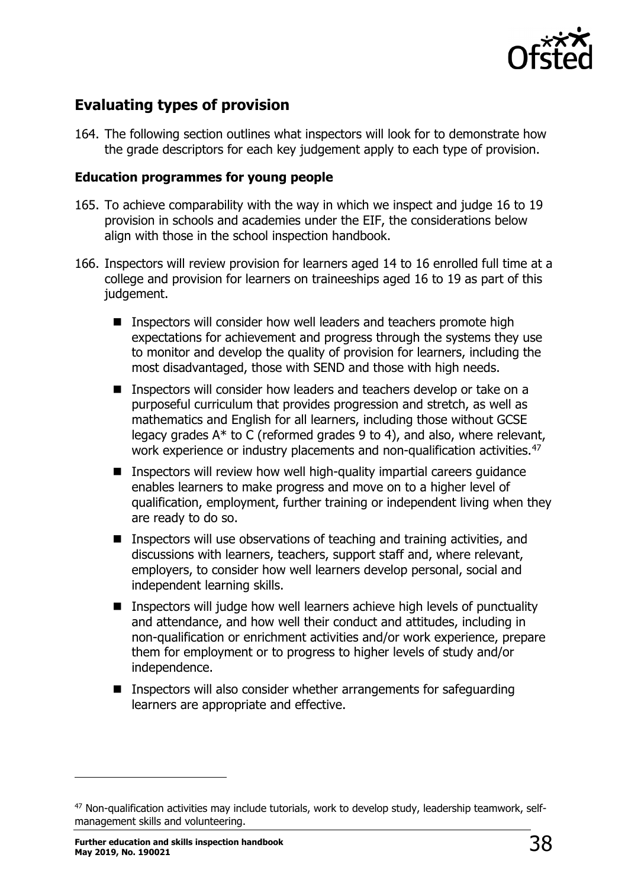## Evaluating types of provision

164. The following section outlines what inspectors will look for to demonstrate how the grade descriptors for each key judgement apply to each type of provision.

### Education programmes for young people

165. To achieve comparability with the way in which we inspect and judge 16 to 19 provision in schools and academies under the EIF, the considerations below align with those in the school inspection handbook.

166. Inspectors will review provision for learners aged 14 to 16 enrolled full time at a college and provision for learners on traineeships aged 16 to 19 as part of this judgement.

    - Inspectors will consider how well leaders and teachers promote high expectations for achievement and progress through the systems they use to monitor and develop the quality of provision for learners, including the most disadvantaged, those with SEND and those with high needs.
    - Inspectors will consider how leaders and teachers develop or take on a purposeful curriculum that provides progression and stretch, as well as mathematics and English for all learners, including those without GCSE legacy grades A* to C (reformed grades 9 to 4), and also, where relevant, work experience or industry placements and non-qualification activities.[47]
    - Inspectors will review how well high-quality impartial careers guidance enables learners to make progress and move on to a higher level of qualification, employment, further training or independent living when they are ready to do so.
    - Inspectors will use observations of teaching and training activities, and discussions with learners, teachers, support staff and, where relevant, employers, to consider how well learners develop personal, social and independent learning skills.
    - Inspectors will judge how well learners achieve high levels of punctuality and attendance, and how well their conduct and attitudes, including in non-qualification or enrichment activities and/or work experience, prepare them for employment or to progress to higher levels of study and/or independence.
    - Inspectors will also consider whether arrangements for safeguarding learners are appropriate and effective.

[47] Non-qualification activities may include tutorials, work to develop study, leadership teamwork, self-management skills and volunteering.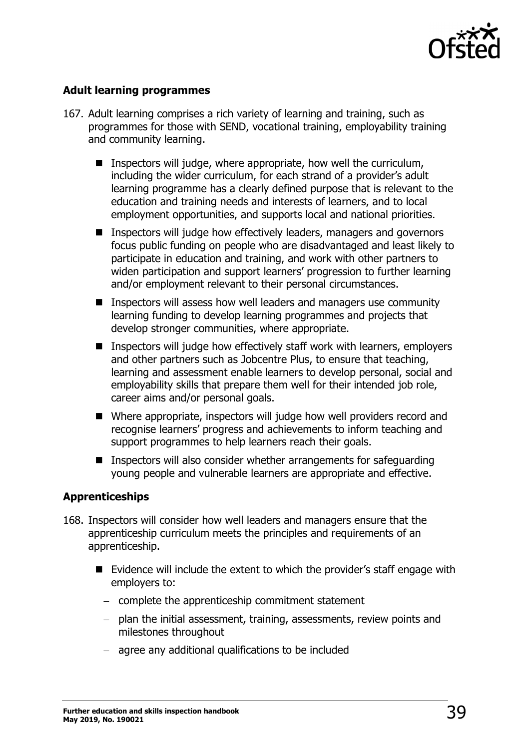### Adult learning programmes

167. Adult learning comprises a rich variety of learning and training, such as programmes for those with SEND, vocational training, employability training and community learning.

   - Inspectors will judge, where appropriate, how well the curriculum, including the wider curriculum, for each strand of a provider's adult learning programme has a clearly defined purpose that is relevant to the education and training needs and interests of learners, and to local employment opportunities, and supports local and national priorities.
   - Inspectors will judge how effectively leaders, managers and governors focus public funding on people who are disadvantaged and least likely to participate in education and training, and work with other partners to widen participation and support learners' progression to further learning and/or employment relevant to their personal circumstances.
   - Inspectors will assess how well leaders and managers use community learning funding to develop learning programmes and projects that develop stronger communities, where appropriate.
   - Inspectors will judge how effectively staff work with learners, employers and other partners such as Jobcentre Plus, to ensure that teaching, learning and assessment enable learners to develop personal, social and employability skills that prepare them well for their intended job role, career aims and/or personal goals.
   - Where appropriate, inspectors will judge how well providers record and recognise learners' progress and achievements to inform teaching and support programmes to help learners reach their goals.
   - Inspectors will also consider whether arrangements for safeguarding young people and vulnerable learners are appropriate and effective.

### Apprenticeships

168. Inspectors will consider how well leaders and managers ensure that the apprenticeship curriculum meets the principles and requirements of an apprenticeship.

   - Evidence will include the extent to which the provider's staff engage with employers to:
     - complete the apprenticeship commitment statement
     - plan the initial assessment, training, assessments, review points and milestones throughout
     - agree any additional qualifications to be included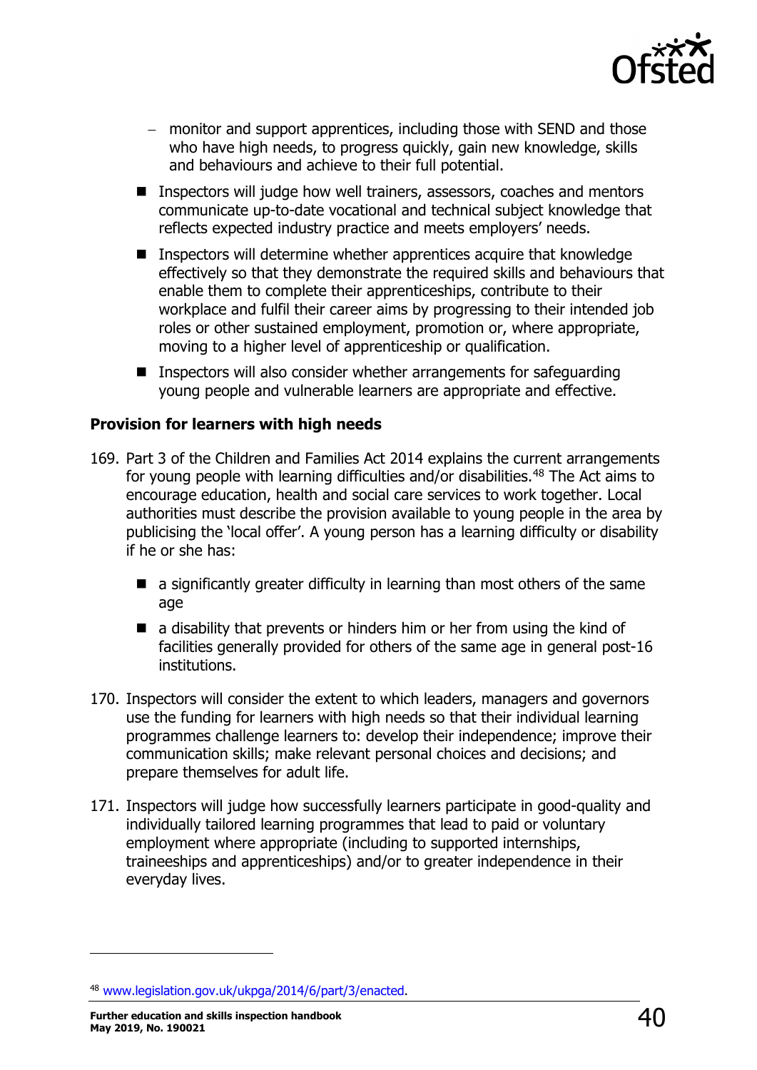- monitor and support apprentices, including those with SEND and those who have high needs, to progress quickly, gain new knowledge, skills and behaviours and achieve to their full potential.

- Inspectors will judge how well trainers, assessors, coaches and mentors communicate up-to-date vocational and technical subject knowledge that reflects expected industry practice and meets employers' needs.
- Inspectors will determine whether apprentices acquire that knowledge effectively so that they demonstrate the required skills and behaviours that enable them to complete their apprenticeships, contribute to their workplace and fulfil their career aims by progressing to their intended job roles or other sustained employment, promotion or, where appropriate, moving to a higher level of apprenticeship or qualification.
- Inspectors will also consider whether arrangements for safeguarding young people and vulnerable learners are appropriate and effective.

**Provision for learners with high needs**

169. Part 3 of the Children and Families Act 2014 explains the current arrangements for young people with learning difficulties and/or disabilities.[48] The Act aims to encourage education, health and social care services to work together. Local authorities must describe the provision available to young people in the area by publicising the 'local offer'. A young person has a learning difficulty or disability if he or she has:

    - a significantly greater difficulty in learning than most others of the same age
    - a disability that prevents or hinders him or her from using the kind of facilities generally provided for others of the same age in general post-16 institutions.

170. Inspectors will consider the extent to which leaders, managers and governors use the funding for learners with high needs so that their individual learning programmes challenge learners to: develop their independence; improve their communication skills; make relevant personal choices and decisions; and prepare themselves for adult life.

171. Inspectors will judge how successfully learners participate in good-quality and individually tailored learning programmes that lead to paid or voluntary employment where appropriate (including to supported internships, traineeships and apprenticeships) and/or to greater independence in their everyday lives.

[48] www.legislation.gov.uk/ukpga/2014/6/part/3/enacted.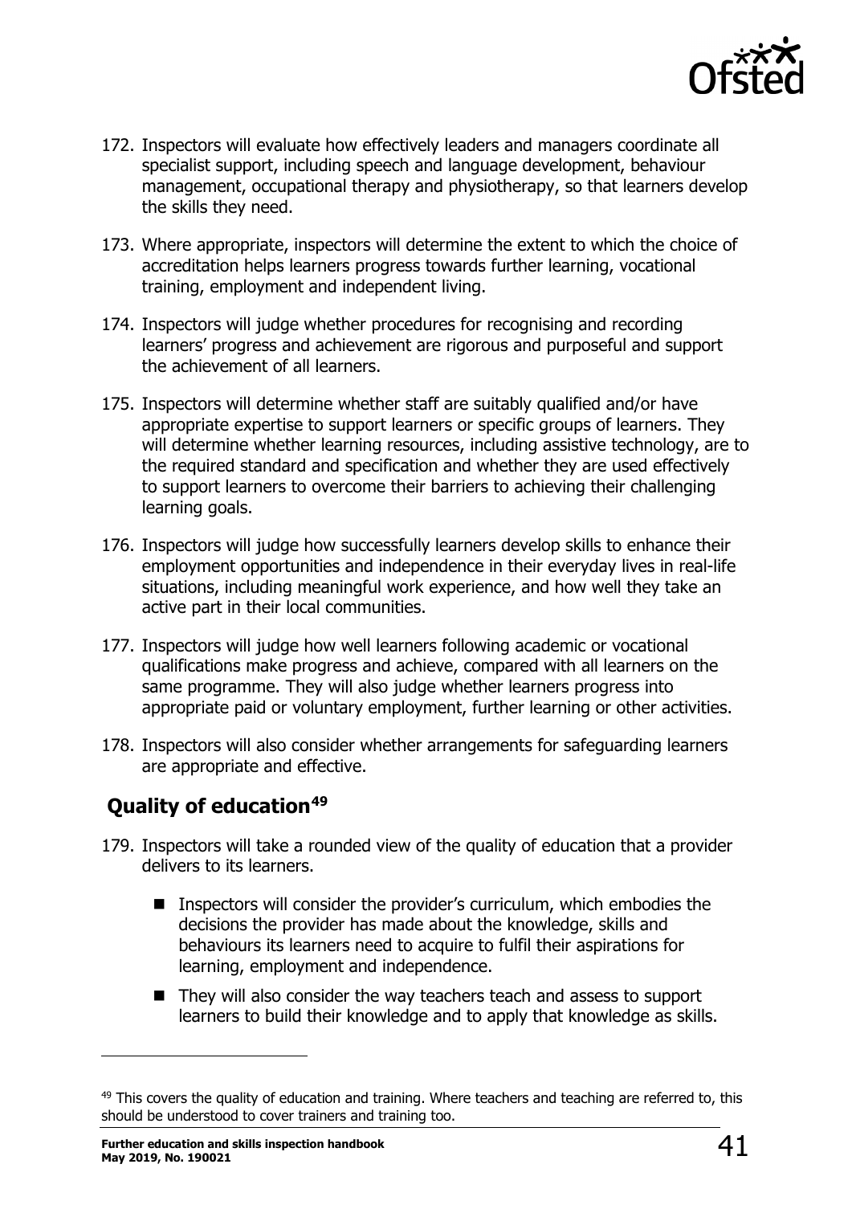172. Inspectors will evaluate how effectively leaders and managers coordinate all specialist support, including speech and language development, behaviour management, occupational therapy and physiotherapy, so that learners develop the skills they need.

173. Where appropriate, inspectors will determine the extent to which the choice of accreditation helps learners progress towards further learning, vocational training, employment and independent living.

174. Inspectors will judge whether procedures for recognising and recording learners' progress and achievement are rigorous and purposeful and support the achievement of all learners.

175. Inspectors will determine whether staff are suitably qualified and/or have appropriate expertise to support learners or specific groups of learners. They will determine whether learning resources, including assistive technology, are to the required standard and specification and whether they are used effectively to support learners to overcome their barriers to achieving their challenging learning goals.

176. Inspectors will judge how successfully learners develop skills to enhance their employment opportunities and independence in their everyday lives in real-life situations, including meaningful work experience, and how well they take an active part in their local communities.

177. Inspectors will judge how well learners following academic or vocational qualifications make progress and achieve, compared with all learners on the same programme. They will also judge whether learners progress into appropriate paid or voluntary employment, further learning or other activities.

178. Inspectors will also consider whether arrangements for safeguarding learners are appropriate and effective.

## Quality of education[49]

179. Inspectors will take a rounded view of the quality of education that a provider delivers to its learners.

   - Inspectors will consider the provider's curriculum, which embodies the decisions the provider has made about the knowledge, skills and behaviours its learners need to acquire to fulfil their aspirations for learning, employment and independence.
   - They will also consider the way teachers teach and assess to support learners to build their knowledge and to apply that knowledge as skills.

---

[49] This covers the quality of education and training. Where teachers and teaching are referred to, this should be understood to cover trainers and training too.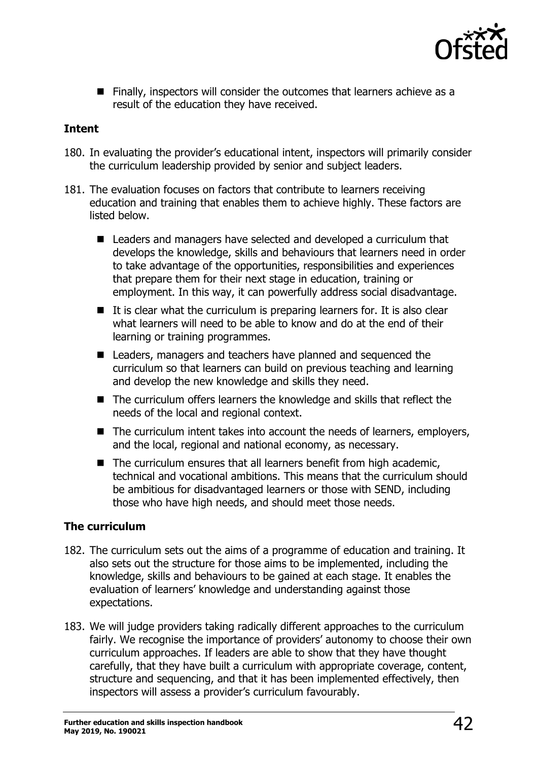- Finally, inspectors will consider the outcomes that learners achieve as a result of the education they have received.

### Intent

180. In evaluating the provider's educational intent, inspectors will primarily consider the curriculum leadership provided by senior and subject leaders.

181. The evaluation focuses on factors that contribute to learners receiving education and training that enables them to achieve highly. These factors are listed below.

    - Leaders and managers have selected and developed a curriculum that develops the knowledge, skills and behaviours that learners need in order to take advantage of the opportunities, responsibilities and experiences that prepare them for their next stage in education, training or employment. In this way, it can powerfully address social disadvantage.
    - It is clear what the curriculum is preparing learners for. It is also clear what learners will need to be able to know and do at the end of their learning or training programmes.
    - Leaders, managers and teachers have planned and sequenced the curriculum so that learners can build on previous teaching and learning and develop the new knowledge and skills they need.
    - The curriculum offers learners the knowledge and skills that reflect the needs of the local and regional context.
    - The curriculum intent takes into account the needs of learners, employers, and the local, regional and national economy, as necessary.
    - The curriculum ensures that all learners benefit from high academic, technical and vocational ambitions. This means that the curriculum should be ambitious for disadvantaged learners or those with SEND, including those who have high needs, and should meet those needs.

### The curriculum

182. The curriculum sets out the aims of a programme of education and training. It also sets out the structure for those aims to be implemented, including the knowledge, skills and behaviours to be gained at each stage. It enables the evaluation of learners' knowledge and understanding against those expectations.

183. We will judge providers taking radically different approaches to the curriculum fairly. We recognise the importance of providers' autonomy to choose their own curriculum approaches. If leaders are able to show that they have thought carefully, that they have built a curriculum with appropriate coverage, content, structure and sequencing, and that it has been implemented effectively, then inspectors will assess a provider's curriculum favourably.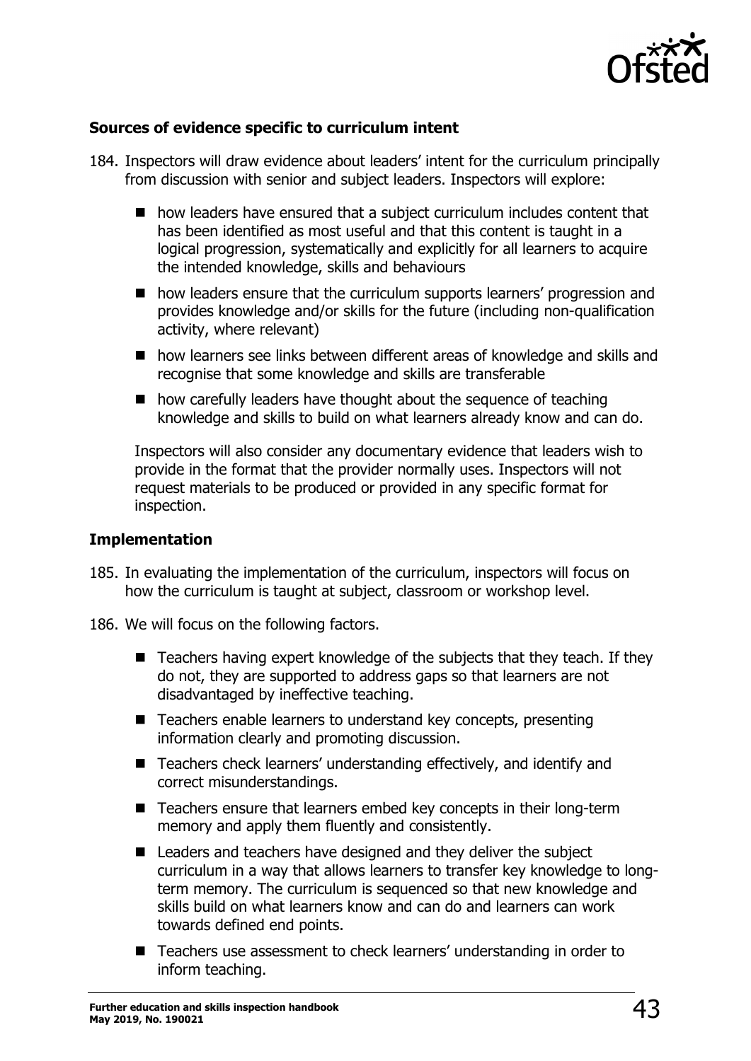### Sources of evidence specific to curriculum intent

184. Inspectors will draw evidence about leaders' intent for the curriculum principally from discussion with senior and subject leaders. Inspectors will explore:

   - how leaders have ensured that a subject curriculum includes content that has been identified as most useful and that this content is taught in a logical progression, systematically and explicitly for all learners to acquire the intended knowledge, skills and behaviours
   - how leaders ensure that the curriculum supports learners' progression and provides knowledge and/or skills for the future (including non-qualification activity, where relevant)
   - how learners see links between different areas of knowledge and skills and recognise that some knowledge and skills are transferable
   - how carefully leaders have thought about the sequence of teaching knowledge and skills to build on what learners already know and can do.

   Inspectors will also consider any documentary evidence that leaders wish to provide in the format that the provider normally uses. Inspectors will not request materials to be produced or provided in any specific format for inspection.

### Implementation

185. In evaluating the implementation of the curriculum, inspectors will focus on how the curriculum is taught at subject, classroom or workshop level.

186. We will focus on the following factors.

   - Teachers having expert knowledge of the subjects that they teach. If they do not, they are supported to address gaps so that learners are not disadvantaged by ineffective teaching.
   - Teachers enable learners to understand key concepts, presenting information clearly and promoting discussion.
   - Teachers check learners' understanding effectively, and identify and correct misunderstandings.
   - Teachers ensure that learners embed key concepts in their long-term memory and apply them fluently and consistently.
   - Leaders and teachers have designed and they deliver the subject curriculum in a way that allows learners to transfer key knowledge to long-term memory. The curriculum is sequenced so that new knowledge and skills build on what learners know and can do and learners can work towards defined end points.
   - Teachers use assessment to check learners' understanding in order to inform teaching.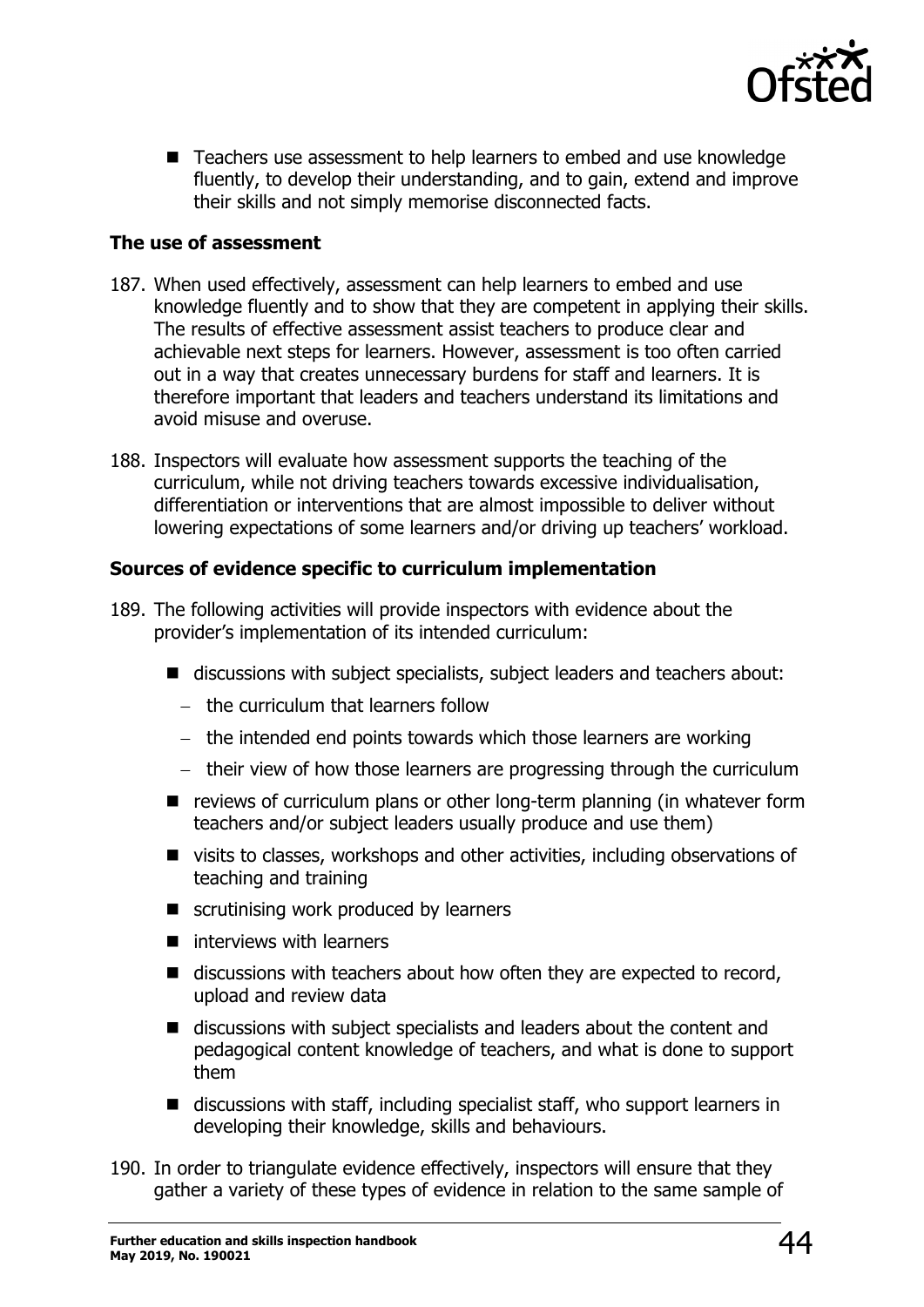- Teachers use assessment to help learners to embed and use knowledge fluently, to develop their understanding, and to gain, extend and improve their skills and not simply memorise disconnected facts.

**The use of assessment**

187. When used effectively, assessment can help learners to embed and use knowledge fluently and to show that they are competent in applying their skills. The results of effective assessment assist teachers to produce clear and achievable next steps for learners. However, assessment is too often carried out in a way that creates unnecessary burdens for staff and learners. It is therefore important that leaders and teachers understand its limitations and avoid misuse and overuse.

188. Inspectors will evaluate how assessment supports the teaching of the curriculum, while not driving teachers towards excessive individualisation, differentiation or interventions that are almost impossible to deliver without lowering expectations of some learners and/or driving up teachers' workload.

**Sources of evidence specific to curriculum implementation**

189. The following activities will provide inspectors with evidence about the provider's implementation of its intended curriculum:

    - discussions with subject specialists, subject leaders and teachers about:
        - the curriculum that learners follow
        - the intended end points towards which those learners are working
        - their view of how those learners are progressing through the curriculum
    - reviews of curriculum plans or other long-term planning (in whatever form teachers and/or subject leaders usually produce and use them)
    - visits to classes, workshops and other activities, including observations of teaching and training
    - scrutinising work produced by learners
    - interviews with learners
    - discussions with teachers about how often they are expected to record, upload and review data
    - discussions with subject specialists and leaders about the content and pedagogical content knowledge of teachers, and what is done to support them
    - discussions with staff, including specialist staff, who support learners in developing their knowledge, skills and behaviours.

190. In order to triangulate evidence effectively, inspectors will ensure that they gather a variety of these types of evidence in relation to the same sample of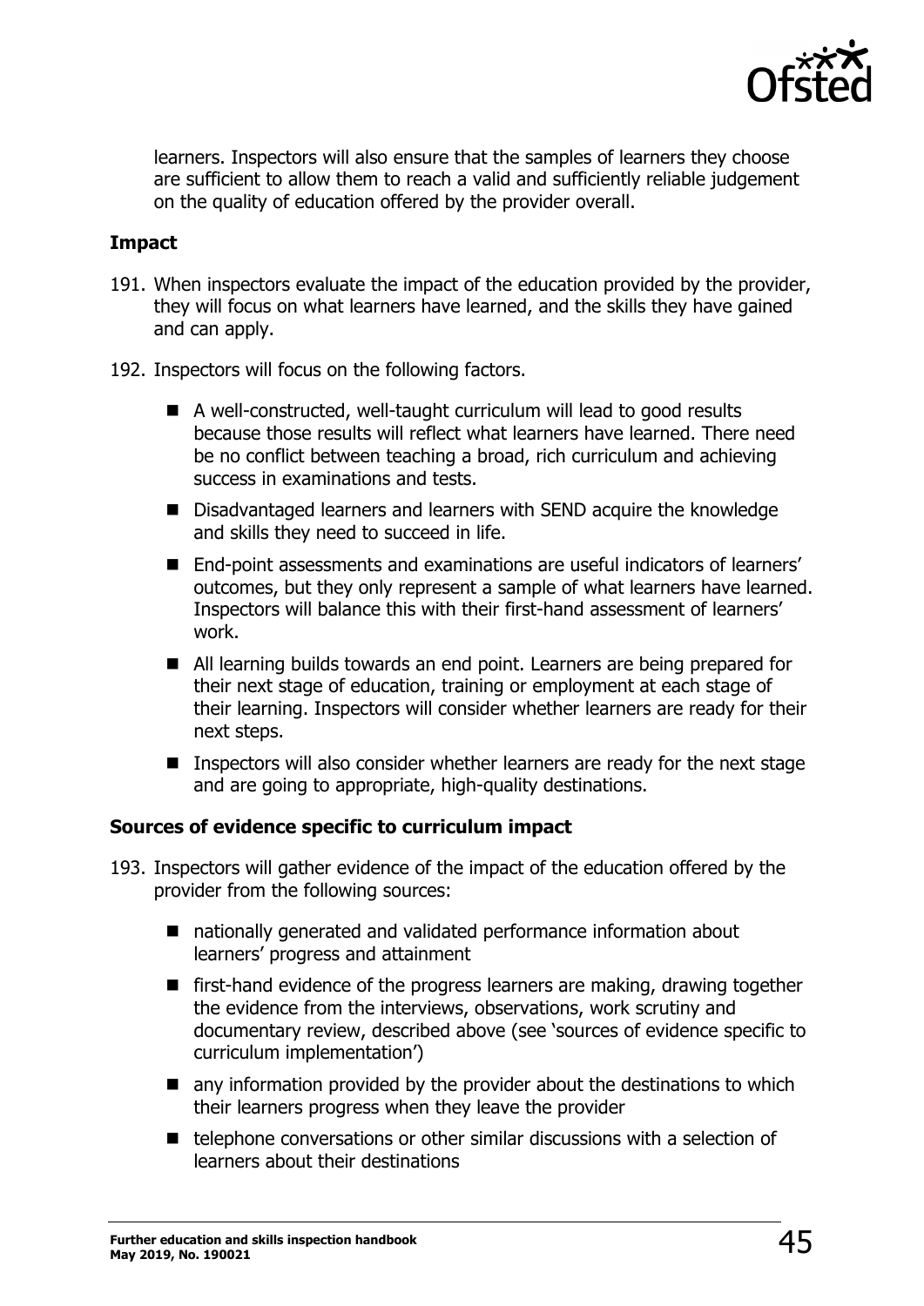learners. Inspectors will also ensure that the samples of learners they choose are sufficient to allow them to reach a valid and sufficiently reliable judgement on the quality of education offered by the provider overall.

### Impact

191. When inspectors evaluate the impact of the education provided by the provider, they will focus on what learners have learned, and the skills they have gained and can apply.

192. Inspectors will focus on the following factors.

- A well-constructed, well-taught curriculum will lead to good results because those results will reflect what learners have learned. There need be no conflict between teaching a broad, rich curriculum and achieving success in examinations and tests.
- Disadvantaged learners and learners with SEND acquire the knowledge and skills they need to succeed in life.
- End-point assessments and examinations are useful indicators of learners' outcomes, but they only represent a sample of what learners have learned. Inspectors will balance this with their first-hand assessment of learners' work.
- All learning builds towards an end point. Learners are being prepared for their next stage of education, training or employment at each stage of their learning. Inspectors will consider whether learners are ready for their next steps.
- Inspectors will also consider whether learners are ready for the next stage and are going to appropriate, high-quality destinations.

### Sources of evidence specific to curriculum impact

193. Inspectors will gather evidence of the impact of the education offered by the provider from the following sources:

- nationally generated and validated performance information about learners' progress and attainment
- first-hand evidence of the progress learners are making, drawing together the evidence from the interviews, observations, work scrutiny and documentary review, described above (see 'sources of evidence specific to curriculum implementation')
- any information provided by the provider about the destinations to which their learners progress when they leave the provider
- telephone conversations or other similar discussions with a selection of learners about their destinations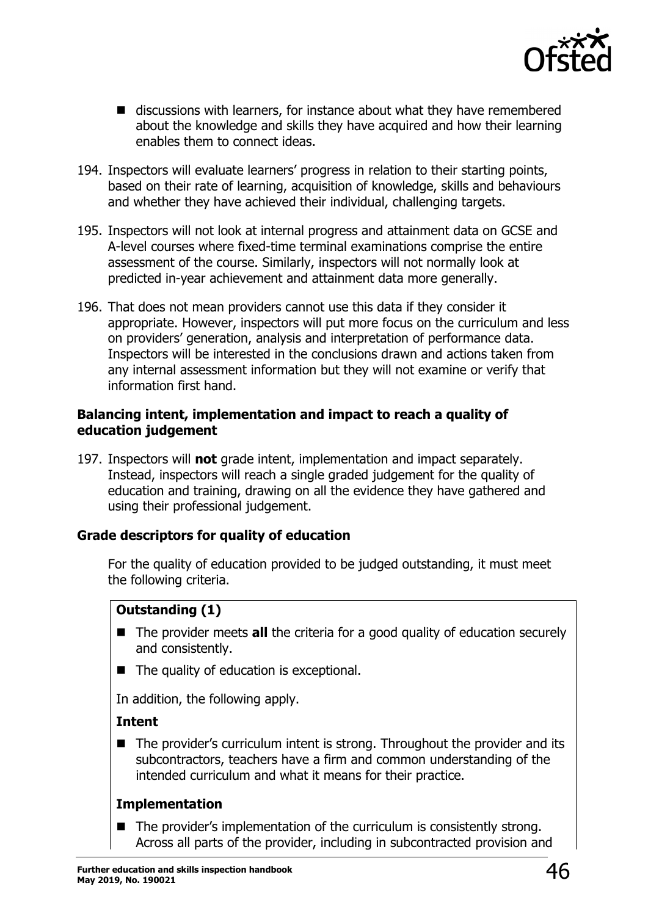- discussions with learners, for instance about what they have remembered about the knowledge and skills they have acquired and how their learning enables them to connect ideas.

194. Inspectors will evaluate learners' progress in relation to their starting points, based on their rate of learning, acquisition of knowledge, skills and behaviours and whether they have achieved their individual, challenging targets.

195. Inspectors will not look at internal progress and attainment data on GCSE and A-level courses where fixed-time terminal examinations comprise the entire assessment of the course. Similarly, inspectors will not normally look at predicted in-year achievement and attainment data more generally.

196. That does not mean providers cannot use this data if they consider it appropriate. However, inspectors will put more focus on the curriculum and less on providers' generation, analysis and interpretation of performance data. Inspectors will be interested in the conclusions drawn and actions taken from any internal assessment information but they will not examine or verify that information first hand.

**Balancing intent, implementation and impact to reach a quality of education judgement**

197. Inspectors will **not** grade intent, implementation and impact separately. Instead, inspectors will reach a single graded judgement for the quality of education and training, drawing on all the evidence they have gathered and using their professional judgement.

**Grade descriptors for quality of education**

For the quality of education provided to be judged outstanding, it must meet the following criteria.

**Outstanding (1)**

- The provider meets **all** the criteria for a good quality of education securely and consistently.
- The quality of education is exceptional.

In addition, the following apply.

**Intent**

- The provider's curriculum intent is strong. Throughout the provider and its subcontractors, teachers have a firm and common understanding of the intended curriculum and what it means for their practice.

**Implementation**

- The provider's implementation of the curriculum is consistently strong. Across all parts of the provider, including in subcontracted provision and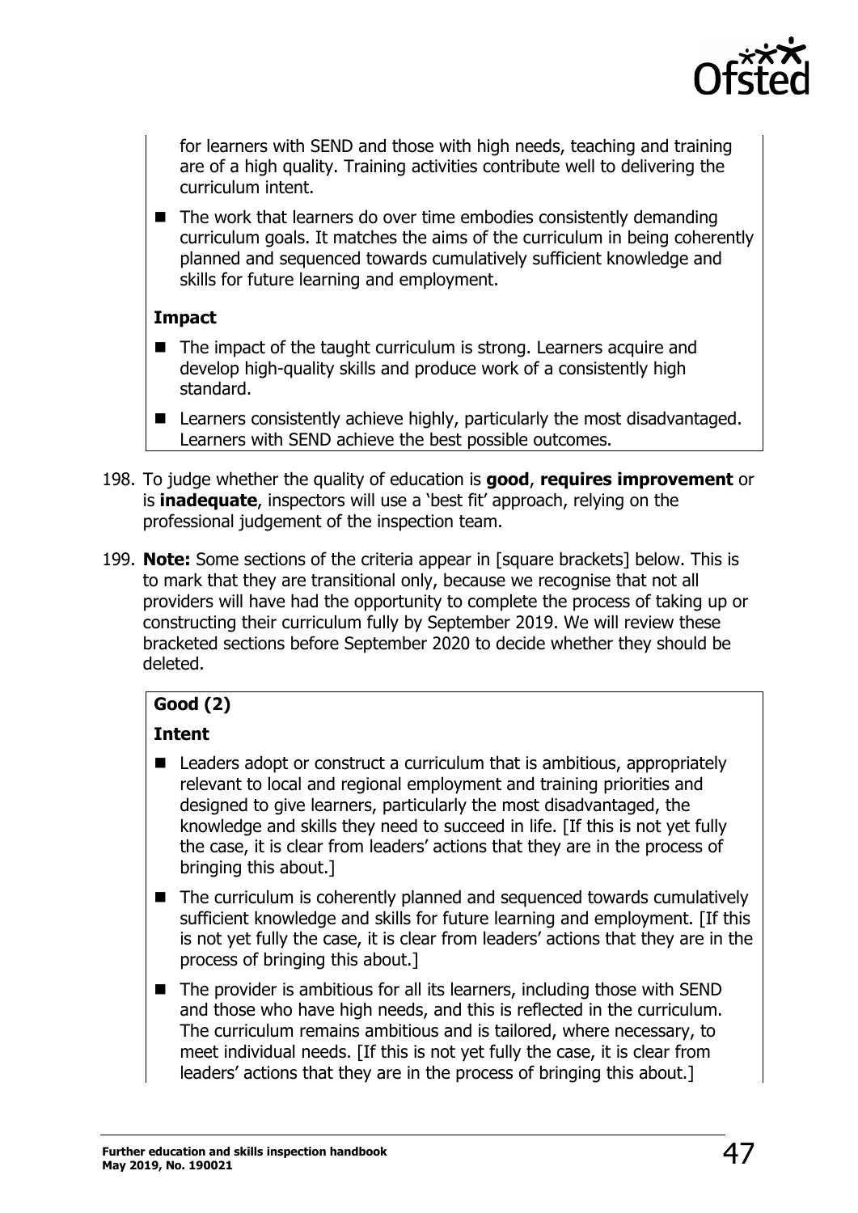for learners with SEND and those with high needs, teaching and training are of a high quality. Training activities contribute well to delivering the curriculum intent.

- The work that learners do over time embodies consistently demanding curriculum goals. It matches the aims of the curriculum in being coherently planned and sequenced towards cumulatively sufficient knowledge and skills for future learning and employment.

**Impact**

- The impact of the taught curriculum is strong. Learners acquire and develop high-quality skills and produce work of a consistently high standard.
- Learners consistently achieve highly, particularly the most disadvantaged. Learners with SEND achieve the best possible outcomes.

198. To judge whether the quality of education is **good**, **requires improvement** or is **inadequate**, inspectors will use a 'best fit' approach, relying on the professional judgement of the inspection team.

199. **Note:** Some sections of the criteria appear in [square brackets] below. This is to mark that they are transitional only, because we recognise that not all providers will have had the opportunity to complete the process of taking up or constructing their curriculum fully by September 2019. We will review these bracketed sections before September 2020 to decide whether they should be deleted.

**Good (2)**

**Intent**

- Leaders adopt or construct a curriculum that is ambitious, appropriately relevant to local and regional employment and training priorities and designed to give learners, particularly the most disadvantaged, the knowledge and skills they need to succeed in life. [If this is not yet fully the case, it is clear from leaders' actions that they are in the process of bringing this about.]
- The curriculum is coherently planned and sequenced towards cumulatively sufficient knowledge and skills for future learning and employment. [If this is not yet fully the case, it is clear from leaders' actions that they are in the process of bringing this about.]
- The provider is ambitious for all its learners, including those with SEND and those who have high needs, and this is reflected in the curriculum. The curriculum remains ambitious and is tailored, where necessary, to meet individual needs. [If this is not yet fully the case, it is clear from leaders' actions that they are in the process of bringing this about.]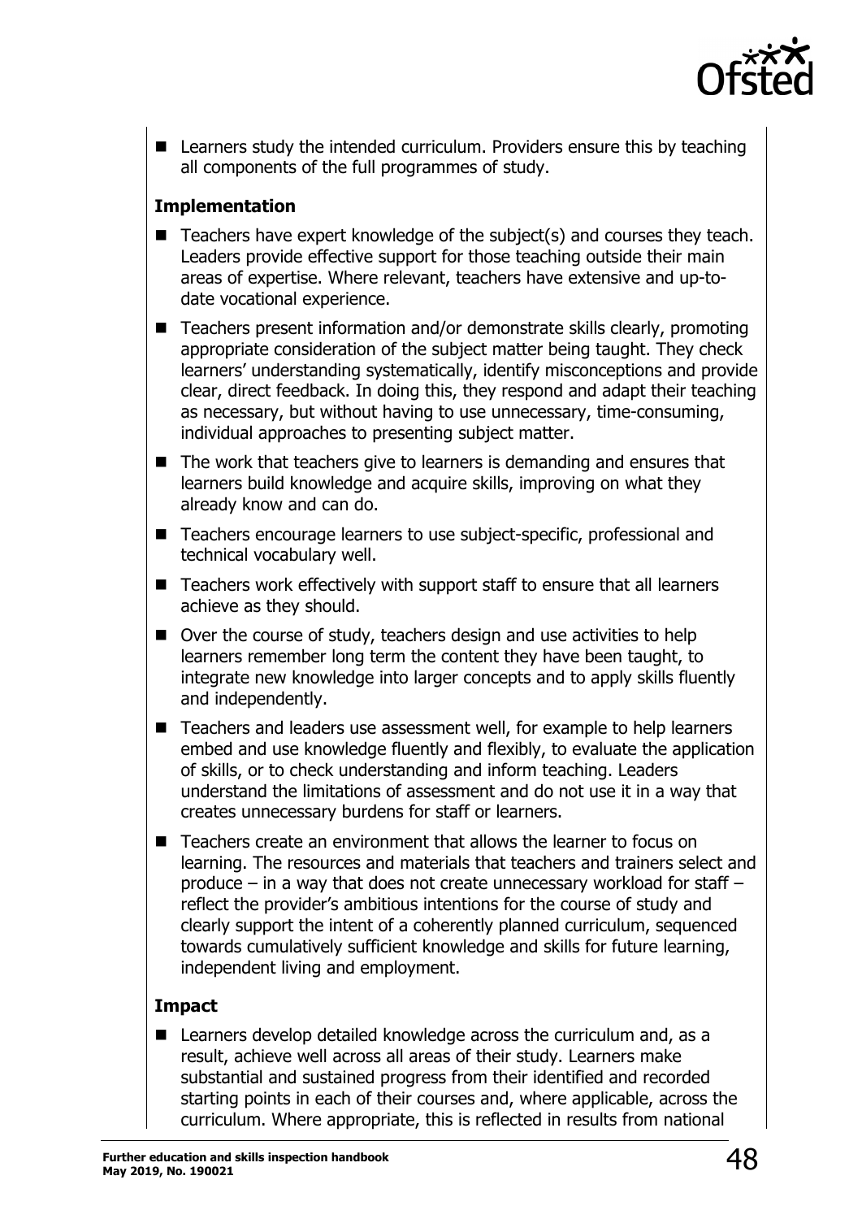- Learners study the intended curriculum. Providers ensure this by teaching all components of the full programmes of study.

**Implementation**

- Teachers have expert knowledge of the subject(s) and courses they teach. Leaders provide effective support for those teaching outside their main areas of expertise. Where relevant, teachers have extensive and up-to-date vocational experience.
- Teachers present information and/or demonstrate skills clearly, promoting appropriate consideration of the subject matter being taught. They check learners' understanding systematically, identify misconceptions and provide clear, direct feedback. In doing this, they respond and adapt their teaching as necessary, but without having to use unnecessary, time-consuming, individual approaches to presenting subject matter.
- The work that teachers give to learners is demanding and ensures that learners build knowledge and acquire skills, improving on what they already know and can do.
- Teachers encourage learners to use subject-specific, professional and technical vocabulary well.
- Teachers work effectively with support staff to ensure that all learners achieve as they should.
- Over the course of study, teachers design and use activities to help learners remember long term the content they have been taught, to integrate new knowledge into larger concepts and to apply skills fluently and independently.
- Teachers and leaders use assessment well, for example to help learners embed and use knowledge fluently and flexibly, to evaluate the application of skills, or to check understanding and inform teaching. Leaders understand the limitations of assessment and do not use it in a way that creates unnecessary burdens for staff or learners.
- Teachers create an environment that allows the learner to focus on learning. The resources and materials that teachers and trainers select and produce – in a way that does not create unnecessary workload for staff – reflect the provider's ambitious intentions for the course of study and clearly support the intent of a coherently planned curriculum, sequenced towards cumulatively sufficient knowledge and skills for future learning, independent living and employment.

**Impact**

- Learners develop detailed knowledge across the curriculum and, as a result, achieve well across all areas of their study. Learners make substantial and sustained progress from their identified and recorded starting points in each of their courses and, where applicable, across the curriculum. Where appropriate, this is reflected in results from national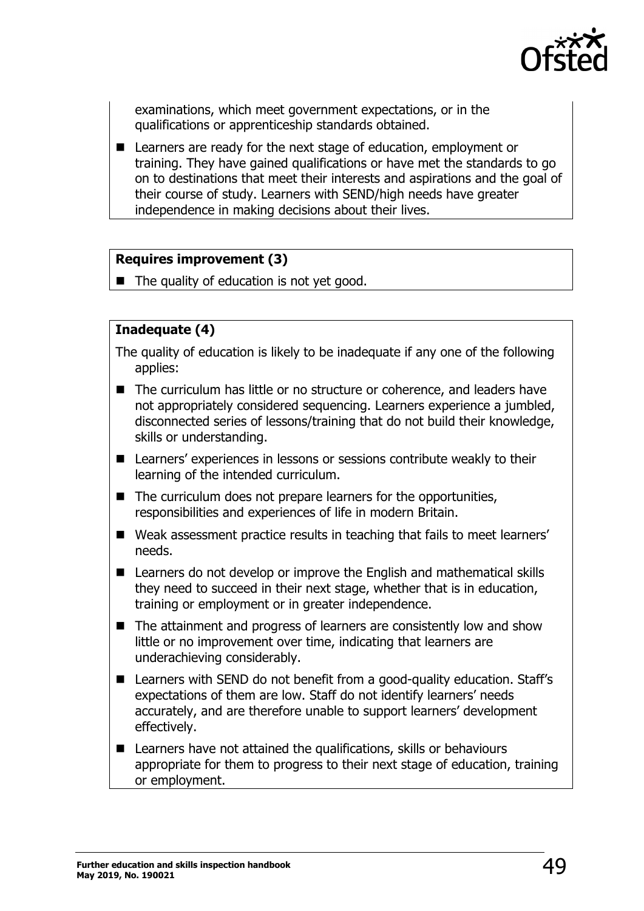examinations, which meet government expectations, or in the qualifications or apprenticeship standards obtained.

- Learners are ready for the next stage of education, employment or training. They have gained qualifications or have met the standards to go on to destinations that meet their interests and aspirations and the goal of their course of study. Learners with SEND/high needs have greater independence in making decisions about their lives.

**Requires improvement (3)**

- The quality of education is not yet good.

**Inadequate (4)**

The quality of education is likely to be inadequate if any one of the following applies:

- The curriculum has little or no structure or coherence, and leaders have not appropriately considered sequencing. Learners experience a jumbled, disconnected series of lessons/training that do not build their knowledge, skills or understanding.
- Learners' experiences in lessons or sessions contribute weakly to their learning of the intended curriculum.
- The curriculum does not prepare learners for the opportunities, responsibilities and experiences of life in modern Britain.
- Weak assessment practice results in teaching that fails to meet learners' needs.
- Learners do not develop or improve the English and mathematical skills they need to succeed in their next stage, whether that is in education, training or employment or in greater independence.
- The attainment and progress of learners are consistently low and show little or no improvement over time, indicating that learners are underachieving considerably.
- Learners with SEND do not benefit from a good-quality education. Staff's expectations of them are low. Staff do not identify learners' needs accurately, and are therefore unable to support learners' development effectively.
- Learners have not attained the qualifications, skills or behaviours appropriate for them to progress to their next stage of education, training or employment.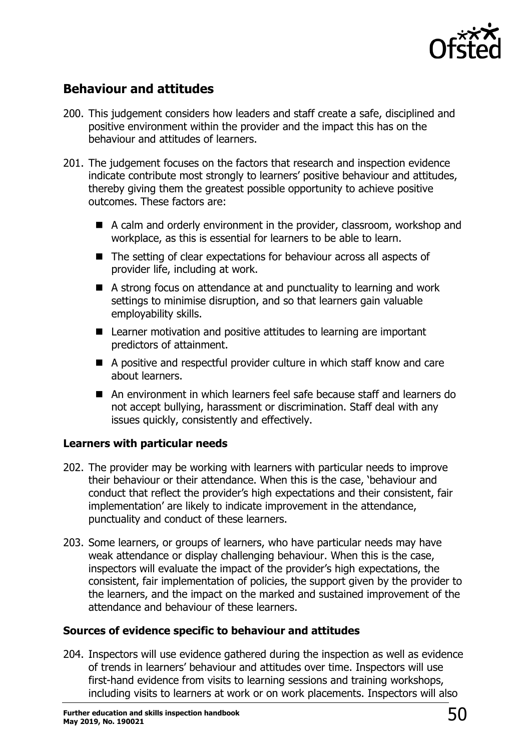## Behaviour and attitudes

200. This judgement considers how leaders and staff create a safe, disciplined and positive environment within the provider and the impact this has on the behaviour and attitudes of learners.

201. The judgement focuses on the factors that research and inspection evidence indicate contribute most strongly to learners' positive behaviour and attitudes, thereby giving them the greatest possible opportunity to achieve positive outcomes. These factors are:

    - A calm and orderly environment in the provider, classroom, workshop and workplace, as this is essential for learners to be able to learn.
    - The setting of clear expectations for behaviour across all aspects of provider life, including at work.
    - A strong focus on attendance at and punctuality to learning and work settings to minimise disruption, and so that learners gain valuable employability skills.
    - Learner motivation and positive attitudes to learning are important predictors of attainment.
    - A positive and respectful provider culture in which staff know and care about learners.
    - An environment in which learners feel safe because staff and learners do not accept bullying, harassment or discrimination. Staff deal with any issues quickly, consistently and effectively.

### Learners with particular needs

202. The provider may be working with learners with particular needs to improve their behaviour or their attendance. When this is the case, 'behaviour and conduct that reflect the provider's high expectations and their consistent, fair implementation' are likely to indicate improvement in the attendance, punctuality and conduct of these learners.

203. Some learners, or groups of learners, who have particular needs may have weak attendance or display challenging behaviour. When this is the case, inspectors will evaluate the impact of the provider's high expectations, the consistent, fair implementation of policies, the support given by the provider to the learners, and the impact on the marked and sustained improvement of the attendance and behaviour of these learners.

### Sources of evidence specific to behaviour and attitudes

204. Inspectors will use evidence gathered during the inspection as well as evidence of trends in learners' behaviour and attitudes over time. Inspectors will use first-hand evidence from visits to learning sessions and training workshops, including visits to learners at work or on work placements. Inspectors will also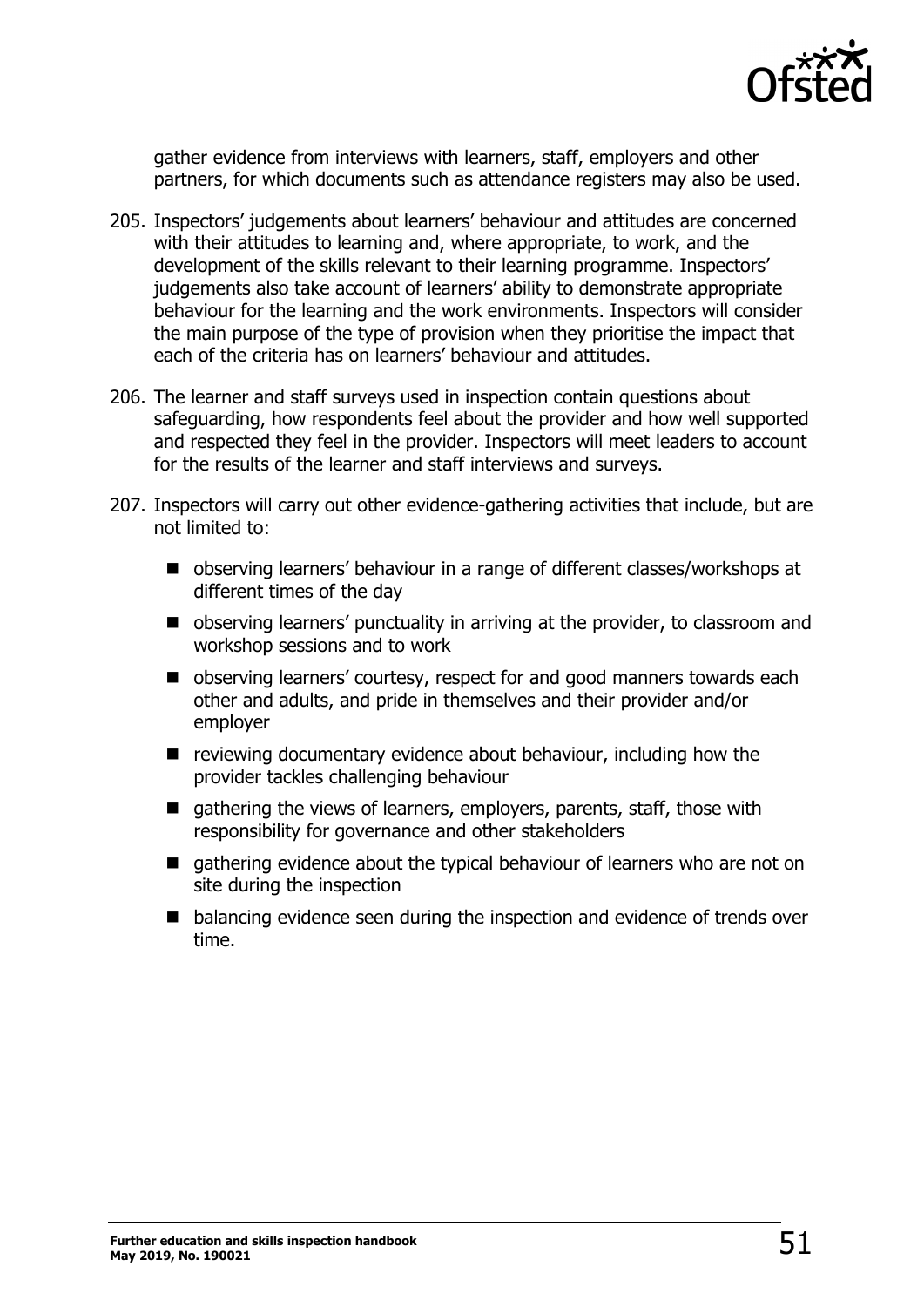gather evidence from interviews with learners, staff, employers and other partners, for which documents such as attendance registers may also be used.

205. Inspectors' judgements about learners' behaviour and attitudes are concerned with their attitudes to learning and, where appropriate, to work, and the development of the skills relevant to their learning programme. Inspectors' judgements also take account of learners' ability to demonstrate appropriate behaviour for the learning and the work environments. Inspectors will consider the main purpose of the type of provision when they prioritise the impact that each of the criteria has on learners' behaviour and attitudes.

206. The learner and staff surveys used in inspection contain questions about safeguarding, how respondents feel about the provider and how well supported and respected they feel in the provider. Inspectors will meet leaders to account for the results of the learner and staff interviews and surveys.

207. Inspectors will carry out other evidence-gathering activities that include, but are not limited to:

    - observing learners' behaviour in a range of different classes/workshops at different times of the day
    - observing learners' punctuality in arriving at the provider, to classroom and workshop sessions and to work
    - observing learners' courtesy, respect for and good manners towards each other and adults, and pride in themselves and their provider and/or employer
    - reviewing documentary evidence about behaviour, including how the provider tackles challenging behaviour
    - gathering the views of learners, employers, parents, staff, those with responsibility for governance and other stakeholders
    - gathering evidence about the typical behaviour of learners who are not on site during the inspection
    - balancing evidence seen during the inspection and evidence of trends over time.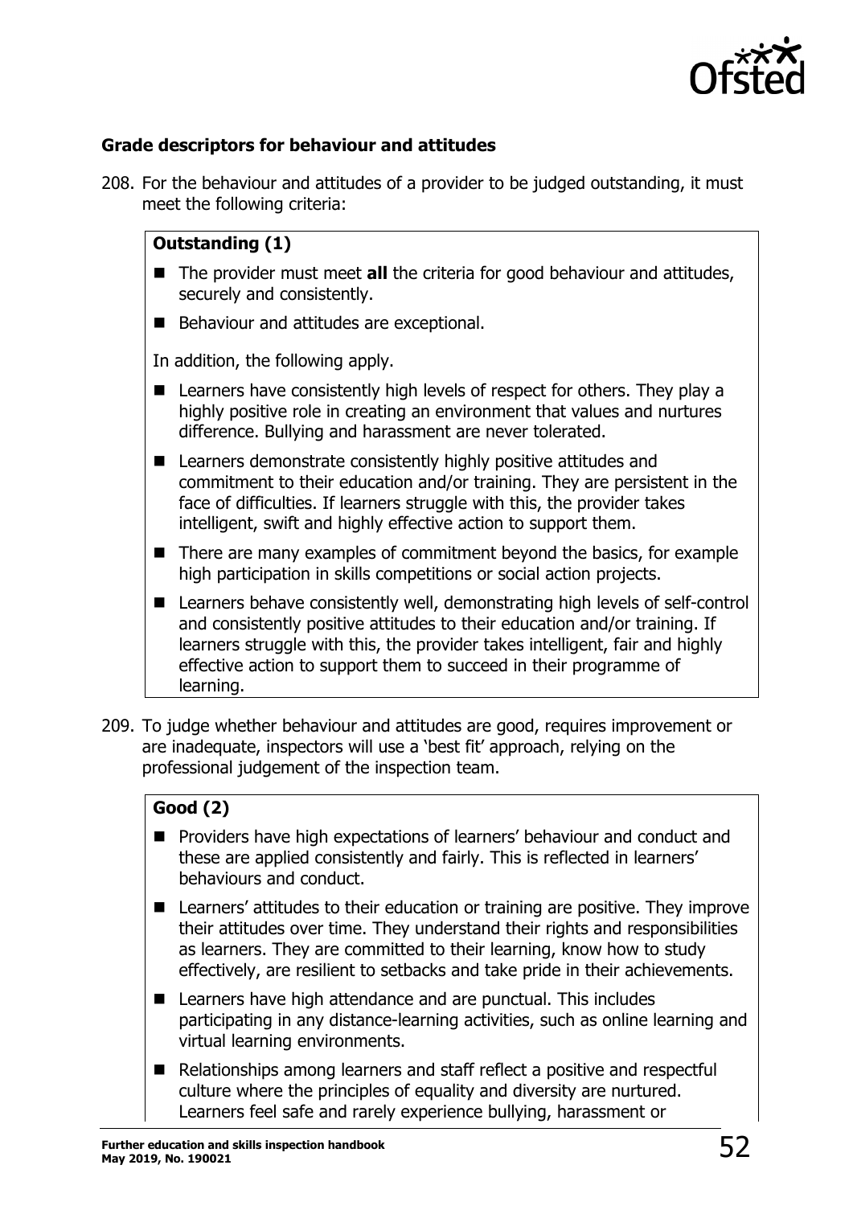### Grade descriptors for behaviour and attitudes

208. For the behaviour and attitudes of a provider to be judged outstanding, it must meet the following criteria:

**Outstanding (1)**

- The provider must meet **all** the criteria for good behaviour and attitudes, securely and consistently.
- Behaviour and attitudes are exceptional.

In addition, the following apply.

- Learners have consistently high levels of respect for others. They play a highly positive role in creating an environment that values and nurtures difference. Bullying and harassment are never tolerated.
- Learners demonstrate consistently highly positive attitudes and commitment to their education and/or training. They are persistent in the face of difficulties. If learners struggle with this, the provider takes intelligent, swift and highly effective action to support them.
- There are many examples of commitment beyond the basics, for example high participation in skills competitions or social action projects.
- Learners behave consistently well, demonstrating high levels of self-control and consistently positive attitudes to their education and/or training. If learners struggle with this, the provider takes intelligent, fair and highly effective action to support them to succeed in their programme of learning.

209. To judge whether behaviour and attitudes are good, requires improvement or are inadequate, inspectors will use a 'best fit' approach, relying on the professional judgement of the inspection team.

**Good (2)**

- Providers have high expectations of learners' behaviour and conduct and these are applied consistently and fairly. This is reflected in learners' behaviours and conduct.
- Learners' attitudes to their education or training are positive. They improve their attitudes over time. They understand their rights and responsibilities as learners. They are committed to their learning, know how to study effectively, are resilient to setbacks and take pride in their achievements.
- Learners have high attendance and are punctual. This includes participating in any distance-learning activities, such as online learning and virtual learning environments.
- Relationships among learners and staff reflect a positive and respectful culture where the principles of equality and diversity are nurtured. Learners feel safe and rarely experience bullying, harassment or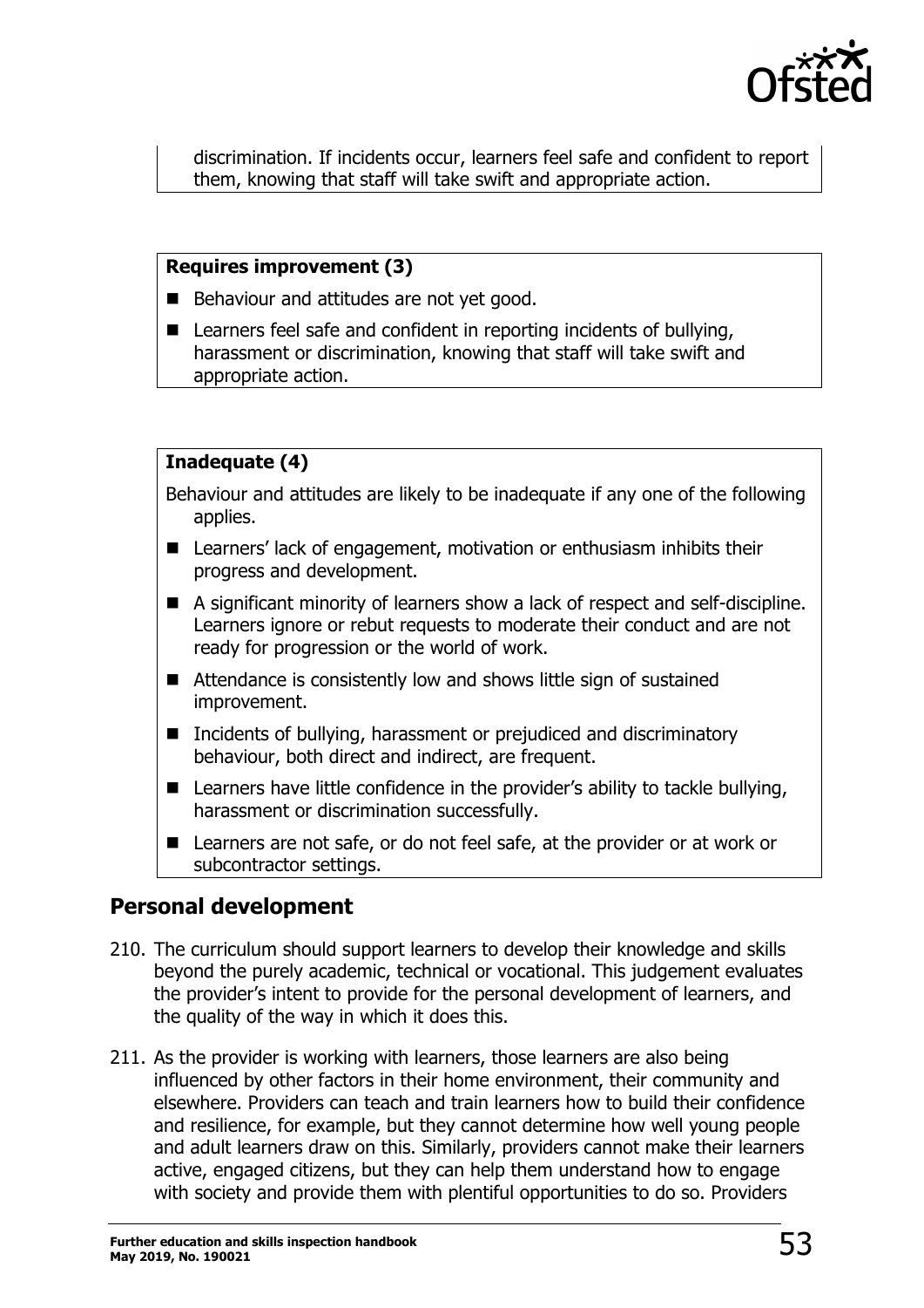discrimination. If incidents occur, learners feel safe and confident to report them, knowing that staff will take swift and appropriate action.

**Requires improvement (3)**

- Behaviour and attitudes are not yet good.
- Learners feel safe and confident in reporting incidents of bullying, harassment or discrimination, knowing that staff will take swift and appropriate action.

**Inadequate (4)**

Behaviour and attitudes are likely to be inadequate if any one of the following applies.

- Learners' lack of engagement, motivation or enthusiasm inhibits their progress and development.
- A significant minority of learners show a lack of respect and self-discipline. Learners ignore or rebut requests to moderate their conduct and are not ready for progression or the world of work.
- Attendance is consistently low and shows little sign of sustained improvement.
- Incidents of bullying, harassment or prejudiced and discriminatory behaviour, both direct and indirect, are frequent.
- Learners have little confidence in the provider's ability to tackle bullying, harassment or discrimination successfully.
- Learners are not safe, or do not feel safe, at the provider or at work or subcontractor settings.

## Personal development

210. The curriculum should support learners to develop their knowledge and skills beyond the purely academic, technical or vocational. This judgement evaluates the provider's intent to provide for the personal development of learners, and the quality of the way in which it does this.

211. As the provider is working with learners, those learners are also being influenced by other factors in their home environment, their community and elsewhere. Providers can teach and train learners how to build their confidence and resilience, for example, but they cannot determine how well young people and adult learners draw on this. Similarly, providers cannot make their learners active, engaged citizens, but they can help them understand how to engage with society and provide them with plentiful opportunities to do so. Providers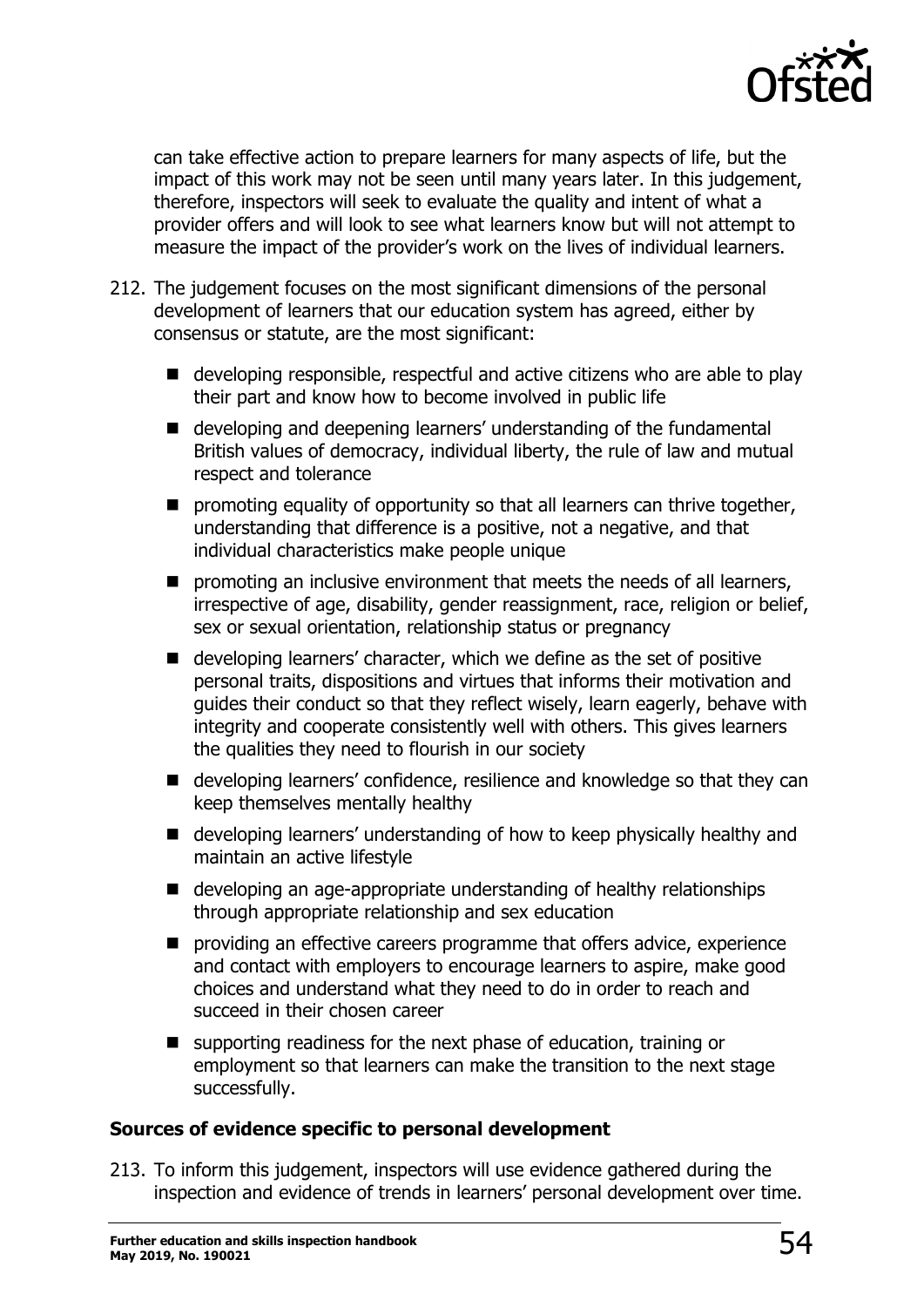can take effective action to prepare learners for many aspects of life, but the impact of this work may not be seen until many years later. In this judgement, therefore, inspectors will seek to evaluate the quality and intent of what a provider offers and will look to see what learners know but will not attempt to measure the impact of the provider's work on the lives of individual learners.

212. The judgement focuses on the most significant dimensions of the personal development of learners that our education system has agreed, either by consensus or statute, are the most significant:

- developing responsible, respectful and active citizens who are able to play their part and know how to become involved in public life
- developing and deepening learners' understanding of the fundamental British values of democracy, individual liberty, the rule of law and mutual respect and tolerance
- promoting equality of opportunity so that all learners can thrive together, understanding that difference is a positive, not a negative, and that individual characteristics make people unique
- promoting an inclusive environment that meets the needs of all learners, irrespective of age, disability, gender reassignment, race, religion or belief, sex or sexual orientation, relationship status or pregnancy
- developing learners' character, which we define as the set of positive personal traits, dispositions and virtues that informs their motivation and guides their conduct so that they reflect wisely, learn eagerly, behave with integrity and cooperate consistently well with others. This gives learners the qualities they need to flourish in our society
- developing learners' confidence, resilience and knowledge so that they can keep themselves mentally healthy
- developing learners' understanding of how to keep physically healthy and maintain an active lifestyle
- developing an age-appropriate understanding of healthy relationships through appropriate relationship and sex education
- providing an effective careers programme that offers advice, experience and contact with employers to encourage learners to aspire, make good choices and understand what they need to do in order to reach and succeed in their chosen career
- supporting readiness for the next phase of education, training or employment so that learners can make the transition to the next stage successfully.

**Sources of evidence specific to personal development**

213. To inform this judgement, inspectors will use evidence gathered during the inspection and evidence of trends in learners' personal development over time.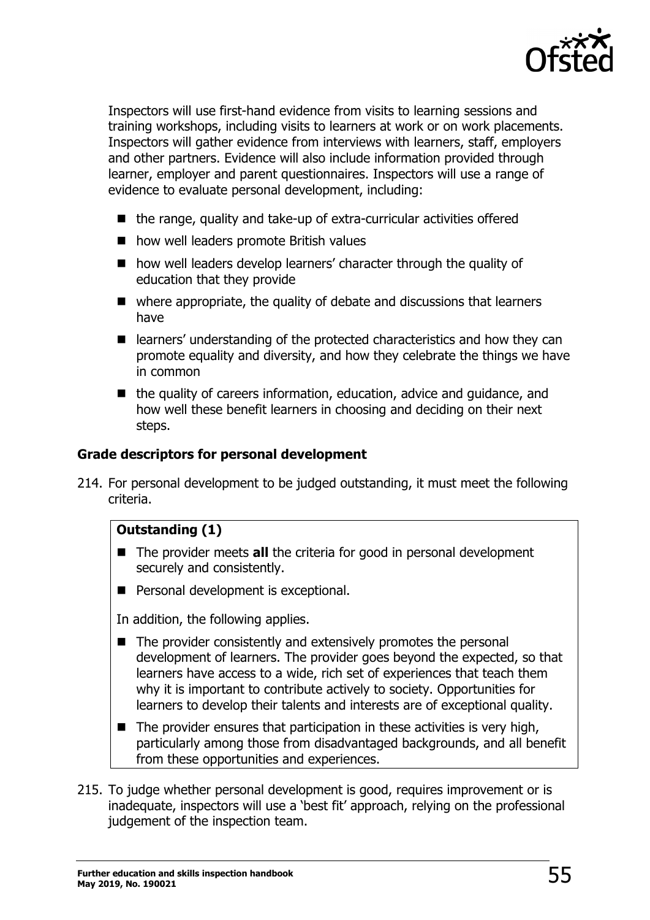Inspectors will use first-hand evidence from visits to learning sessions and training workshops, including visits to learners at work or on work placements. Inspectors will gather evidence from interviews with learners, staff, employers and other partners. Evidence will also include information provided through learner, employer and parent questionnaires. Inspectors will use a range of evidence to evaluate personal development, including:

- the range, quality and take-up of extra-curricular activities offered
- how well leaders promote British values
- how well leaders develop learners' character through the quality of education that they provide
- where appropriate, the quality of debate and discussions that learners have
- learners' understanding of the protected characteristics and how they can promote equality and diversity, and how they celebrate the things we have in common
- the quality of careers information, education, advice and guidance, and how well these benefit learners in choosing and deciding on their next steps.

### Grade descriptors for personal development

214. For personal development to be judged outstanding, it must meet the following criteria.

**Outstanding (1)**

- The provider meets **all** the criteria for good in personal development securely and consistently.
- Personal development is exceptional.

In addition, the following applies.

- The provider consistently and extensively promotes the personal development of learners. The provider goes beyond the expected, so that learners have access to a wide, rich set of experiences that teach them why it is important to contribute actively to society. Opportunities for learners to develop their talents and interests are of exceptional quality.
- The provider ensures that participation in these activities is very high, particularly among those from disadvantaged backgrounds, and all benefit from these opportunities and experiences.

215. To judge whether personal development is good, requires improvement or is inadequate, inspectors will use a 'best fit' approach, relying on the professional judgement of the inspection team.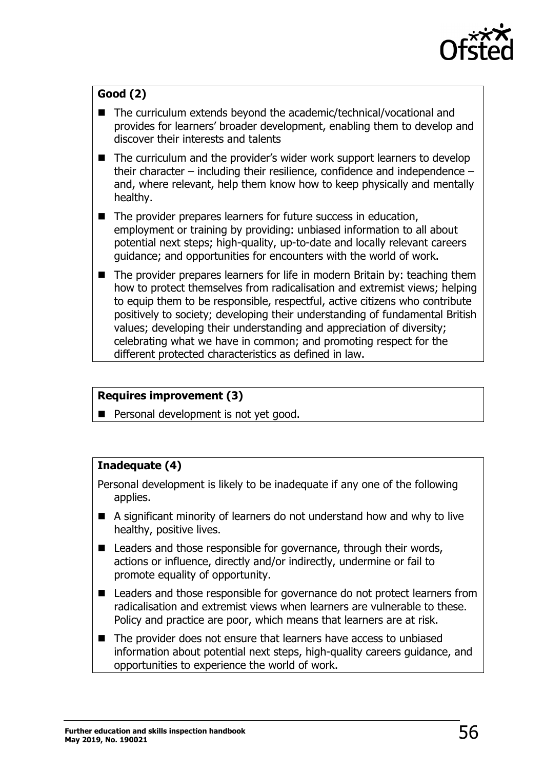**Good (2)**

- The curriculum extends beyond the academic/technical/vocational and provides for learners' broader development, enabling them to develop and discover their interests and talents
- The curriculum and the provider's wider work support learners to develop their character – including their resilience, confidence and independence – and, where relevant, help them know how to keep physically and mentally healthy.
- The provider prepares learners for future success in education, employment or training by providing: unbiased information to all about potential next steps; high-quality, up-to-date and locally relevant careers guidance; and opportunities for encounters with the world of work.
- The provider prepares learners for life in modern Britain by: teaching them how to protect themselves from radicalisation and extremist views; helping to equip them to be responsible, respectful, active citizens who contribute positively to society; developing their understanding of fundamental British values; developing their understanding and appreciation of diversity; celebrating what we have in common; and promoting respect for the different protected characteristics as defined in law.

**Requires improvement (3)**

- Personal development is not yet good.

**Inadequate (4)**

Personal development is likely to be inadequate if any one of the following applies.

- A significant minority of learners do not understand how and why to live healthy, positive lives.
- Leaders and those responsible for governance, through their words, actions or influence, directly and/or indirectly, undermine or fail to promote equality of opportunity.
- Leaders and those responsible for governance do not protect learners from radicalisation and extremist views when learners are vulnerable to these. Policy and practice are poor, which means that learners are at risk.
- The provider does not ensure that learners have access to unbiased information about potential next steps, high-quality careers guidance, and opportunities to experience the world of work.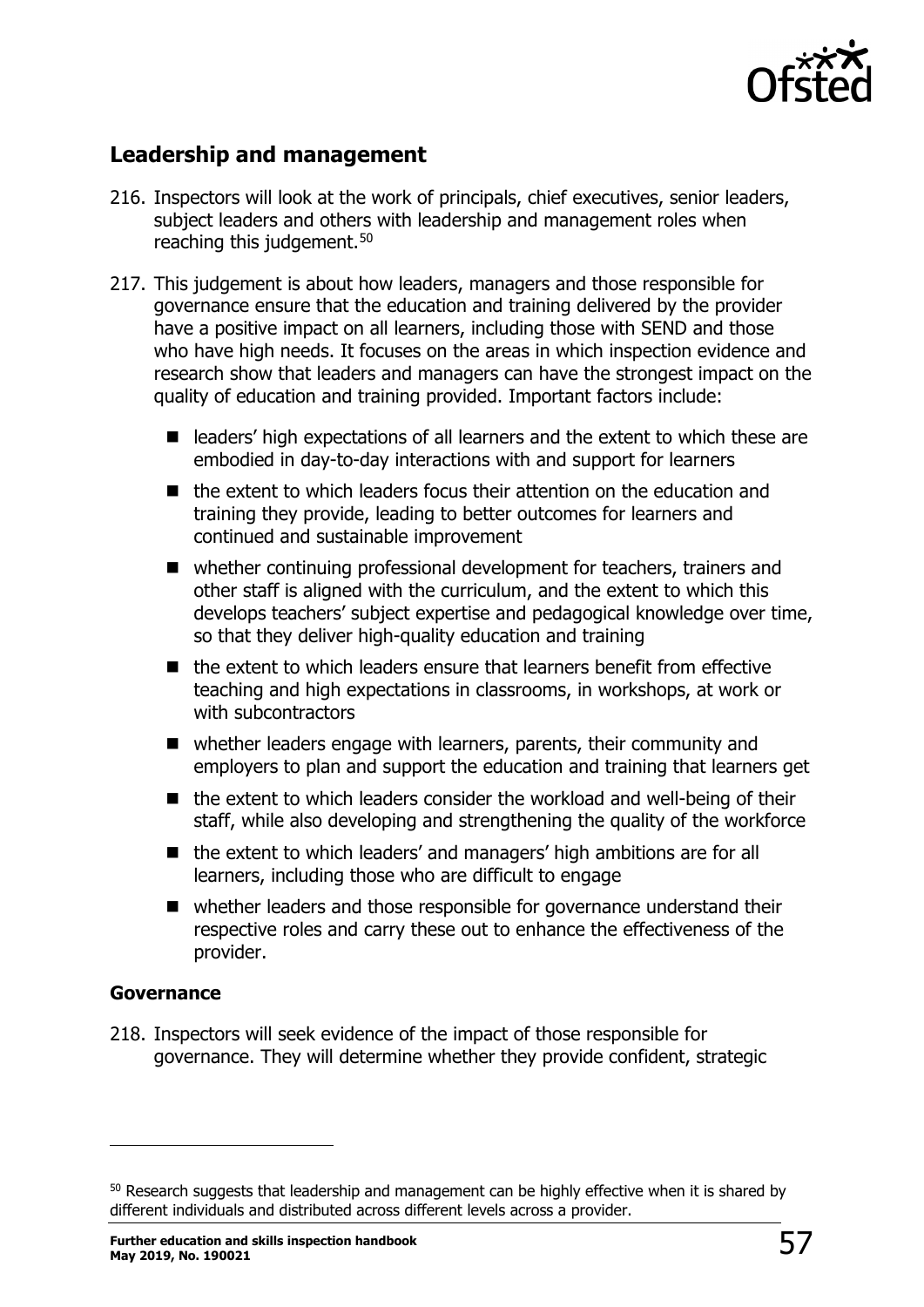## Leadership and management

216. Inspectors will look at the work of principals, chief executives, senior leaders, subject leaders and others with leadership and management roles when reaching this judgement.[50]

217. This judgement is about how leaders, managers and those responsible for governance ensure that the education and training delivered by the provider have a positive impact on all learners, including those with SEND and those who have high needs. It focuses on the areas in which inspection evidence and research show that leaders and managers can have the strongest impact on the quality of education and training provided. Important factors include:

   - leaders' high expectations of all learners and the extent to which these are embodied in day-to-day interactions with and support for learners
   - the extent to which leaders focus their attention on the education and training they provide, leading to better outcomes for learners and continued and sustainable improvement
   - whether continuing professional development for teachers, trainers and other staff is aligned with the curriculum, and the extent to which this develops teachers' subject expertise and pedagogical knowledge over time, so that they deliver high-quality education and training
   - the extent to which leaders ensure that learners benefit from effective teaching and high expectations in classrooms, in workshops, at work or with subcontractors
   - whether leaders engage with learners, parents, their community and employers to plan and support the education and training that learners get
   - the extent to which leaders consider the workload and well-being of their staff, while also developing and strengthening the quality of the workforce
   - the extent to which leaders' and managers' high ambitions are for all learners, including those who are difficult to engage
   - whether leaders and those responsible for governance understand their respective roles and carry these out to enhance the effectiveness of the provider.

### Governance

218. Inspectors will seek evidence of the impact of those responsible for governance. They will determine whether they provide confident, strategic

---

[50] Research suggests that leadership and management can be highly effective when it is shared by different individuals and distributed across different levels across a provider.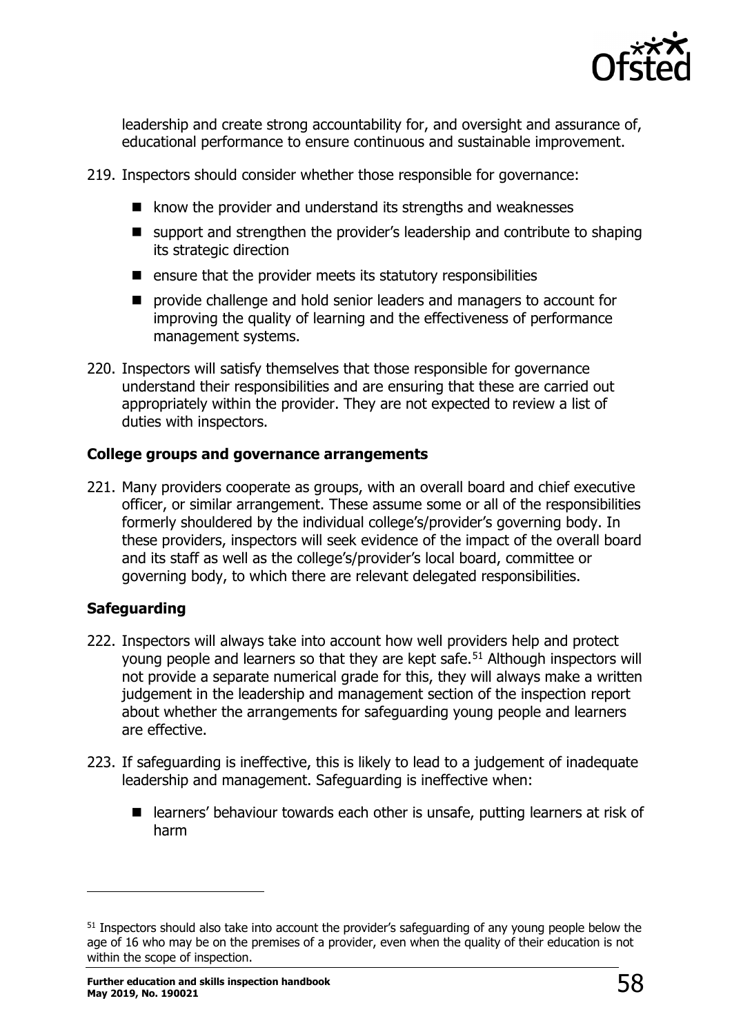leadership and create strong accountability for, and oversight and assurance of, educational performance to ensure continuous and sustainable improvement.

219. Inspectors should consider whether those responsible for governance:

   - know the provider and understand its strengths and weaknesses
   - support and strengthen the provider's leadership and contribute to shaping its strategic direction
   - ensure that the provider meets its statutory responsibilities
   - provide challenge and hold senior leaders and managers to account for improving the quality of learning and the effectiveness of performance management systems.

220. Inspectors will satisfy themselves that those responsible for governance understand their responsibilities and are ensuring that these are carried out appropriately within the provider. They are not expected to review a list of duties with inspectors.

### College groups and governance arrangements

221. Many providers cooperate as groups, with an overall board and chief executive officer, or similar arrangement. These assume some or all of the responsibilities formerly shouldered by the individual college's/provider's governing body. In these providers, inspectors will seek evidence of the impact of the overall board and its staff as well as the college's/provider's local board, committee or governing body, to which there are relevant delegated responsibilities.

### Safeguarding

222. Inspectors will always take into account how well providers help and protect young people and learners so that they are kept safe.[51] Although inspectors will not provide a separate numerical grade for this, they will always make a written judgement in the leadership and management section of the inspection report about whether the arrangements for safeguarding young people and learners are effective.

223. If safeguarding is ineffective, this is likely to lead to a judgement of inadequate leadership and management. Safeguarding is ineffective when:

   - learners' behaviour towards each other is unsafe, putting learners at risk of harm

[51] Inspectors should also take into account the provider's safeguarding of any young people below the age of 16 who may be on the premises of a provider, even when the quality of their education is not within the scope of inspection.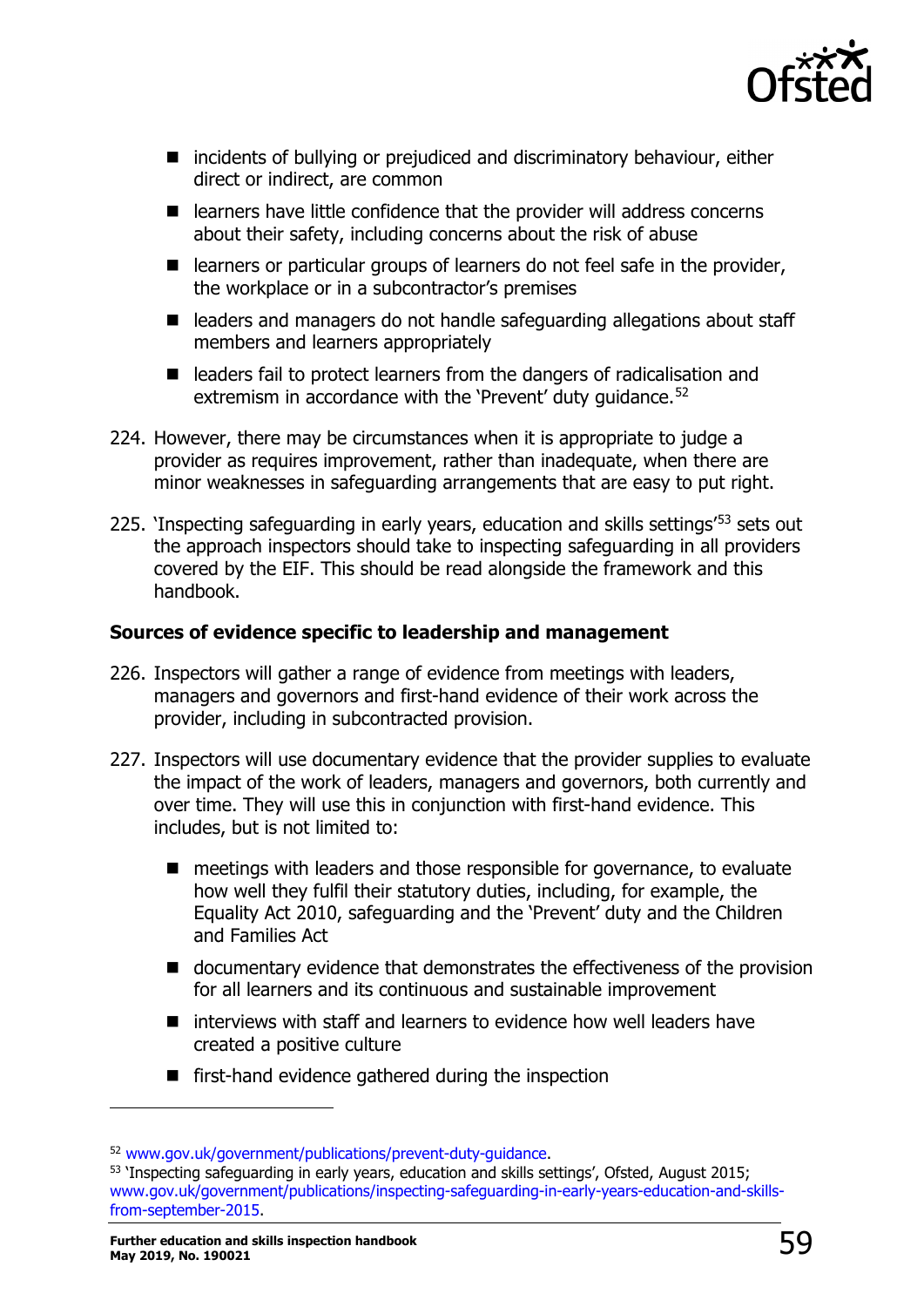- incidents of bullying or prejudiced and discriminatory behaviour, either direct or indirect, are common
- learners have little confidence that the provider will address concerns about their safety, including concerns about the risk of abuse
- learners or particular groups of learners do not feel safe in the provider, the workplace or in a subcontractor's premises
- leaders and managers do not handle safeguarding allegations about staff members and learners appropriately
- leaders fail to protect learners from the dangers of radicalisation and extremism in accordance with the 'Prevent' duty guidance.[52]

224. However, there may be circumstances when it is appropriate to judge a provider as requires improvement, rather than inadequate, when there are minor weaknesses in safeguarding arrangements that are easy to put right.

225. 'Inspecting safeguarding in early years, education and skills settings'[53] sets out the approach inspectors should take to inspecting safeguarding in all providers covered by the EIF. This should be read alongside the framework and this handbook.

**Sources of evidence specific to leadership and management**

226. Inspectors will gather a range of evidence from meetings with leaders, managers and governors and first-hand evidence of their work across the provider, including in subcontracted provision.

227. Inspectors will use documentary evidence that the provider supplies to evaluate the impact of the work of leaders, managers and governors, both currently and over time. They will use this in conjunction with first-hand evidence. This includes, but is not limited to:

- meetings with leaders and those responsible for governance, to evaluate how well they fulfil their statutory duties, including, for example, the Equality Act 2010, safeguarding and the 'Prevent' duty and the Children and Families Act
- documentary evidence that demonstrates the effectiveness of the provision for all learners and its continuous and sustainable improvement
- interviews with staff and learners to evidence how well leaders have created a positive culture
- first-hand evidence gathered during the inspection

---

[52] www.gov.uk/government/publications/prevent-duty-guidance.

[53] 'Inspecting safeguarding in early years, education and skills settings', Ofsted, August 2015; www.gov.uk/government/publications/inspecting-safeguarding-in-early-years-education-and-skills-from-september-2015.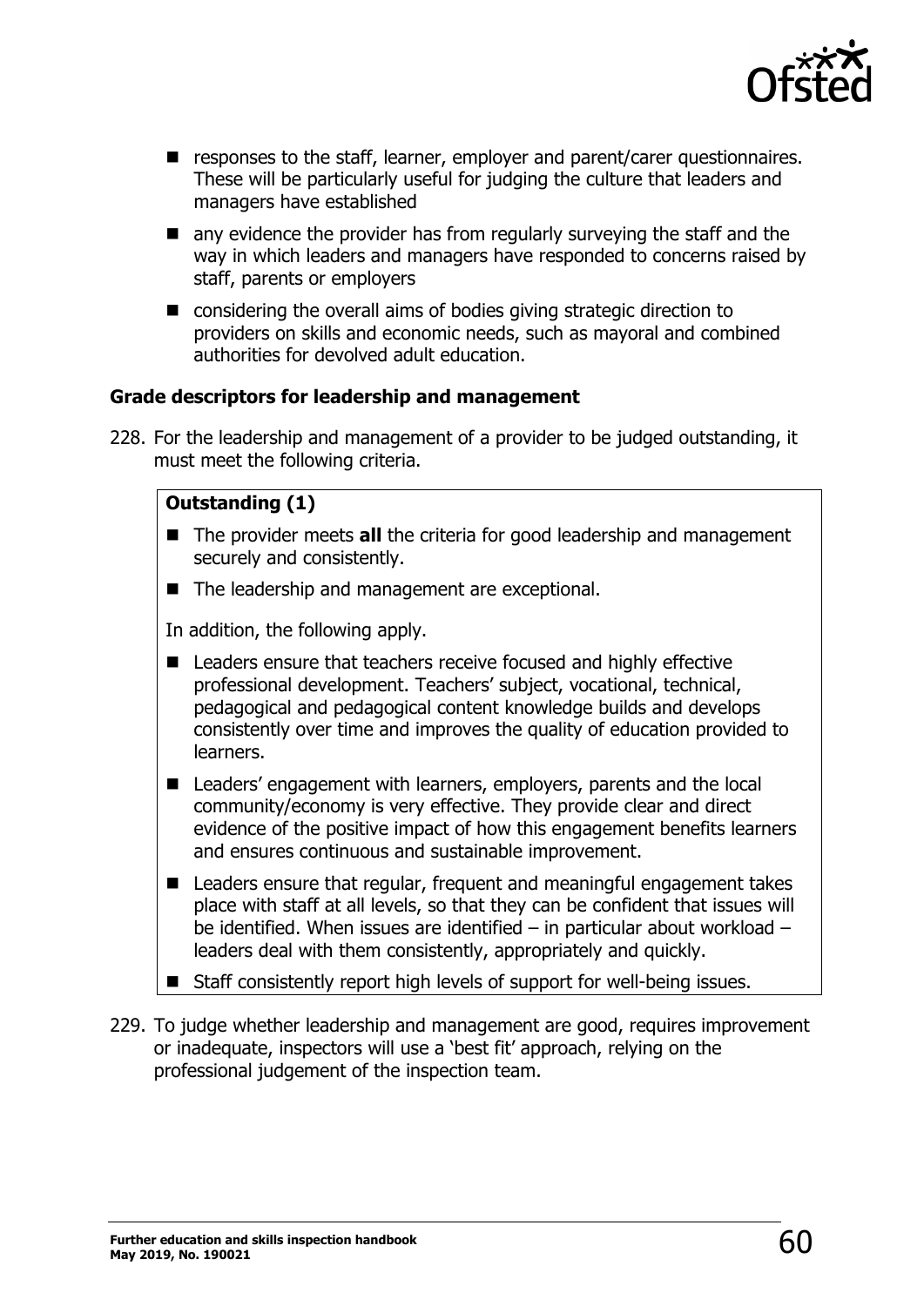- responses to the staff, learner, employer and parent/carer questionnaires. These will be particularly useful for judging the culture that leaders and managers have established
- any evidence the provider has from regularly surveying the staff and the way in which leaders and managers have responded to concerns raised by staff, parents or employers
- considering the overall aims of bodies giving strategic direction to providers on skills and economic needs, such as mayoral and combined authorities for devolved adult education.

### Grade descriptors for leadership and management

228. For the leadership and management of a provider to be judged outstanding, it must meet the following criteria.

**Outstanding (1)**

- The provider meets **all** the criteria for good leadership and management securely and consistently.
- The leadership and management are exceptional.

In addition, the following apply.

- Leaders ensure that teachers receive focused and highly effective professional development. Teachers' subject, vocational, technical, pedagogical and pedagogical content knowledge builds and develops consistently over time and improves the quality of education provided to learners.
- Leaders' engagement with learners, employers, parents and the local community/economy is very effective. They provide clear and direct evidence of the positive impact of how this engagement benefits learners and ensures continuous and sustainable improvement.
- Leaders ensure that regular, frequent and meaningful engagement takes place with staff at all levels, so that they can be confident that issues will be identified. When issues are identified – in particular about workload – leaders deal with them consistently, appropriately and quickly.
- Staff consistently report high levels of support for well-being issues.

229. To judge whether leadership and management are good, requires improvement or inadequate, inspectors will use a 'best fit' approach, relying on the professional judgement of the inspection team.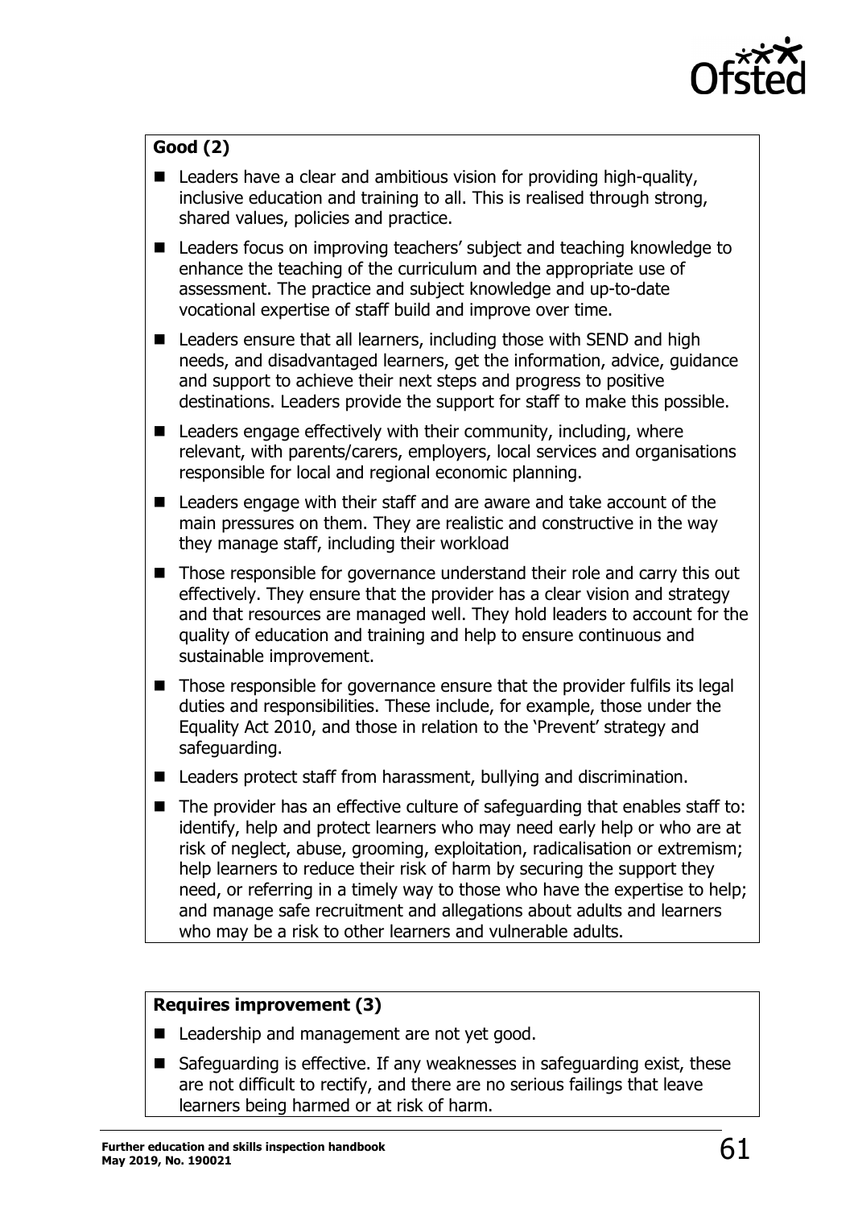**Good (2)**

- Leaders have a clear and ambitious vision for providing high-quality, inclusive education and training to all. This is realised through strong, shared values, policies and practice.
- Leaders focus on improving teachers' subject and teaching knowledge to enhance the teaching of the curriculum and the appropriate use of assessment. The practice and subject knowledge and up-to-date vocational expertise of staff build and improve over time.
- Leaders ensure that all learners, including those with SEND and high needs, and disadvantaged learners, get the information, advice, guidance and support to achieve their next steps and progress to positive destinations. Leaders provide the support for staff to make this possible.
- Leaders engage effectively with their community, including, where relevant, with parents/carers, employers, local services and organisations responsible for local and regional economic planning.
- Leaders engage with their staff and are aware and take account of the main pressures on them. They are realistic and constructive in the way they manage staff, including their workload
- Those responsible for governance understand their role and carry this out effectively. They ensure that the provider has a clear vision and strategy and that resources are managed well. They hold leaders to account for the quality of education and training and help to ensure continuous and sustainable improvement.
- Those responsible for governance ensure that the provider fulfils its legal duties and responsibilities. These include, for example, those under the Equality Act 2010, and those in relation to the 'Prevent' strategy and safeguarding.
- Leaders protect staff from harassment, bullying and discrimination.
- The provider has an effective culture of safeguarding that enables staff to: identify, help and protect learners who may need early help or who are at risk of neglect, abuse, grooming, exploitation, radicalisation or extremism; help learners to reduce their risk of harm by securing the support they need, or referring in a timely way to those who have the expertise to help; and manage safe recruitment and allegations about adults and learners who may be a risk to other learners and vulnerable adults.

**Requires improvement (3)**

- Leadership and management are not yet good.
- Safeguarding is effective. If any weaknesses in safeguarding exist, these are not difficult to rectify, and there are no serious failings that leave learners being harmed or at risk of harm.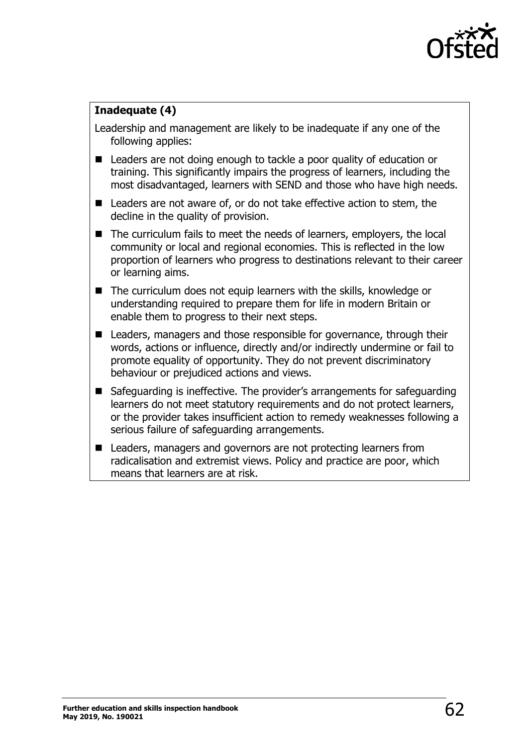**Inadequate (4)**

Leadership and management are likely to be inadequate if any one of the following applies:

- Leaders are not doing enough to tackle a poor quality of education or training. This significantly impairs the progress of learners, including the most disadvantaged, learners with SEND and those who have high needs.
- Leaders are not aware of, or do not take effective action to stem, the decline in the quality of provision.
- The curriculum fails to meet the needs of learners, employers, the local community or local and regional economies. This is reflected in the low proportion of learners who progress to destinations relevant to their career or learning aims.
- The curriculum does not equip learners with the skills, knowledge or understanding required to prepare them for life in modern Britain or enable them to progress to their next steps.
- Leaders, managers and those responsible for governance, through their words, actions or influence, directly and/or indirectly undermine or fail to promote equality of opportunity. They do not prevent discriminatory behaviour or prejudiced actions and views.
- Safeguarding is ineffective. The provider's arrangements for safeguarding learners do not meet statutory requirements and do not protect learners, or the provider takes insufficient action to remedy weaknesses following a serious failure of safeguarding arrangements.
- Leaders, managers and governors are not protecting learners from radicalisation and extremist views. Policy and practice are poor, which means that learners are at risk.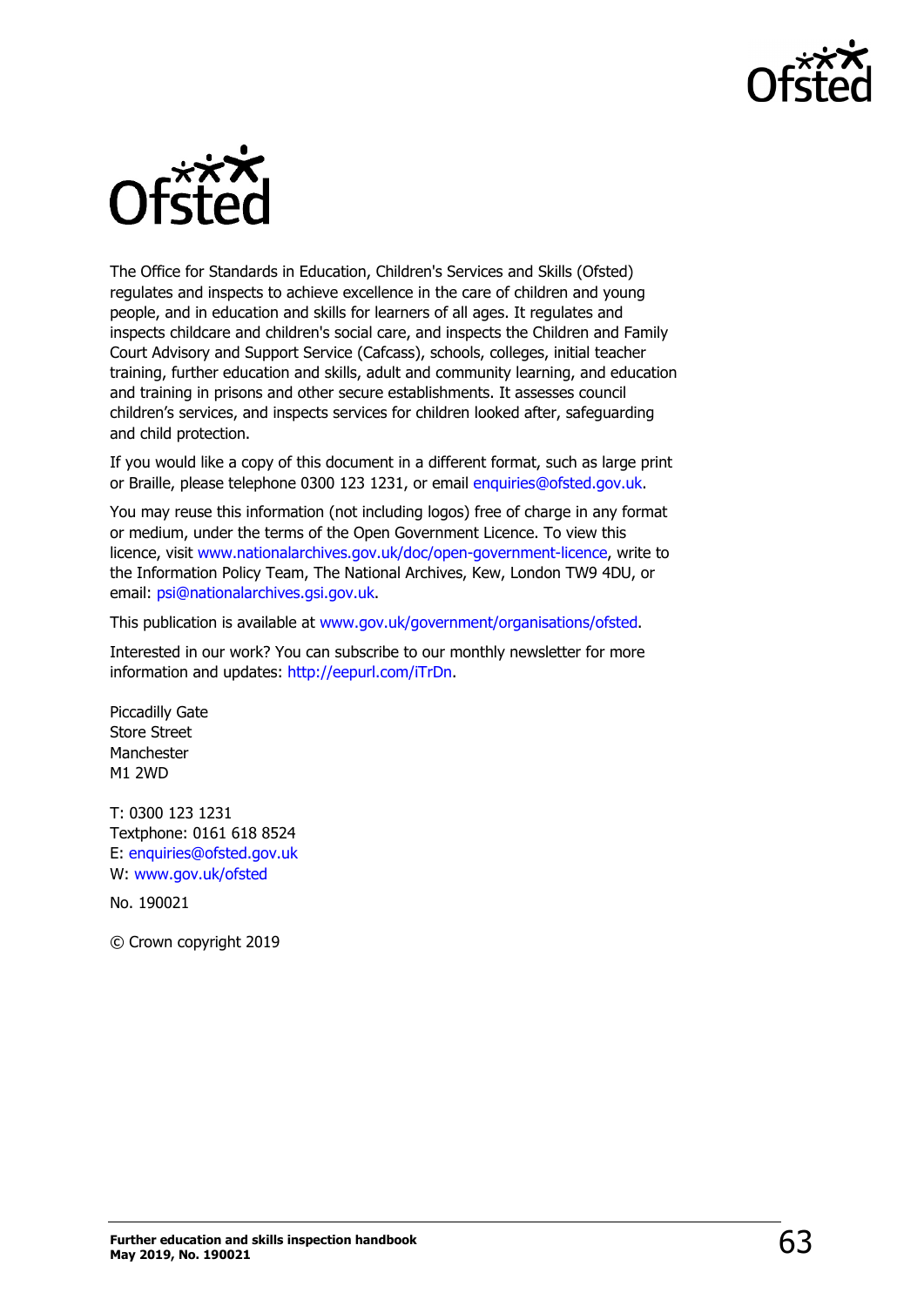The Office for Standards in Education, Children's Services and Skills (Ofsted) regulates and inspects to achieve excellence in the care of children and young people, and in education and skills for learners of all ages. It regulates and inspects childcare and children's social care, and inspects the Children and Family Court Advisory and Support Service (Cafcass), schools, colleges, initial teacher training, further education and skills, adult and community learning, and education and training in prisons and other secure establishments. It assesses council children's services, and inspects services for children looked after, safeguarding and child protection.

If you would like a copy of this document in a different format, such as large print or Braille, please telephone 0300 123 1231, or email enquiries@ofsted.gov.uk.

You may reuse this information (not including logos) free of charge in any format or medium, under the terms of the Open Government Licence. To view this licence, visit www.nationalarchives.gov.uk/doc/open-government-licence, write to the Information Policy Team, The National Archives, Kew, London TW9 4DU, or email: psi@nationalarchives.gsi.gov.uk.

This publication is available at www.gov.uk/government/organisations/ofsted.

Interested in our work? You can subscribe to our monthly newsletter for more information and updates: http://eepurl.com/iTrDn.

Piccadilly Gate
Store Street
Manchester
M1 2WD

T: 0300 123 1231
Textphone: 0161 618 8524
E: enquiries@ofsted.gov.uk
W: www.gov.uk/ofsted

No. 190021

© Crown copyright 2019